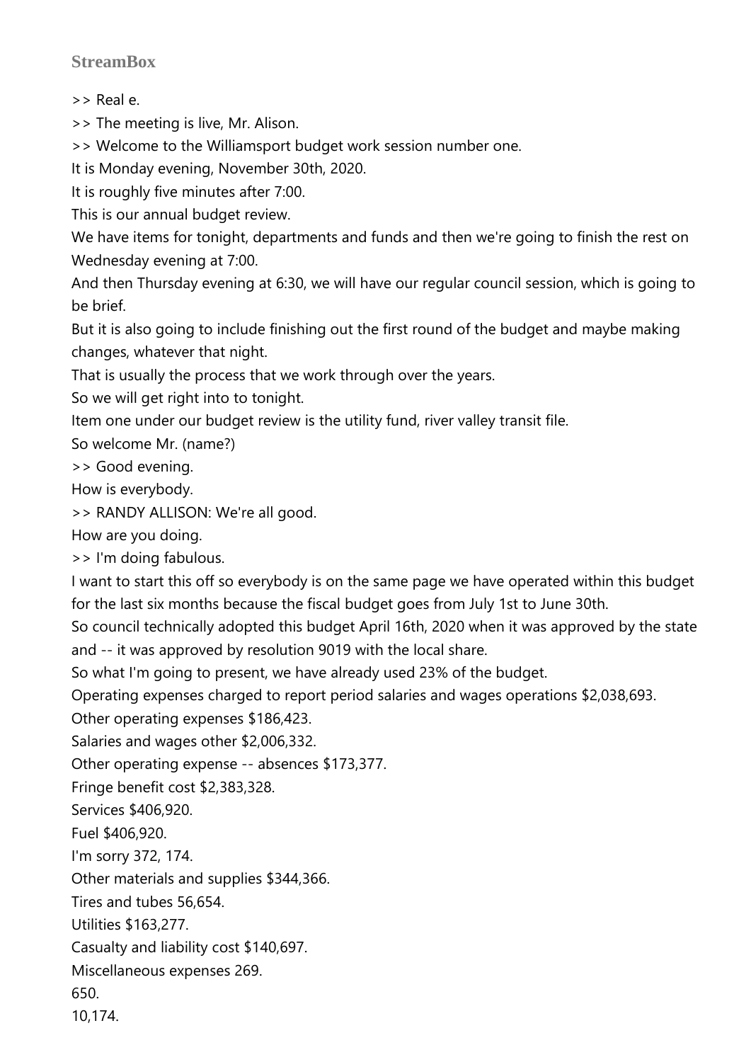**StreamBox**

>> Real e.

>> The meeting is live, Mr. Alison.

>> Welcome to the Williamsport budget work session number one.

It is Monday evening, November 30th, 2020.

It is roughly five minutes after 7:00.

This is our annual budget review.

We have items for tonight, departments and funds and then we're going to finish the rest on Wednesday evening at 7:00.

And then Thursday evening at 6:30, we will have our regular council session, which is going to be brief.

But it is also going to include finishing out the first round of the budget and maybe making changes, whatever that night.

That is usually the process that we work through over the years.

So we will get right into to tonight.

Item one under our budget review is the utility fund, river valley transit file.

So welcome Mr. (name?)

>> Good evening.

How is everybody.

>> RANDY ALLISON: We're all good.

How are you doing.

>> I'm doing fabulous.

I want to start this off so everybody is on the same page we have operated within this budget for the last six months because the fiscal budget goes from July 1st to June 30th.

So council technically adopted this budget April 16th, 2020 when it was approved by the state and -- it was approved by resolution 9019 with the local share.

So what I'm going to present, we have already used 23% of the budget.

Operating expenses charged to report period salaries and wages operations $2,038,693.

Other operating expenses $186,423.

Salaries and wages other $2,006,332.

Other operating expense -- absences $173,377.

Fringe benefit cost $2,383,328.

Services $406,920.

Fuel $406,920.

I'm sorry 372, 174.

Other materials and supplies $344,366.

Tires and tubes 56,654.

Utilities $163,277.

Casualty and liability cost $140,697.

Miscellaneous expenses 269.

650.

10,174.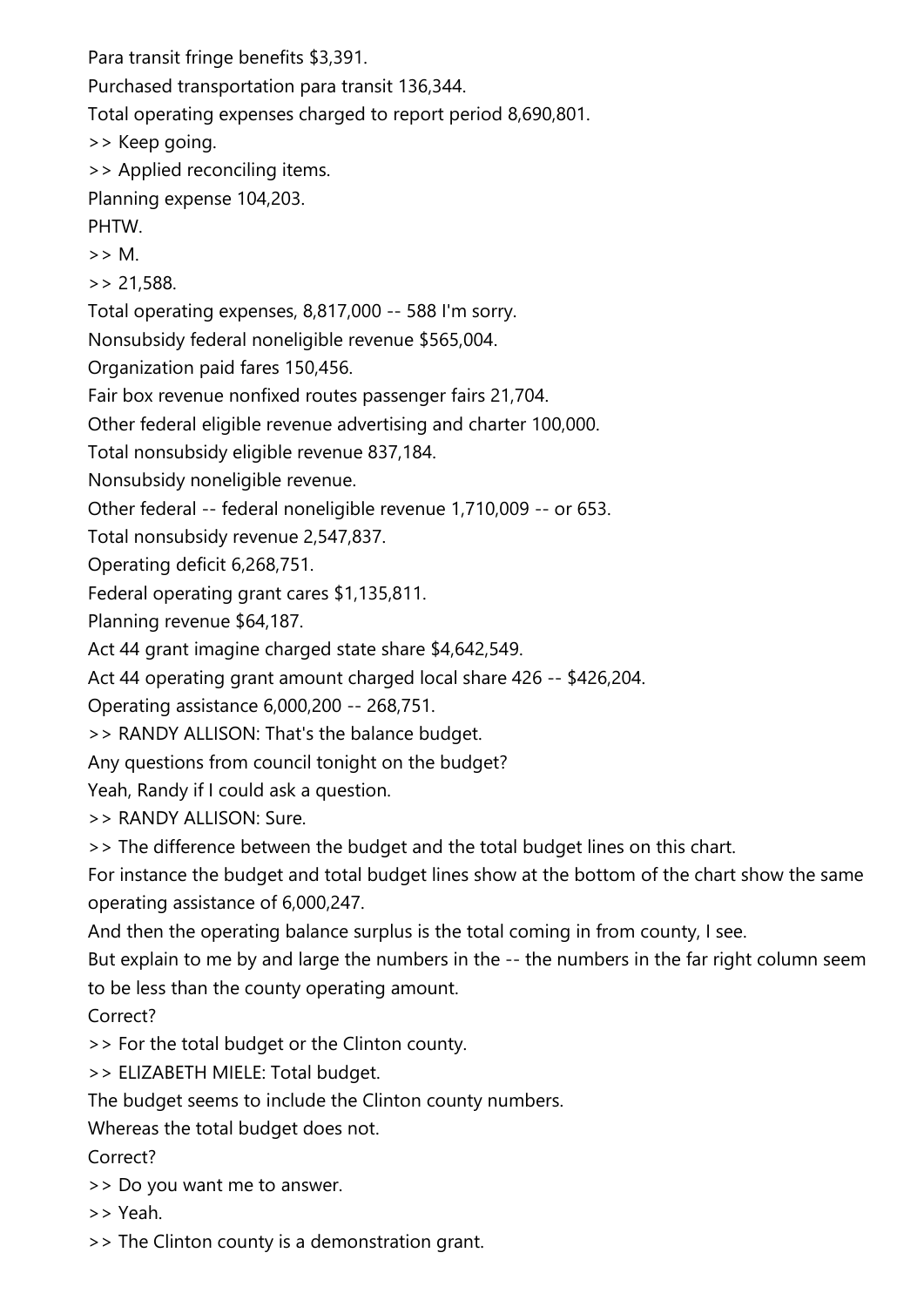Para transit fringe benefits $3,391.

Purchased transportation para transit 136,344.

Total operating expenses charged to report period 8,690,801.

>> Keep going.

>> Applied reconciling items.

Planning expense 104,203.

PHTW.

>> M.

>> 21,588.

Total operating expenses, 8,817,000 -- 588 I'm sorry.

Nonsubsidy federal noneligible revenue $565,004.

Organization paid fares 150,456.

Fair box revenue nonfixed routes passenger fairs 21,704.

Other federal eligible revenue advertising and charter 100,000.

Total nonsubsidy eligible revenue 837,184.

Nonsubsidy noneligible revenue.

Other federal -- federal noneligible revenue 1,710,009 -- or 653.

Total nonsubsidy revenue 2,547,837.

Operating deficit 6,268,751.

Federal operating grant cares $1,135,811.

Planning revenue $64,187.

Act 44 grant imagine charged state share $4,642,549.

Act 44 operating grant amount charged local share 426 -- $426,204.

Operating assistance 6,000,200 -- 268,751.

>> RANDY ALLISON: That's the balance budget.

Any questions from council tonight on the budget?

Yeah, Randy if I could ask a question.

>> RANDY ALLISON: Sure.

>> The difference between the budget and the total budget lines on this chart.

For instance the budget and total budget lines show at the bottom of the chart show the same operating assistance of 6,000,247.

And then the operating balance surplus is the total coming in from county, I see.

But explain to me by and large the numbers in the -- the numbers in the far right column seem to be less than the county operating amount.

Correct?

>> For the total budget or the Clinton county.

>> ELIZABETH MIELE: Total budget.

The budget seems to include the Clinton county numbers.

Whereas the total budget does not.

Correct?

>> Do you want me to answer.

>> Yeah.

>> The Clinton county is a demonstration grant.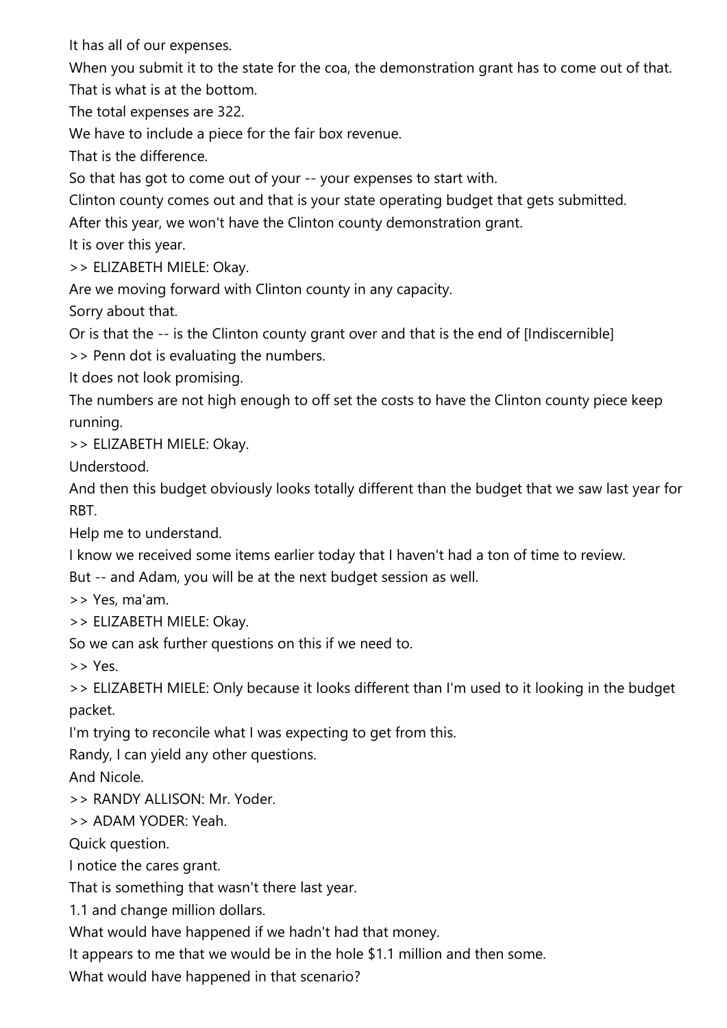It has all of our expenses.

When you submit it to the state for the coa, the demonstration grant has to come out of that.

That is what is at the bottom.

The total expenses are 322.

We have to include a piece for the fair box revenue.

That is the difference.

So that has got to come out of your -- your expenses to start with.

Clinton county comes out and that is your state operating budget that gets submitted.

After this year, we won't have the Clinton county demonstration grant.

It is over this year.

>> ELIZABETH MIELE: Okay.

Are we moving forward with Clinton county in any capacity.

Sorry about that.

Or is that the -- is the Clinton county grant over and that is the end of [Indiscernible]

>> Penn dot is evaluating the numbers.

It does not look promising.

The numbers are not high enough to off set the costs to have the Clinton county piece keep running.

>> ELIZABETH MIELE: Okay.

Understood.

And then this budget obviously looks totally different than the budget that we saw last year for RBT.

Help me to understand.

I know we received some items earlier today that I haven't had a ton of time to review.

But -- and Adam, you will be at the next budget session as well.

>> Yes, ma'am.

>> ELIZABETH MIELE: Okay.

So we can ask further questions on this if we need to.

>> Yes.

>> ELIZABETH MIELE: Only because it looks different than I'm used to it looking in the budget packet.

I'm trying to reconcile what I was expecting to get from this.

Randy, I can yield any other questions.

And Nicole.

>> RANDY ALLISON: Mr. Yoder.

>> ADAM YODER: Yeah.

Quick question.

I notice the cares grant.

That is something that wasn't there last year.

1.1 and change million dollars.

What would have happened if we hadn't had that money.

It appears to me that we would be in the hole $1.1 million and then some.

What would have happened in that scenario?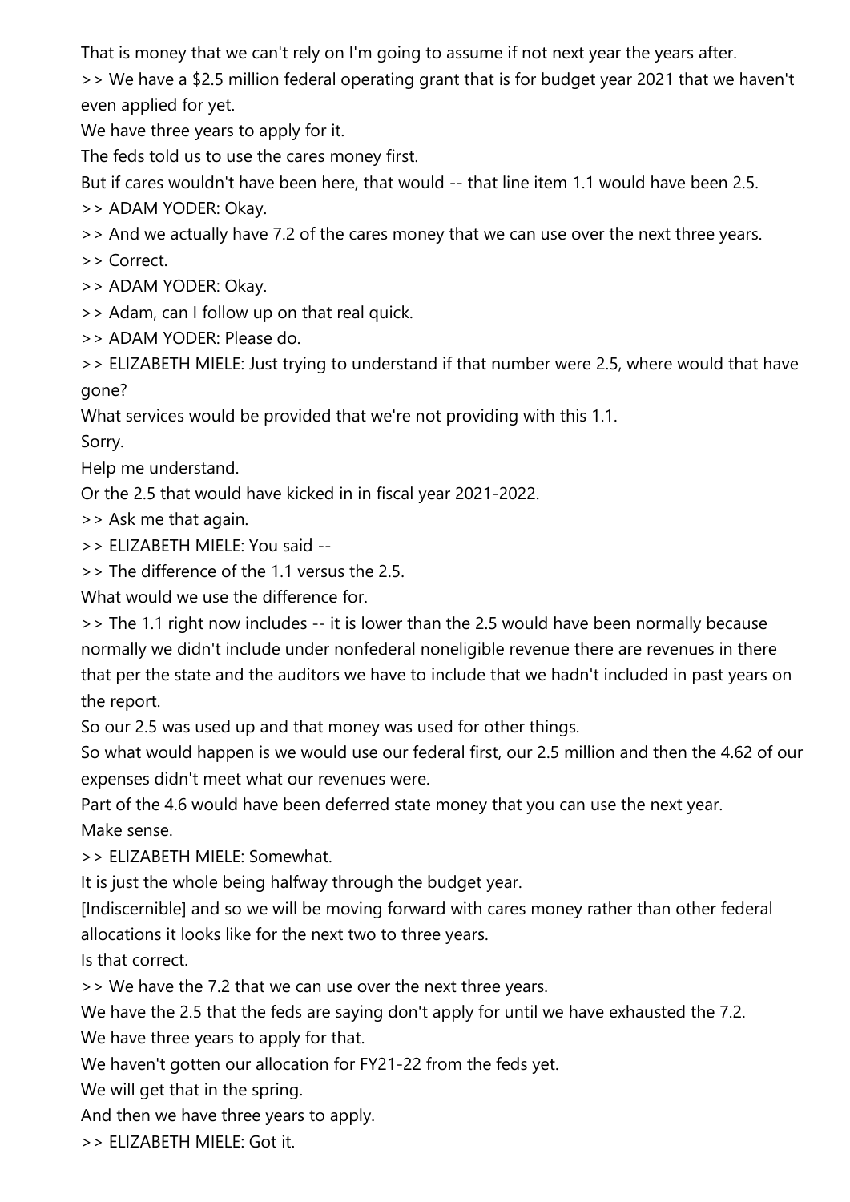That is money that we can't rely on I'm going to assume if not next year the years after.

>> We have a $2.5 million federal operating grant that is for budget year 2021 that we haven't even applied for yet.

We have three years to apply for it.

The feds told us to use the cares money first.

But if cares wouldn't have been here, that would -- that line item 1.1 would have been 2.5.

>> ADAM YODER: Okay.

>> And we actually have 7.2 of the cares money that we can use over the next three years.

>> Correct.

>> ADAM YODER: Okay.

>> Adam, can I follow up on that real quick.

>> ADAM YODER: Please do.

>> ELIZABETH MIELE: Just trying to understand if that number were 2.5, where would that have gone?

What services would be provided that we're not providing with this 1.1.

Sorry.

Help me understand.

Or the 2.5 that would have kicked in in fiscal year 2021-2022.

>> Ask me that again.

>> ELIZABETH MIELE: You said --

>> The difference of the 1.1 versus the 2.5.

What would we use the difference for.

>> The 1.1 right now includes -- it is lower than the 2.5 would have been normally because normally we didn't include under nonfederal noneligible revenue there are revenues in there that per the state and the auditors we have to include that we hadn't included in past years on the report.

So our 2.5 was used up and that money was used for other things.

So what would happen is we would use our federal first, our 2.5 million and then the 4.62 of our expenses didn't meet what our revenues were.

Part of the 4.6 would have been deferred state money that you can use the next year.

Make sense.

>> ELIZABETH MIELE: Somewhat.

It is just the whole being halfway through the budget year.

[Indiscernible] and so we will be moving forward with cares money rather than other federal allocations it looks like for the next two to three years.

Is that correct.

>> We have the 7.2 that we can use over the next three years.

We have the 2.5 that the feds are saying don't apply for until we have exhausted the 7.2.

We have three years to apply for that.

We haven't gotten our allocation for FY21-22 from the feds yet.

We will get that in the spring.

And then we have three years to apply.

>> ELIZABETH MIELE: Got it.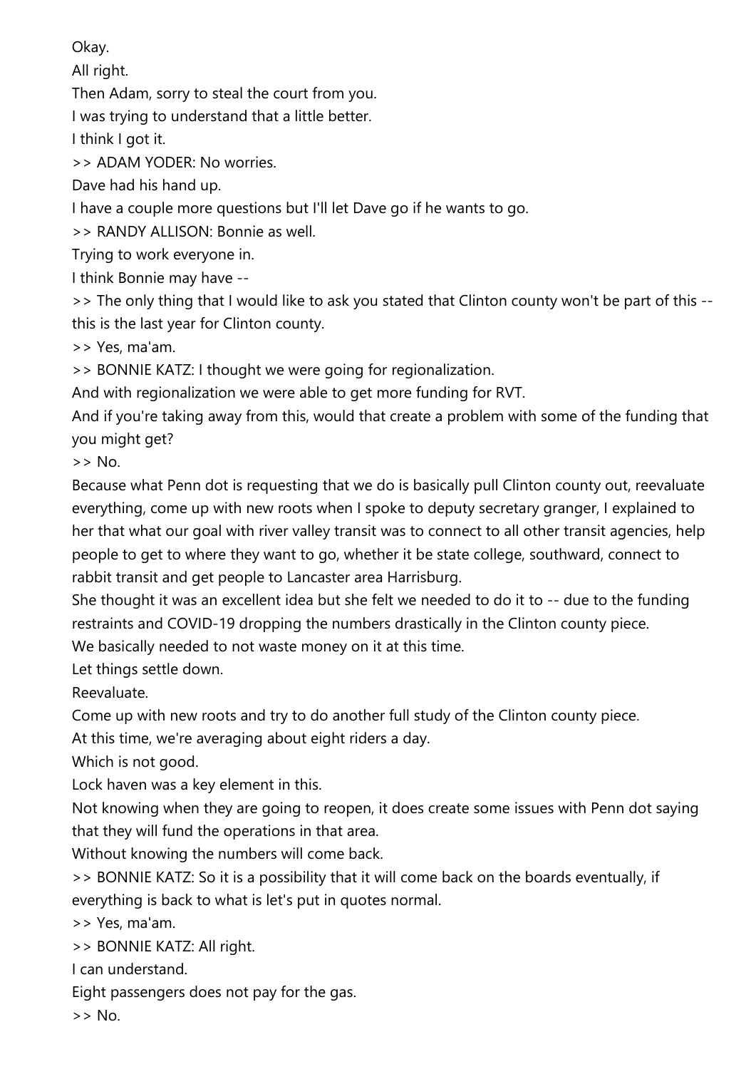Okay.

All right.

Then Adam, sorry to steal the court from you.

I was trying to understand that a little better.

I think I got it.

>> ADAM YODER: No worries.

Dave had his hand up.

I have a couple more questions but I'll let Dave go if he wants to go.

>> RANDY ALLISON: Bonnie as well.

Trying to work everyone in.

I think Bonnie may have --

>> The only thing that I would like to ask you stated that Clinton county won't be part of this -- this is the last year for Clinton county.

>> Yes, ma'am.

>> BONNIE KATZ: I thought we were going for regionalization.

And with regionalization we were able to get more funding for RVT.

And if you're taking away from this, would that create a problem with some of the funding that you might get?

>> No.

Because what Penn dot is requesting that we do is basically pull Clinton county out, reevaluate everything, come up with new roots when I spoke to deputy secretary granger, I explained to her that what our goal with river valley transit was to connect to all other transit agencies, help people to get to where they want to go, whether it be state college, southward, connect to rabbit transit and get people to Lancaster area Harrisburg.

She thought it was an excellent idea but she felt we needed to do it to -- due to the funding restraints and COVID-19 dropping the numbers drastically in the Clinton county piece.

We basically needed to not waste money on it at this time.

Let things settle down.

Reevaluate.

Come up with new roots and try to do another full study of the Clinton county piece.

At this time, we're averaging about eight riders a day.

Which is not good.

Lock haven was a key element in this.

Not knowing when they are going to reopen, it does create some issues with Penn dot saying that they will fund the operations in that area.

Without knowing the numbers will come back.

>> BONNIE KATZ: So it is a possibility that it will come back on the boards eventually, if everything is back to what is let's put in quotes normal.

>> Yes, ma'am.

>> BONNIE KATZ: All right.

I can understand.

Eight passengers does not pay for the gas.

>> No.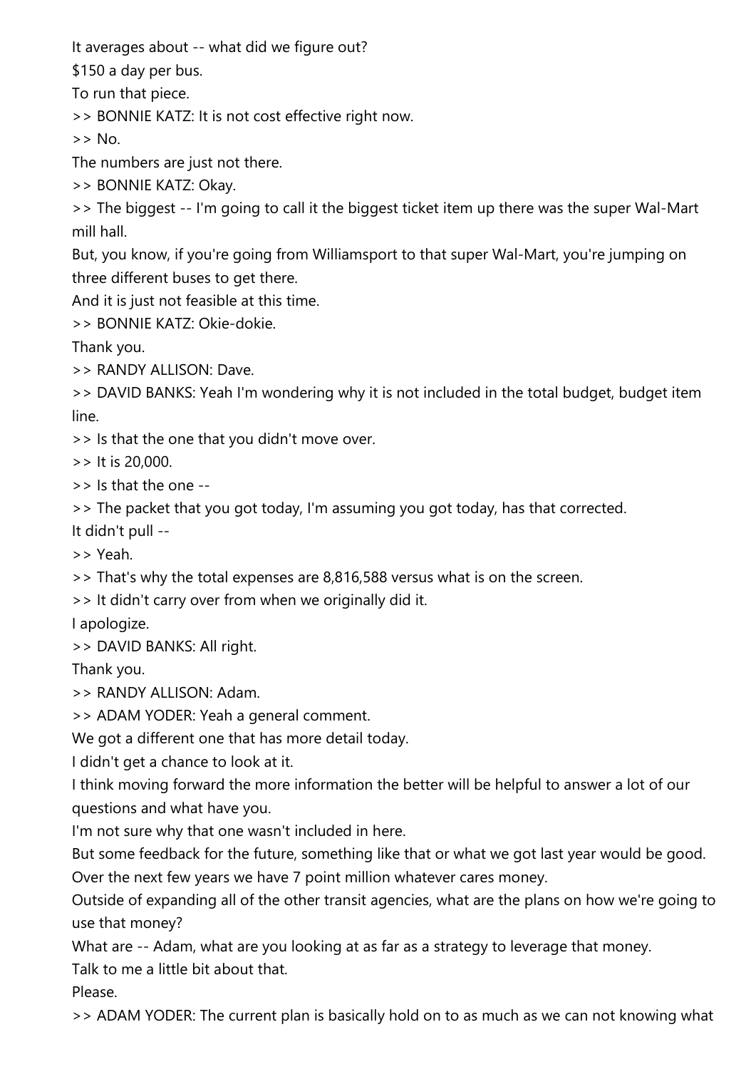It averages about -- what did we figure out?

$150 a day per bus.

To run that piece.

>> BONNIE KATZ: It is not cost effective right now.

>> No.

The numbers are just not there.

>> BONNIE KATZ: Okay.

>> The biggest -- I'm going to call it the biggest ticket item up there was the super Wal-Mart mill hall.

But, you know, if you're going from Williamsport to that super Wal-Mart, you're jumping on three different buses to get there.

And it is just not feasible at this time.

>> BONNIE KATZ: Okie-dokie.

Thank you.

>> RANDY ALLISON: Dave.

>> DAVID BANKS: Yeah I'm wondering why it is not included in the total budget, budget item line.

>> Is that the one that you didn't move over.

>> It is 20,000.

>> Is that the one --

>> The packet that you got today, I'm assuming you got today, has that corrected.

It didn't pull --

>> Yeah.

>> That's why the total expenses are 8,816,588 versus what is on the screen.

>> It didn't carry over from when we originally did it.

I apologize.

>> DAVID BANKS: All right.

Thank you.

>> RANDY ALLISON: Adam.

>> ADAM YODER: Yeah a general comment.

We got a different one that has more detail today.

I didn't get a chance to look at it.

I think moving forward the more information the better will be helpful to answer a lot of our questions and what have you.

I'm not sure why that one wasn't included in here.

But some feedback for the future, something like that or what we got last year would be good.

Over the next few years we have 7 point million whatever cares money.

Outside of expanding all of the other transit agencies, what are the plans on how we're going to use that money?

What are -- Adam, what are you looking at as far as a strategy to leverage that money.

Talk to me a little bit about that.

Please.

>> ADAM YODER: The current plan is basically hold on to as much as we can not knowing what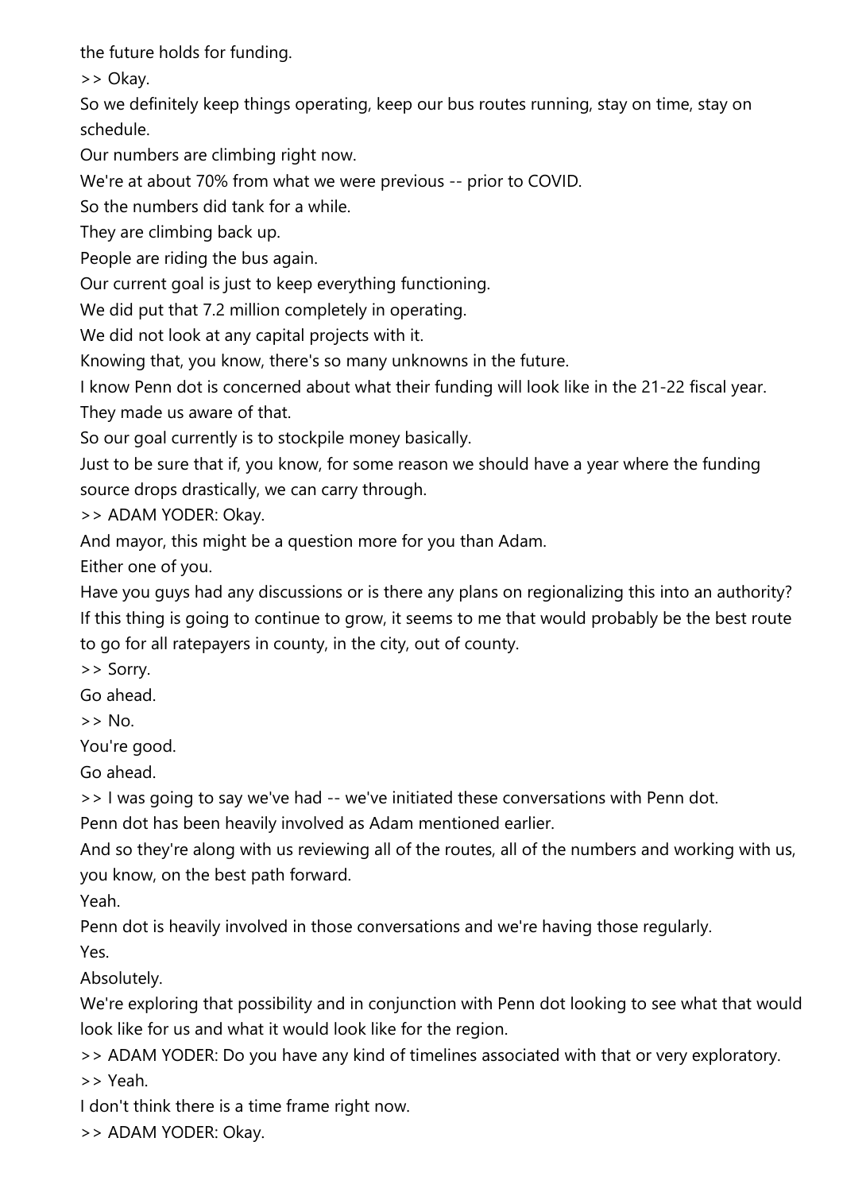the future holds for funding.

>> Okay.

So we definitely keep things operating, keep our bus routes running, stay on time, stay on schedule.

Our numbers are climbing right now.

We're at about 70% from what we were previous -- prior to COVID.

So the numbers did tank for a while.

They are climbing back up.

People are riding the bus again.

Our current goal is just to keep everything functioning.

We did put that 7.2 million completely in operating.

We did not look at any capital projects with it.

Knowing that, you know, there's so many unknowns in the future.

I know Penn dot is concerned about what their funding will look like in the 21-22 fiscal year.

They made us aware of that.

So our goal currently is to stockpile money basically.

Just to be sure that if, you know, for some reason we should have a year where the funding source drops drastically, we can carry through.

>> ADAM YODER: Okay.

And mayor, this might be a question more for you than Adam.

Either one of you.

Have you guys had any discussions or is there any plans on regionalizing this into an authority?

If this thing is going to continue to grow, it seems to me that would probably be the best route to go for all ratepayers in county, in the city, out of county.

>> Sorry.

Go ahead.

>> No.

You're good.

Go ahead.

>> I was going to say we've had -- we've initiated these conversations with Penn dot.

Penn dot has been heavily involved as Adam mentioned earlier.

And so they're along with us reviewing all of the routes, all of the numbers and working with us, you know, on the best path forward.

Yeah.

Penn dot is heavily involved in those conversations and we're having those regularly.

Yes.

Absolutely.

We're exploring that possibility and in conjunction with Penn dot looking to see what that would look like for us and what it would look like for the region.

>> ADAM YODER: Do you have any kind of timelines associated with that or very exploratory.

>> Yeah.

I don't think there is a time frame right now.

>> ADAM YODER: Okay.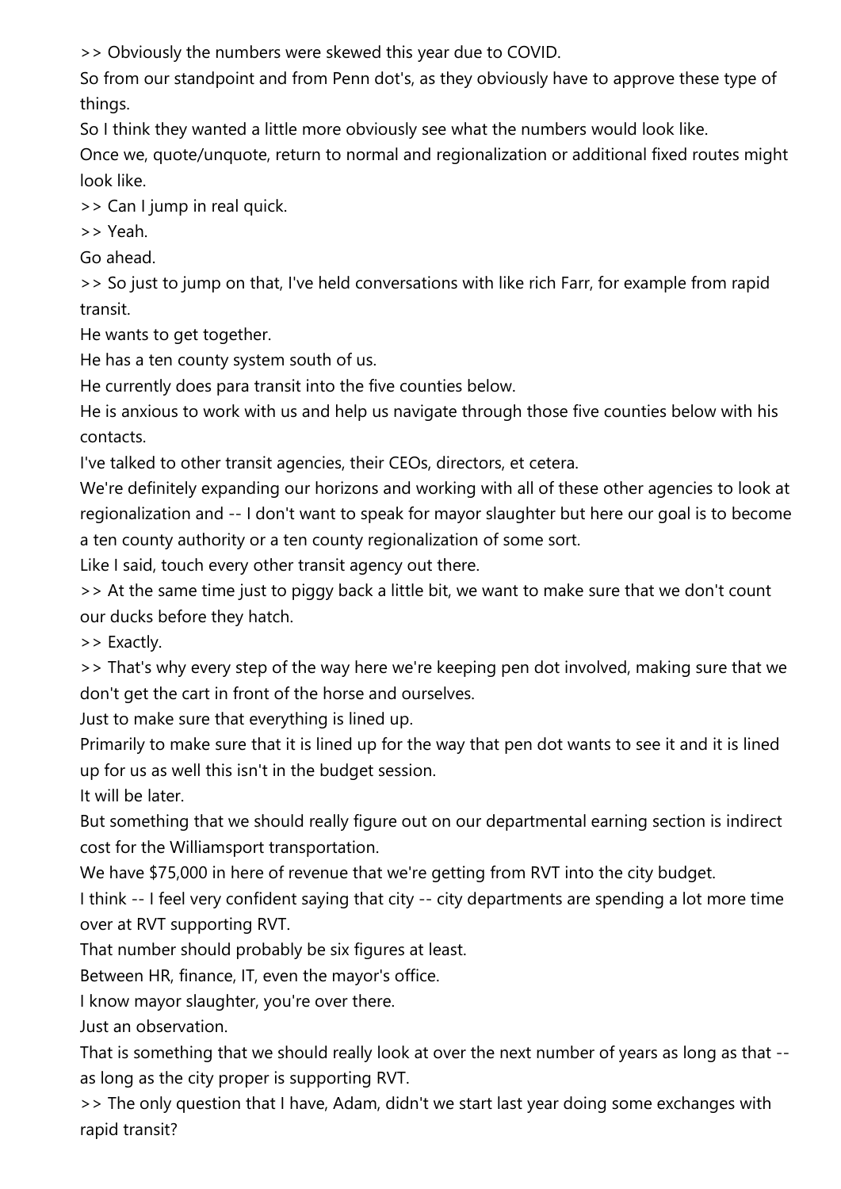>> Obviously the numbers were skewed this year due to COVID.

So from our standpoint and from Penn dot's, as they obviously have to approve these type of things.

So I think they wanted a little more obviously see what the numbers would look like.

Once we, quote/unquote, return to normal and regionalization or additional fixed routes might look like.

>> Can I jump in real quick.

>> Yeah.

Go ahead.

>> So just to jump on that, I've held conversations with like rich Farr, for example from rapid transit.

He wants to get together.

He has a ten county system south of us.

He currently does para transit into the five counties below.

He is anxious to work with us and help us navigate through those five counties below with his contacts.

I've talked to other transit agencies, their CEOs, directors, et cetera.

We're definitely expanding our horizons and working with all of these other agencies to look at regionalization and -- I don't want to speak for mayor slaughter but here our goal is to become a ten county authority or a ten county regionalization of some sort.

Like I said, touch every other transit agency out there.

>> At the same time just to piggy back a little bit, we want to make sure that we don't count our ducks before they hatch.

>> Exactly.

>> That's why every step of the way here we're keeping pen dot involved, making sure that we don't get the cart in front of the horse and ourselves.

Just to make sure that everything is lined up.

Primarily to make sure that it is lined up for the way that pen dot wants to see it and it is lined up for us as well this isn't in the budget session.

It will be later.

But something that we should really figure out on our departmental earning section is indirect cost for the Williamsport transportation.

We have $75,000 in here of revenue that we're getting from RVT into the city budget.

I think -- I feel very confident saying that city -- city departments are spending a lot more time over at RVT supporting RVT.

That number should probably be six figures at least.

Between HR, finance, IT, even the mayor's office.

I know mayor slaughter, you're over there.

Just an observation.

That is something that we should really look at over the next number of years as long as that -- as long as the city proper is supporting RVT.

>> The only question that I have, Adam, didn't we start last year doing some exchanges with rapid transit?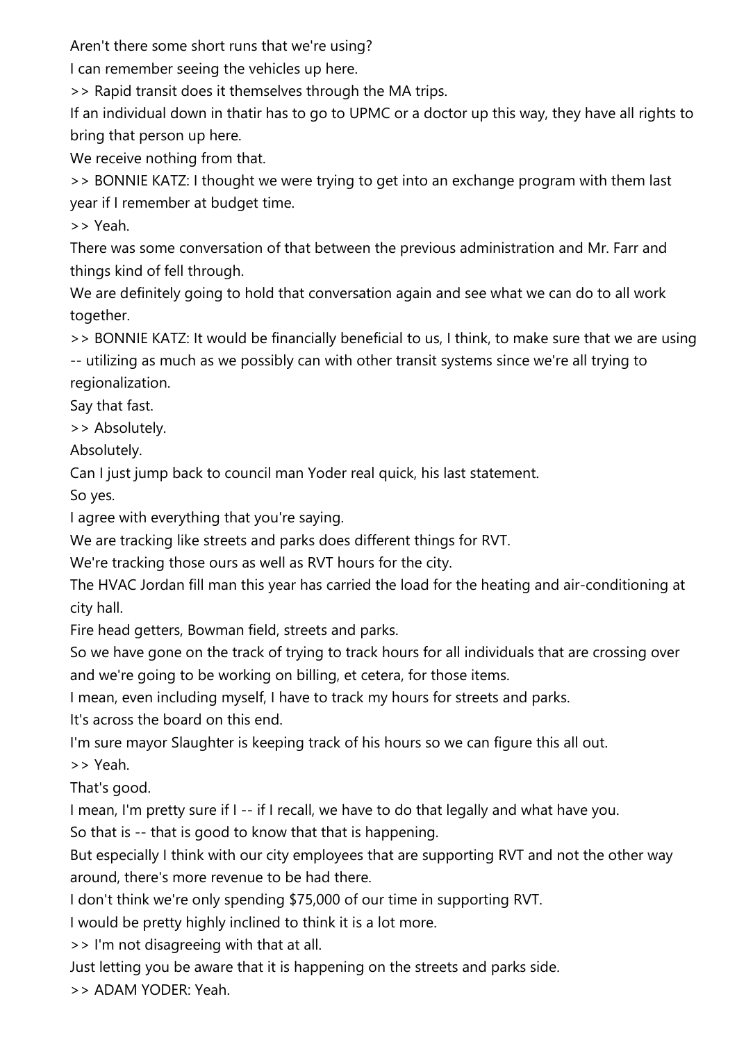Aren't there some short runs that we're using?

I can remember seeing the vehicles up here.

>> Rapid transit does it themselves through the MA trips.

If an individual down in thatir has to go to UPMC or a doctor up this way, they have all rights to bring that person up here.

We receive nothing from that.

>> BONNIE KATZ: I thought we were trying to get into an exchange program with them last year if I remember at budget time.

>> Yeah.

There was some conversation of that between the previous administration and Mr. Farr and things kind of fell through.

We are definitely going to hold that conversation again and see what we can do to all work together.

>> BONNIE KATZ: It would be financially beneficial to us, I think, to make sure that we are using -- utilizing as much as we possibly can with other transit systems since we're all trying to regionalization.

Say that fast.

>> Absolutely.

Absolutely.

Can I just jump back to council man Yoder real quick, his last statement.

So yes.

I agree with everything that you're saying.

We are tracking like streets and parks does different things for RVT.

We're tracking those ours as well as RVT hours for the city.

The HVAC Jordan fill man this year has carried the load for the heating and air-conditioning at city hall.

Fire head getters, Bowman field, streets and parks.

So we have gone on the track of trying to track hours for all individuals that are crossing over and we're going to be working on billing, et cetera, for those items.

I mean, even including myself, I have to track my hours for streets and parks.

It's across the board on this end.

I'm sure mayor Slaughter is keeping track of his hours so we can figure this all out.

>> Yeah.

That's good.

I mean, I'm pretty sure if I -- if I recall, we have to do that legally and what have you.

So that is -- that is good to know that that is happening.

But especially I think with our city employees that are supporting RVT and not the other way around, there's more revenue to be had there.

I don't think we're only spending $75,000 of our time in supporting RVT.

I would be pretty highly inclined to think it is a lot more.

>> I'm not disagreeing with that at all.

Just letting you be aware that it is happening on the streets and parks side.

>> ADAM YODER: Yeah.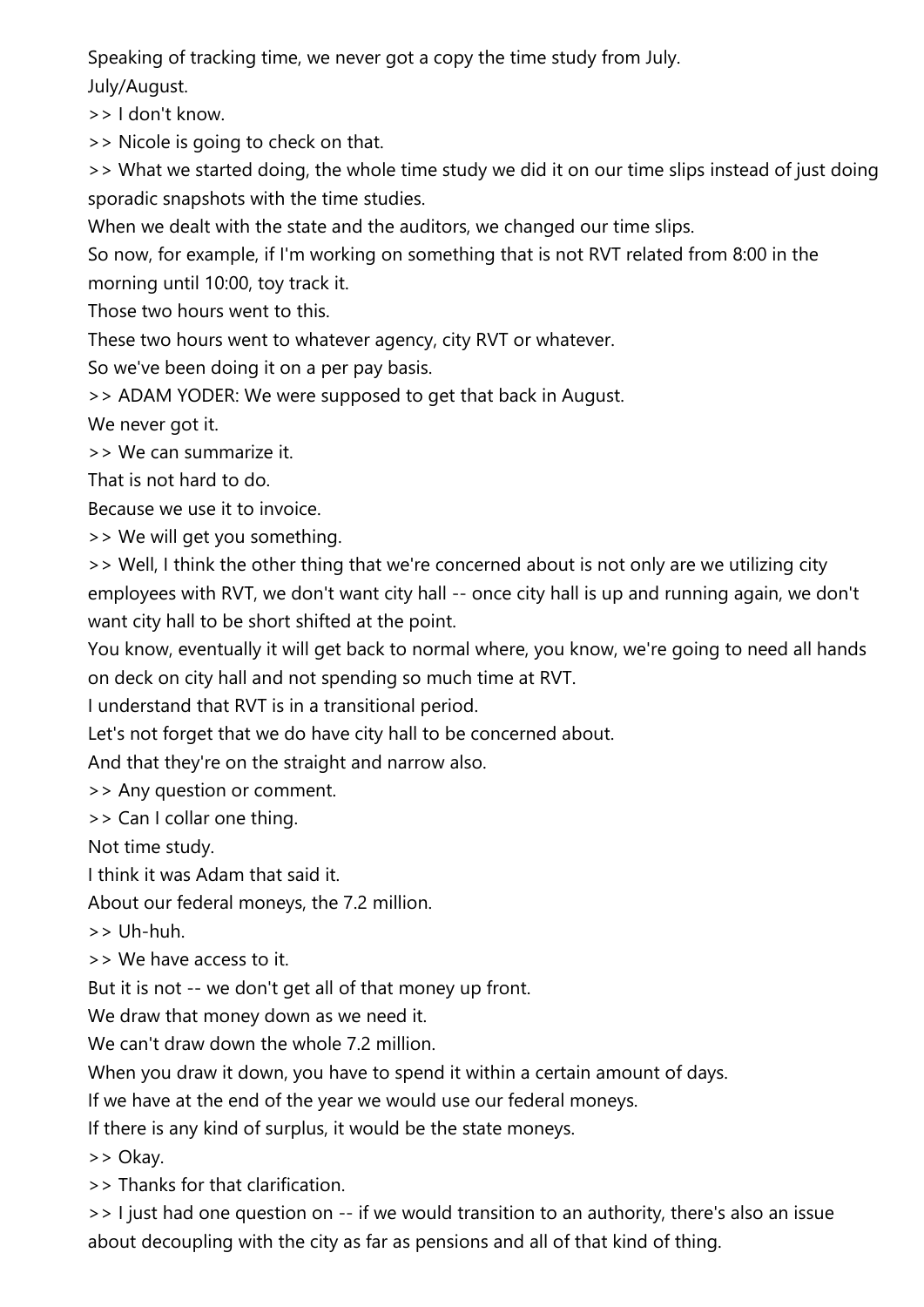Speaking of tracking time, we never got a copy the time study from July.

July/August.

>> I don't know.

>> Nicole is going to check on that.

>> What we started doing, the whole time study we did it on our time slips instead of just doing sporadic snapshots with the time studies.

When we dealt with the state and the auditors, we changed our time slips.

So now, for example, if I'm working on something that is not RVT related from 8:00 in the morning until 10:00, toy track it.

Those two hours went to this.

These two hours went to whatever agency, city RVT or whatever.

So we've been doing it on a per pay basis.

>> ADAM YODER: We were supposed to get that back in August.

We never got it.

>> We can summarize it.

That is not hard to do.

Because we use it to invoice.

>> We will get you something.

>> Well, I think the other thing that we're concerned about is not only are we utilizing city employees with RVT, we don't want city hall -- once city hall is up and running again, we don't want city hall to be short shifted at the point.

You know, eventually it will get back to normal where, you know, we're going to need all hands on deck on city hall and not spending so much time at RVT.

I understand that RVT is in a transitional period.

Let's not forget that we do have city hall to be concerned about.

And that they're on the straight and narrow also.

>> Any question or comment.

>> Can I collar one thing.

Not time study.

I think it was Adam that said it.

About our federal moneys, the 7.2 million.

>> Uh-huh.

>> We have access to it.

But it is not -- we don't get all of that money up front.

We draw that money down as we need it.

We can't draw down the whole 7.2 million.

When you draw it down, you have to spend it within a certain amount of days.

If we have at the end of the year we would use our federal moneys.

If there is any kind of surplus, it would be the state moneys.

>> Okay.

>> Thanks for that clarification.

>> I just had one question on -- if we would transition to an authority, there's also an issue about decoupling with the city as far as pensions and all of that kind of thing.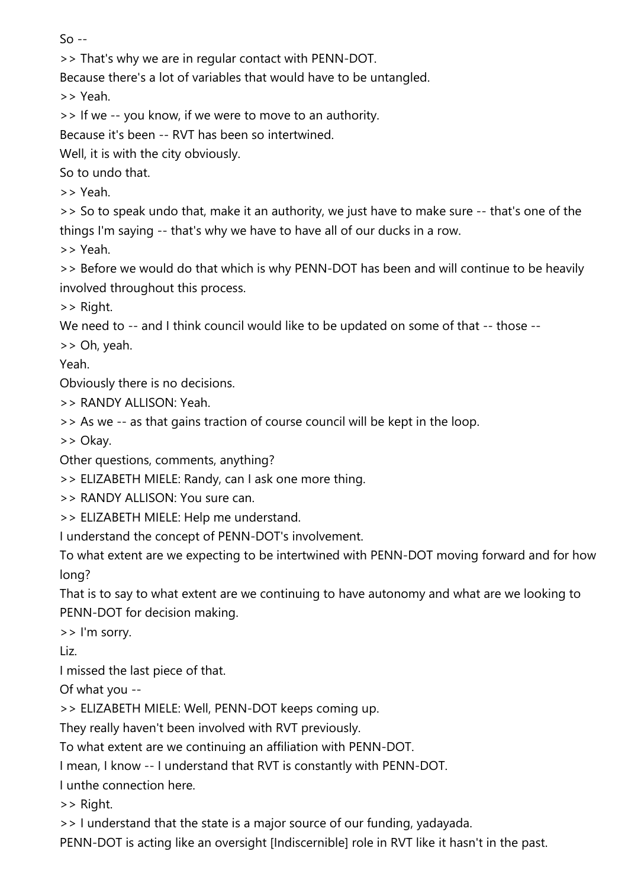So --

>> That's why we are in regular contact with PENN-DOT.

Because there's a lot of variables that would have to be untangled.

>> Yeah.

>> If we -- you know, if we were to move to an authority.

Because it's been -- RVT has been so intertwined.

Well, it is with the city obviously.

So to undo that.

>> Yeah.

>> So to speak undo that, make it an authority, we just have to make sure -- that's one of the things I'm saying -- that's why we have to have all of our ducks in a row.

>> Yeah.

>> Before we would do that which is why PENN-DOT has been and will continue to be heavily involved throughout this process.

>> Right.

We need to -- and I think council would like to be updated on some of that -- those --

>> Oh, yeah.

Yeah.

Obviously there is no decisions.

>> RANDY ALLISON: Yeah.

>> As we -- as that gains traction of course council will be kept in the loop.

>> Okay.

Other questions, comments, anything?

>> ELIZABETH MIELE: Randy, can I ask one more thing.

>> RANDY ALLISON: You sure can.

>> ELIZABETH MIELE: Help me understand.

I understand the concept of PENN-DOT's involvement.

To what extent are we expecting to be intertwined with PENN-DOT moving forward and for how long?

That is to say to what extent are we continuing to have autonomy and what are we looking to PENN-DOT for decision making.

>> I'm sorry.

Liz.

I missed the last piece of that.

Of what you --

>> ELIZABETH MIELE: Well, PENN-DOT keeps coming up.

They really haven't been involved with RVT previously.

To what extent are we continuing an affiliation with PENN-DOT.

I mean, I know -- I understand that RVT is constantly with PENN-DOT.

I unthe connection here.

>> Right.

>> I understand that the state is a major source of our funding, yadayada.

PENN-DOT is acting like an oversight [Indiscernible] role in RVT like it hasn't in the past.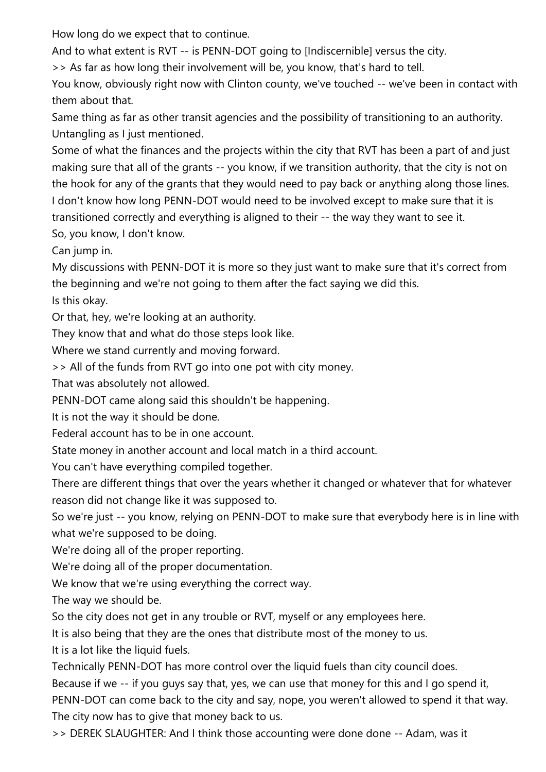How long do we expect that to continue.

And to what extent is RVT -- is PENN-DOT going to [Indiscernible] versus the city.

>> As far as how long their involvement will be, you know, that's hard to tell.

You know, obviously right now with Clinton county, we've touched -- we've been in contact with them about that.

Same thing as far as other transit agencies and the possibility of transitioning to an authority.

Untangling as I just mentioned.

Some of what the finances and the projects within the city that RVT has been a part of and just making sure that all of the grants -- you know, if we transition authority, that the city is not on the hook for any of the grants that they would need to pay back or anything along those lines.

I don't know how long PENN-DOT would need to be involved except to make sure that it is transitioned correctly and everything is aligned to their -- the way they want to see it.

So, you know, I don't know.

Can jump in.

My discussions with PENN-DOT it is more so they just want to make sure that it's correct from the beginning and we're not going to them after the fact saying we did this.

Is this okay.

Or that, hey, we're looking at an authority.

They know that and what do those steps look like.

Where we stand currently and moving forward.

>> All of the funds from RVT go into one pot with city money.

That was absolutely not allowed.

PENN-DOT came along said this shouldn't be happening.

It is not the way it should be done.

Federal account has to be in one account.

State money in another account and local match in a third account.

You can't have everything compiled together.

There are different things that over the years whether it changed or whatever that for whatever reason did not change like it was supposed to.

So we're just -- you know, relying on PENN-DOT to make sure that everybody here is in line with what we're supposed to be doing.

We're doing all of the proper reporting.

We're doing all of the proper documentation.

We know that we're using everything the correct way.

The way we should be.

So the city does not get in any trouble or RVT, myself or any employees here.

It is also being that they are the ones that distribute most of the money to us.

It is a lot like the liquid fuels.

Technically PENN-DOT has more control over the liquid fuels than city council does.

Because if we -- if you guys say that, yes, we can use that money for this and I go spend it, PENN-DOT can come back to the city and say, nope, you weren't allowed to spend it that way.

The city now has to give that money back to us.

>> DEREK SLAUGHTER: And I think those accounting were done done -- Adam, was it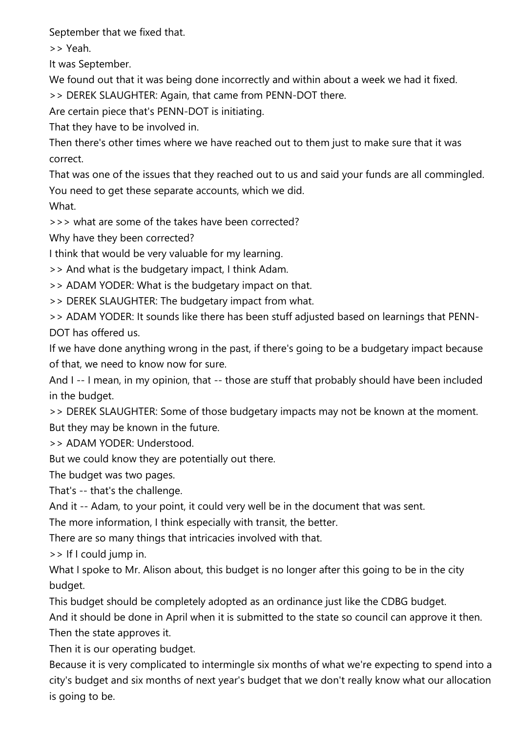September that we fixed that.

>> Yeah.

It was September.

We found out that it was being done incorrectly and within about a week we had it fixed.

>> DEREK SLAUGHTER: Again, that came from PENN-DOT there.

Are certain piece that's PENN-DOT is initiating.

That they have to be involved in.

Then there's other times where we have reached out to them just to make sure that it was correct.

That was one of the issues that they reached out to us and said your funds are all commingled.

You need to get these separate accounts, which we did.

What.

>>> what are some of the takes have been corrected?

Why have they been corrected?

I think that would be very valuable for my learning.

>> And what is the budgetary impact, I think Adam.

>> ADAM YODER: What is the budgetary impact on that.

>> DEREK SLAUGHTER: The budgetary impact from what.

>> ADAM YODER: It sounds like there has been stuff adjusted based on learnings that PENN-DOT has offered us.

If we have done anything wrong in the past, if there's going to be a budgetary impact because of that, we need to know now for sure.

And I -- I mean, in my opinion, that -- those are stuff that probably should have been included in the budget.

>> DEREK SLAUGHTER: Some of those budgetary impacts may not be known at the moment.

But they may be known in the future.

>> ADAM YODER: Understood.

But we could know they are potentially out there.

The budget was two pages.

That's -- that's the challenge.

And it -- Adam, to your point, it could very well be in the document that was sent.

The more information, I think especially with transit, the better.

There are so many things that intricacies involved with that.

>> If I could jump in.

What I spoke to Mr. Alison about, this budget is no longer after this going to be in the city budget.

This budget should be completely adopted as an ordinance just like the CDBG budget.

And it should be done in April when it is submitted to the state so council can approve it then.

Then the state approves it.

Then it is our operating budget.

Because it is very complicated to intermingle six months of what we're expecting to spend into a city's budget and six months of next year's budget that we don't really know what our allocation is going to be.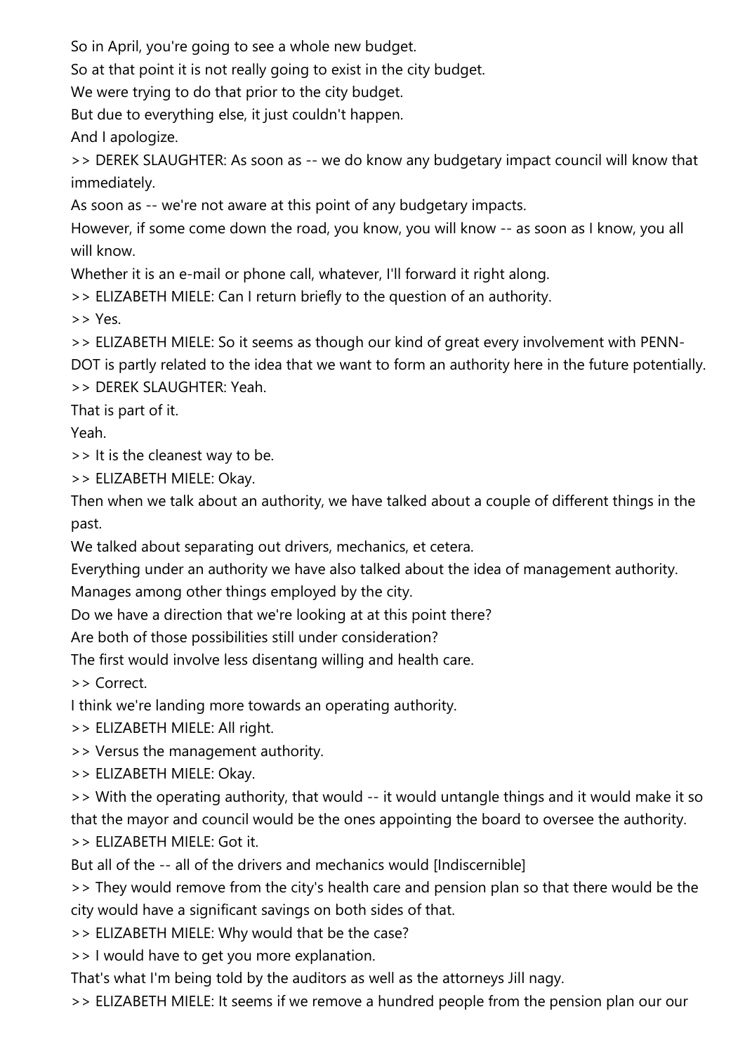So in April, you're going to see a whole new budget.

So at that point it is not really going to exist in the city budget.

We were trying to do that prior to the city budget.

But due to everything else, it just couldn't happen.

And I apologize.

>> DEREK SLAUGHTER: As soon as -- we do know any budgetary impact council will know that immediately.

As soon as -- we're not aware at this point of any budgetary impacts.

However, if some come down the road, you know, you will know -- as soon as I know, you all will know.

Whether it is an e-mail or phone call, whatever, I'll forward it right along.

>> ELIZABETH MIELE: Can I return briefly to the question of an authority.

>> Yes.

>> ELIZABETH MIELE: So it seems as though our kind of great every involvement with PENN-DOT is partly related to the idea that we want to form an authority here in the future potentially.

>> DEREK SLAUGHTER: Yeah.

That is part of it.

Yeah.

>> It is the cleanest way to be.

>> ELIZABETH MIELE: Okay.

Then when we talk about an authority, we have talked about a couple of different things in the past.

We talked about separating out drivers, mechanics, et cetera.

Everything under an authority we have also talked about the idea of management authority.

Manages among other things employed by the city.

Do we have a direction that we're looking at at this point there?

Are both of those possibilities still under consideration?

The first would involve less disentang willing and health care.

>> Correct.

I think we're landing more towards an operating authority.

>> ELIZABETH MIELE: All right.

>> Versus the management authority.

>> ELIZABETH MIELE: Okay.

>> With the operating authority, that would -- it would untangle things and it would make it so that the mayor and council would be the ones appointing the board to oversee the authority.

>> ELIZABETH MIELE: Got it.

But all of the -- all of the drivers and mechanics would [Indiscernible]

>> They would remove from the city's health care and pension plan so that there would be the city would have a significant savings on both sides of that.

>> ELIZABETH MIELE: Why would that be the case?

>> I would have to get you more explanation.

That's what I'm being told by the auditors as well as the attorneys Jill nagy.

>> ELIZABETH MIELE: It seems if we remove a hundred people from the pension plan our our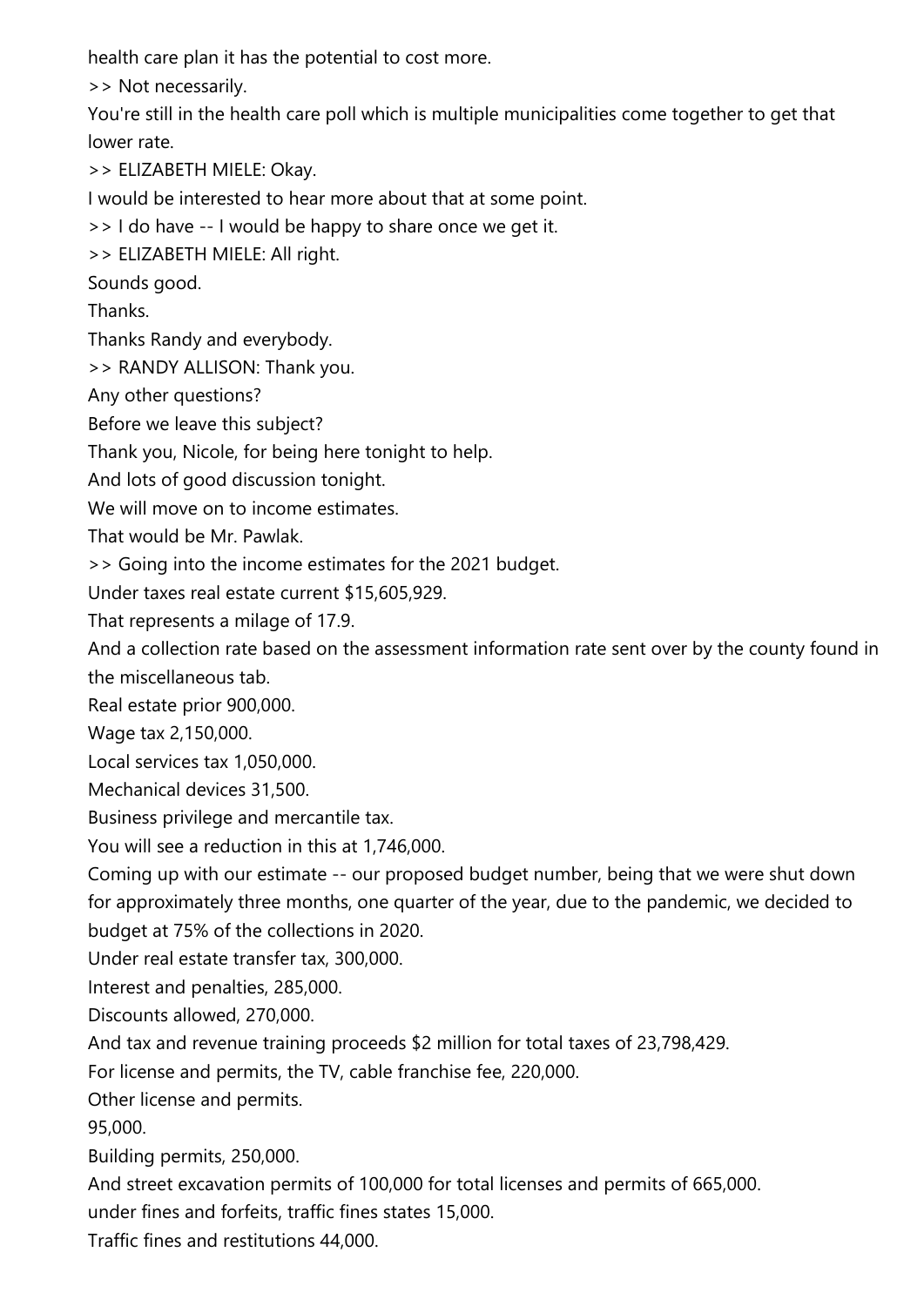health care plan it has the potential to cost more.

>> Not necessarily.

You're still in the health care poll which is multiple municipalities come together to get that lower rate.

>> ELIZABETH MIELE: Okay.

I would be interested to hear more about that at some point.

>> I do have -- I would be happy to share once we get it.

>> ELIZABETH MIELE: All right.

Sounds good.

Thanks.

Thanks Randy and everybody.

>> RANDY ALLISON: Thank you.

Any other questions?

Before we leave this subject?

Thank you, Nicole, for being here tonight to help.

And lots of good discussion tonight.

We will move on to income estimates.

That would be Mr. Pawlak.

>> Going into the income estimates for the 2021 budget.

Under taxes real estate current $15,605,929.

That represents a milage of 17.9.

And a collection rate based on the assessment information rate sent over by the county found in the miscellaneous tab.

Real estate prior 900,000.

Wage tax 2,150,000.

Local services tax 1,050,000.

Mechanical devices 31,500.

Business privilege and mercantile tax.

You will see a reduction in this at 1,746,000.

Coming up with our estimate -- our proposed budget number, being that we were shut down for approximately three months, one quarter of the year, due to the pandemic, we decided to budget at 75% of the collections in 2020.

Under real estate transfer tax, 300,000.

Interest and penalties, 285,000.

Discounts allowed, 270,000.

And tax and revenue training proceeds $2 million for total taxes of 23,798,429.

For license and permits, the TV, cable franchise fee, 220,000.

Other license and permits.

95,000.

Building permits, 250,000.

And street excavation permits of 100,000 for total licenses and permits of 665,000.

under fines and forfeits, traffic fines states 15,000.

Traffic fines and restitutions 44,000.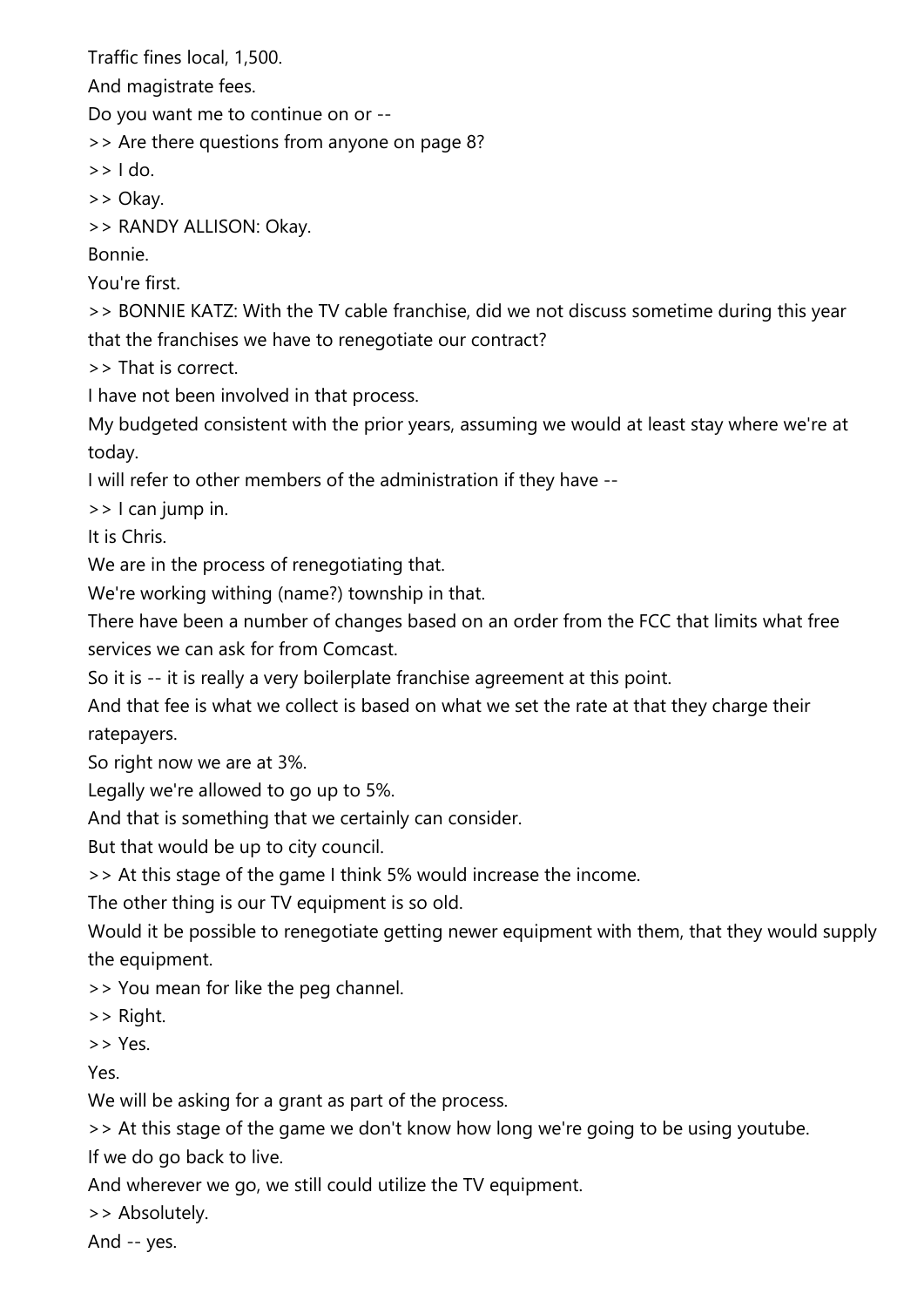Traffic fines local, 1,500.

And magistrate fees.

Do you want me to continue on or --

>> Are there questions from anyone on page 8?

>> I do.

>> Okay.

>> RANDY ALLISON: Okay.

Bonnie.

You're first.

>> BONNIE KATZ: With the TV cable franchise, did we not discuss sometime during this year that the franchises we have to renegotiate our contract?

>> That is correct.

I have not been involved in that process.

My budgeted consistent with the prior years, assuming we would at least stay where we're at today.

I will refer to other members of the administration if they have --

>> I can jump in.

It is Chris.

We are in the process of renegotiating that.

We're working withing (name?) township in that.

There have been a number of changes based on an order from the FCC that limits what free services we can ask for from Comcast.

So it is -- it is really a very boilerplate franchise agreement at this point.

And that fee is what we collect is based on what we set the rate at that they charge their ratepayers.

So right now we are at 3%.

Legally we're allowed to go up to 5%.

And that is something that we certainly can consider.

But that would be up to city council.

>> At this stage of the game I think 5% would increase the income.

The other thing is our TV equipment is so old.

Would it be possible to renegotiate getting newer equipment with them, that they would supply the equipment.

>> You mean for like the peg channel.

>> Right.

>> Yes.

Yes.

We will be asking for a grant as part of the process.

>> At this stage of the game we don't know how long we're going to be using youtube.

If we do go back to live.

And wherever we go, we still could utilize the TV equipment.

>> Absolutely.

And -- yes.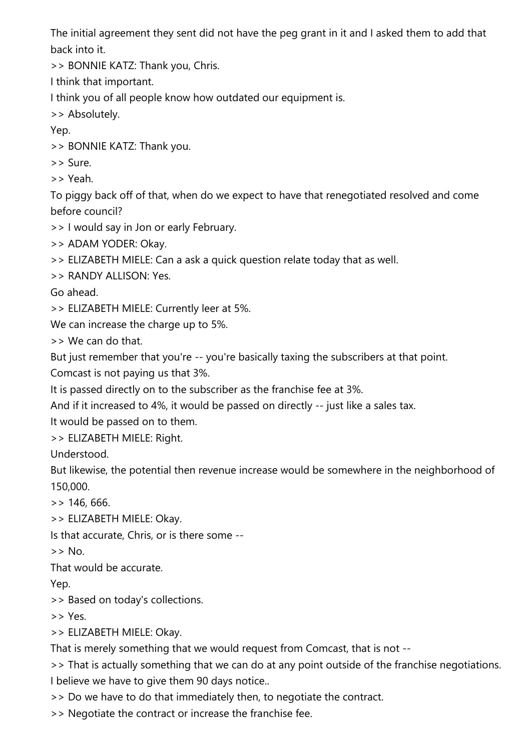The initial agreement they sent did not have the peg grant in it and I asked them to add that back into it.

>> BONNIE KATZ: Thank you, Chris.

I think that important.

I think you of all people know how outdated our equipment is.

>> Absolutely.

Yep.

>> BONNIE KATZ: Thank you.

>> Sure.

>> Yeah.

To piggy back off of that, when do we expect to have that renegotiated resolved and come before council?

>> I would say in Jon or early February.

>> ADAM YODER: Okay.

>> ELIZABETH MIELE: Can a ask a quick question relate today that as well.

>> RANDY ALLISON: Yes.

Go ahead.

>> ELIZABETH MIELE: Currently leer at 5%.

We can increase the charge up to 5%.

>> We can do that.

But just remember that you're -- you're basically taxing the subscribers at that point.

Comcast is not paying us that 3%.

It is passed directly on to the subscriber as the franchise fee at 3%.

And if it increased to 4%, it would be passed on directly -- just like a sales tax.

It would be passed on to them.

>> ELIZABETH MIELE: Right.

Understood.

But likewise, the potential then revenue increase would be somewhere in the neighborhood of 150,000.

>> 146, 666.

>> ELIZABETH MIELE: Okay.

Is that accurate, Chris, or is there some --

>> No.

That would be accurate.

Yep.

>> Based on today's collections.

>> Yes.

>> ELIZABETH MIELE: Okay.

That is merely something that we would request from Comcast, that is not --

>> That is actually something that we can do at any point outside of the franchise negotiations.

I believe we have to give them 90 days notice..

>> Do we have to do that immediately then, to negotiate the contract.

>> Negotiate the contract or increase the franchise fee.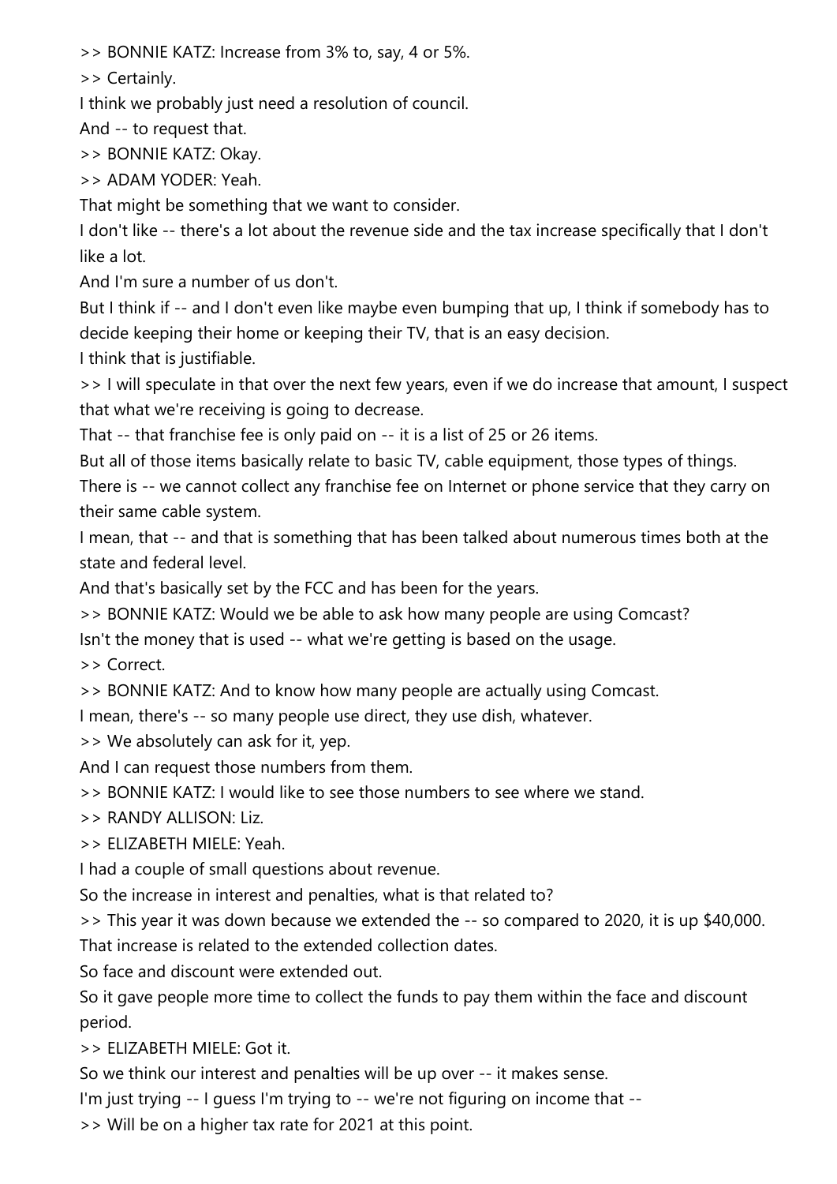>> BONNIE KATZ: Increase from 3% to, say, 4 or 5%.

>> Certainly.

I think we probably just need a resolution of council.

And -- to request that.

>> BONNIE KATZ: Okay.

>> ADAM YODER: Yeah.

That might be something that we want to consider.

I don't like -- there's a lot about the revenue side and the tax increase specifically that I don't like a lot.

And I'm sure a number of us don't.

But I think if -- and I don't even like maybe even bumping that up, I think if somebody has to decide keeping their home or keeping their TV, that is an easy decision.

I think that is justifiable.

>> I will speculate in that over the next few years, even if we do increase that amount, I suspect that what we're receiving is going to decrease.

That -- that franchise fee is only paid on -- it is a list of 25 or 26 items.

But all of those items basically relate to basic TV, cable equipment, those types of things.

There is -- we cannot collect any franchise fee on Internet or phone service that they carry on their same cable system.

I mean, that -- and that is something that has been talked about numerous times both at the state and federal level.

And that's basically set by the FCC and has been for the years.

>> BONNIE KATZ: Would we be able to ask how many people are using Comcast?

Isn't the money that is used -- what we're getting is based on the usage.

>> Correct.

>> BONNIE KATZ: And to know how many people are actually using Comcast.

I mean, there's -- so many people use direct, they use dish, whatever.

>> We absolutely can ask for it, yep.

And I can request those numbers from them.

>> BONNIE KATZ: I would like to see those numbers to see where we stand.

>> RANDY ALLISON: Liz.

>> ELIZABETH MIELE: Yeah.

I had a couple of small questions about revenue.

So the increase in interest and penalties, what is that related to?

>> This year it was down because we extended the -- so compared to 2020, it is up $40,000.

That increase is related to the extended collection dates.

So face and discount were extended out.

So it gave people more time to collect the funds to pay them within the face and discount period.

>> ELIZABETH MIELE: Got it.

So we think our interest and penalties will be up over -- it makes sense.

I'm just trying -- I guess I'm trying to -- we're not figuring on income that --

>> Will be on a higher tax rate for 2021 at this point.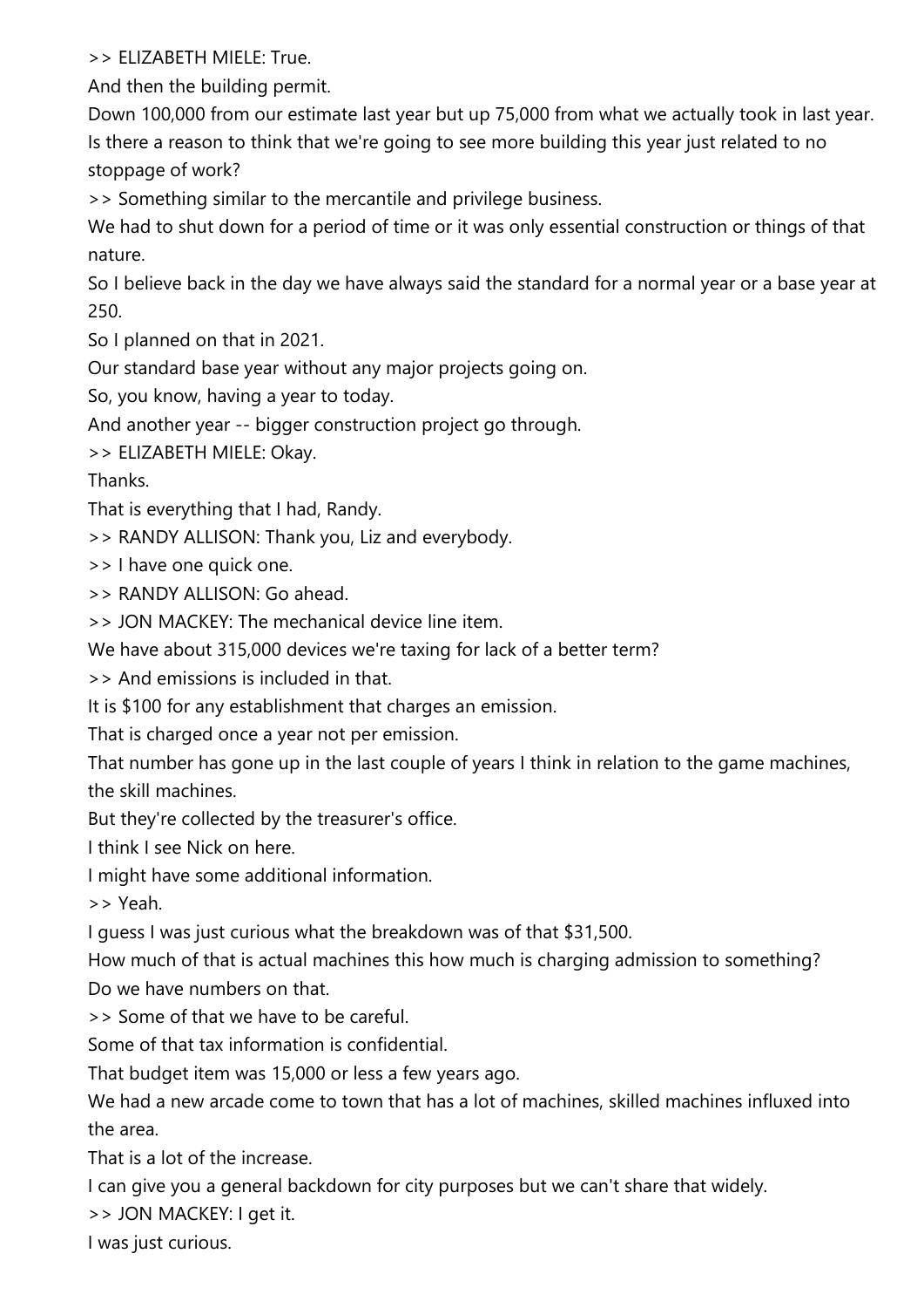>> ELIZABETH MIELE: True.

And then the building permit.

Down 100,000 from our estimate last year but up 75,000 from what we actually took in last year.

Is there a reason to think that we're going to see more building this year just related to no stoppage of work?

>> Something similar to the mercantile and privilege business.

We had to shut down for a period of time or it was only essential construction or things of that nature.

So I believe back in the day we have always said the standard for a normal year or a base year at 250.

So I planned on that in 2021.

Our standard base year without any major projects going on.

So, you know, having a year to today.

And another year -- bigger construction project go through.

>> ELIZABETH MIELE: Okay.

Thanks.

That is everything that I had, Randy.

>> RANDY ALLISON: Thank you, Liz and everybody.

>> I have one quick one.

>> RANDY ALLISON: Go ahead.

>> JON MACKEY: The mechanical device line item.

We have about 315,000 devices we're taxing for lack of a better term?

>> And emissions is included in that.

It is $100 for any establishment that charges an emission.

That is charged once a year not per emission.

That number has gone up in the last couple of years I think in relation to the game machines, the skill machines.

But they're collected by the treasurer's office.

I think I see Nick on here.

I might have some additional information.

>> Yeah.

I guess I was just curious what the breakdown was of that $31,500.

How much of that is actual machines this how much is charging admission to something?

Do we have numbers on that.

>> Some of that we have to be careful.

Some of that tax information is confidential.

That budget item was 15,000 or less a few years ago.

We had a new arcade come to town that has a lot of machines, skilled machines influxed into the area.

That is a lot of the increase.

I can give you a general backdown for city purposes but we can't share that widely.

>> JON MACKEY: I get it.

I was just curious.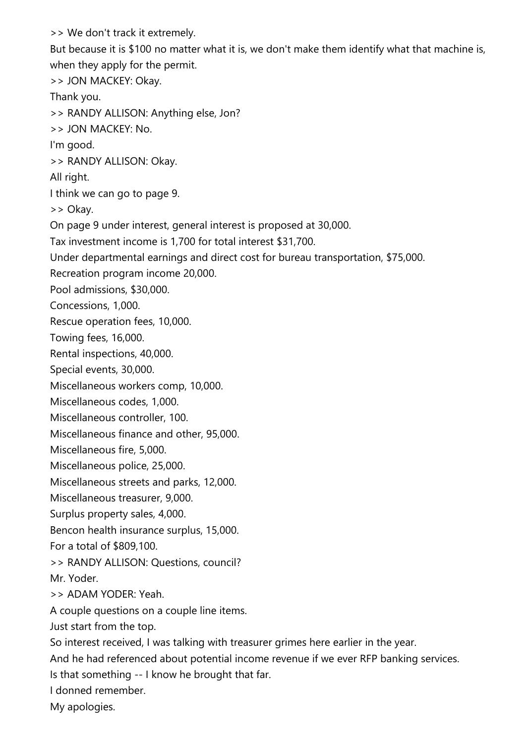>> We don't track it extremely.

But because it is $100 no matter what it is, we don't make them identify what that machine is, when they apply for the permit.

>> JON MACKEY: Okay.

Thank you.

>> RANDY ALLISON: Anything else, Jon?

>> JON MACKEY: No.

I'm good.

>> RANDY ALLISON: Okay.

All right.

I think we can go to page 9.

>> Okay.

On page 9 under interest, general interest is proposed at 30,000.

Tax investment income is 1,700 for total interest $31,700.

Under departmental earnings and direct cost for bureau transportation, $75,000.

Recreation program income 20,000.

Pool admissions, $30,000.

Concessions, 1,000.

Rescue operation fees, 10,000.

Towing fees, 16,000.

Rental inspections, 40,000.

Special events, 30,000.

Miscellaneous workers comp, 10,000.

Miscellaneous codes, 1,000.

Miscellaneous controller, 100.

Miscellaneous finance and other, 95,000.

Miscellaneous fire, 5,000.

Miscellaneous police, 25,000.

Miscellaneous streets and parks, 12,000.

Miscellaneous treasurer, 9,000.

Surplus property sales, 4,000.

Bencon health insurance surplus, 15,000.

For a total of $809,100.

>> RANDY ALLISON: Questions, council?

Mr. Yoder.

>> ADAM YODER: Yeah.

A couple questions on a couple line items.

Just start from the top.

So interest received, I was talking with treasurer grimes here earlier in the year.

And he had referenced about potential income revenue if we ever RFP banking services.

Is that something -- I know he brought that far.

I donned remember.

My apologies.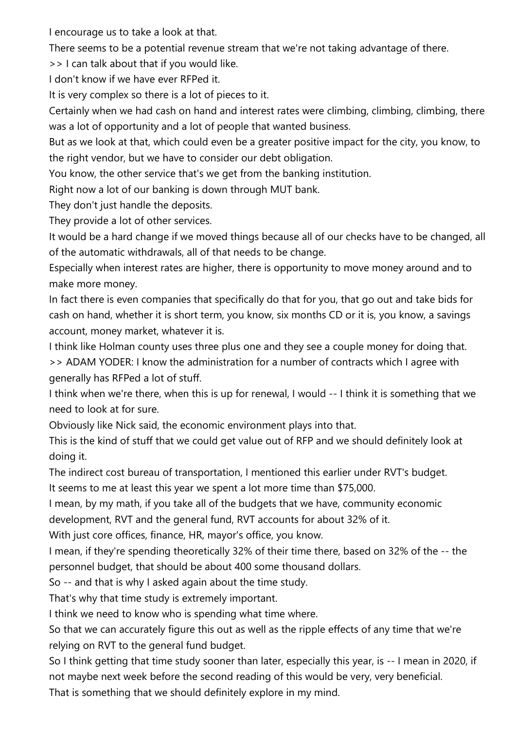I encourage us to take a look at that.

There seems to be a potential revenue stream that we're not taking advantage of there.

>> I can talk about that if you would like.

I don't know if we have ever RFPed it.

It is very complex so there is a lot of pieces to it.

Certainly when we had cash on hand and interest rates were climbing, climbing, climbing, there was a lot of opportunity and a lot of people that wanted business.

But as we look at that, which could even be a greater positive impact for the city, you know, to the right vendor, but we have to consider our debt obligation.

You know, the other service that's we get from the banking institution.

Right now a lot of our banking is down through MUT bank.

They don't just handle the deposits.

They provide a lot of other services.

It would be a hard change if we moved things because all of our checks have to be changed, all of the automatic withdrawals, all of that needs to be change.

Especially when interest rates are higher, there is opportunity to move money around and to make more money.

In fact there is even companies that specifically do that for you, that go out and take bids for cash on hand, whether it is short term, you know, six months CD or it is, you know, a savings account, money market, whatever it is.

I think like Holman county uses three plus one and they see a couple money for doing that.

>> ADAM YODER: I know the administration for a number of contracts which I agree with generally has RFPed a lot of stuff.

I think when we're there, when this is up for renewal, I would -- I think it is something that we need to look at for sure.

Obviously like Nick said, the economic environment plays into that.

This is the kind of stuff that we could get value out of RFP and we should definitely look at doing it.

The indirect cost bureau of transportation, I mentioned this earlier under RVT's budget.

It seems to me at least this year we spent a lot more time than $75,000.

I mean, by my math, if you take all of the budgets that we have, community economic development, RVT and the general fund, RVT accounts for about 32% of it.

With just core offices, finance, HR, mayor's office, you know.

I mean, if they're spending theoretically 32% of their time there, based on 32% of the -- the personnel budget, that should be about 400 some thousand dollars.

So -- and that is why I asked again about the time study.

That's why that time study is extremely important.

I think we need to know who is spending what time where.

So that we can accurately figure this out as well as the ripple effects of any time that we're relying on RVT to the general fund budget.

So I think getting that time study sooner than later, especially this year, is -- I mean in 2020, if not maybe next week before the second reading of this would be very, very beneficial.

That is something that we should definitely explore in my mind.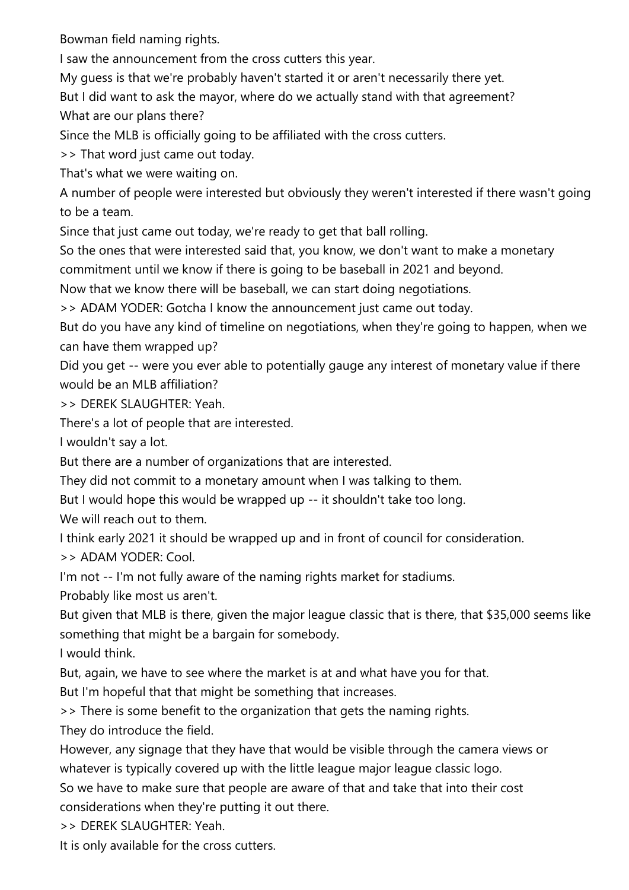Bowman field naming rights.

I saw the announcement from the cross cutters this year.

My guess is that we're probably haven't started it or aren't necessarily there yet.

But I did want to ask the mayor, where do we actually stand with that agreement?

What are our plans there?

Since the MLB is officially going to be affiliated with the cross cutters.

>> That word just came out today.

That's what we were waiting on.

A number of people were interested but obviously they weren't interested if there wasn't going to be a team.

Since that just came out today, we're ready to get that ball rolling.

So the ones that were interested said that, you know, we don't want to make a monetary commitment until we know if there is going to be baseball in 2021 and beyond.

Now that we know there will be baseball, we can start doing negotiations.

>> ADAM YODER: Gotcha I know the announcement just came out today.

But do you have any kind of timeline on negotiations, when they're going to happen, when we can have them wrapped up?

Did you get -- were you ever able to potentially gauge any interest of monetary value if there would be an MLB affiliation?

>> DEREK SLAUGHTER: Yeah.

There's a lot of people that are interested.

I wouldn't say a lot.

But there are a number of organizations that are interested.

They did not commit to a monetary amount when I was talking to them.

But I would hope this would be wrapped up -- it shouldn't take too long.

We will reach out to them.

I think early 2021 it should be wrapped up and in front of council for consideration.

>> ADAM YODER: Cool.

I'm not -- I'm not fully aware of the naming rights market for stadiums.

Probably like most us aren't.

But given that MLB is there, given the major league classic that is there, that $35,000 seems like something that might be a bargain for somebody.

I would think.

But, again, we have to see where the market is at and what have you for that.

But I'm hopeful that that might be something that increases.

>> There is some benefit to the organization that gets the naming rights.

They do introduce the field.

However, any signage that they have that would be visible through the camera views or whatever is typically covered up with the little league major league classic logo.

So we have to make sure that people are aware of that and take that into their cost considerations when they're putting it out there.

>> DEREK SLAUGHTER: Yeah.

It is only available for the cross cutters.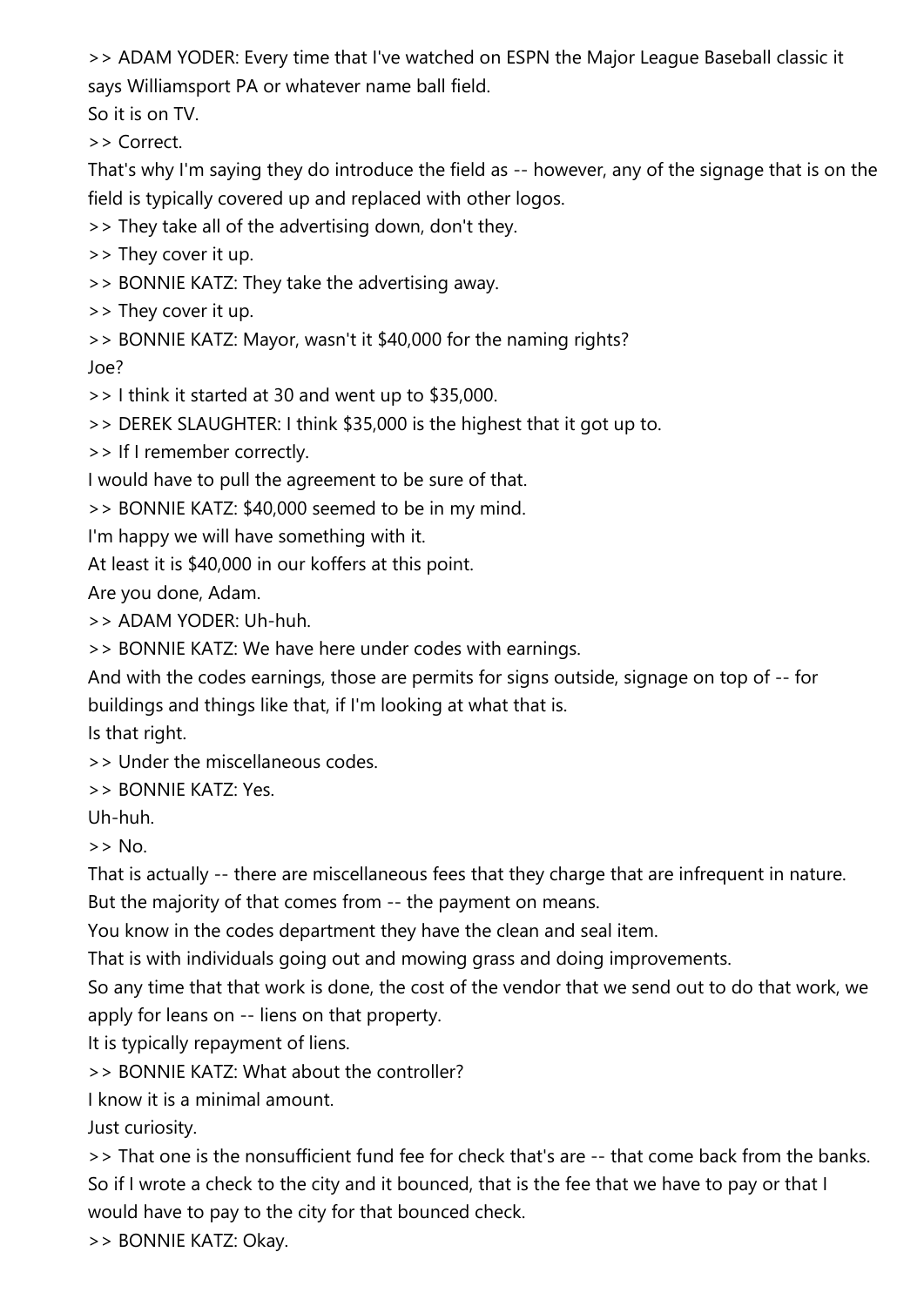>> ADAM YODER: Every time that I've watched on ESPN the Major League Baseball classic it says Williamsport PA or whatever name ball field.

So it is on TV.

>> Correct.

That's why I'm saying they do introduce the field as -- however, any of the signage that is on the field is typically covered up and replaced with other logos.

>> They take all of the advertising down, don't they.

>> They cover it up.

>> BONNIE KATZ: They take the advertising away.

>> They cover it up.

>> BONNIE KATZ: Mayor, wasn't it $40,000 for the naming rights?

Joe?

>> I think it started at 30 and went up to $35,000.

>> DEREK SLAUGHTER: I think $35,000 is the highest that it got up to.

>> If I remember correctly.

I would have to pull the agreement to be sure of that.

>> BONNIE KATZ: $40,000 seemed to be in my mind.

I'm happy we will have something with it.

At least it is $40,000 in our koffers at this point.

Are you done, Adam.

>> ADAM YODER: Uh-huh.

>> BONNIE KATZ: We have here under codes with earnings.

And with the codes earnings, those are permits for signs outside, signage on top of -- for buildings and things like that, if I'm looking at what that is.

Is that right.

>> Under the miscellaneous codes.

>> BONNIE KATZ: Yes.

Uh-huh.

>> No.

That is actually -- there are miscellaneous fees that they charge that are infrequent in nature.

But the majority of that comes from -- the payment on means.

You know in the codes department they have the clean and seal item.

That is with individuals going out and mowing grass and doing improvements.

So any time that that work is done, the cost of the vendor that we send out to do that work, we apply for leans on -- liens on that property.

It is typically repayment of liens.

>> BONNIE KATZ: What about the controller?

I know it is a minimal amount.

Just curiosity.

>> That one is the nonsufficient fund fee for check that's are -- that come back from the banks.

So if I wrote a check to the city and it bounced, that is the fee that we have to pay or that I would have to pay to the city for that bounced check.

>> BONNIE KATZ: Okay.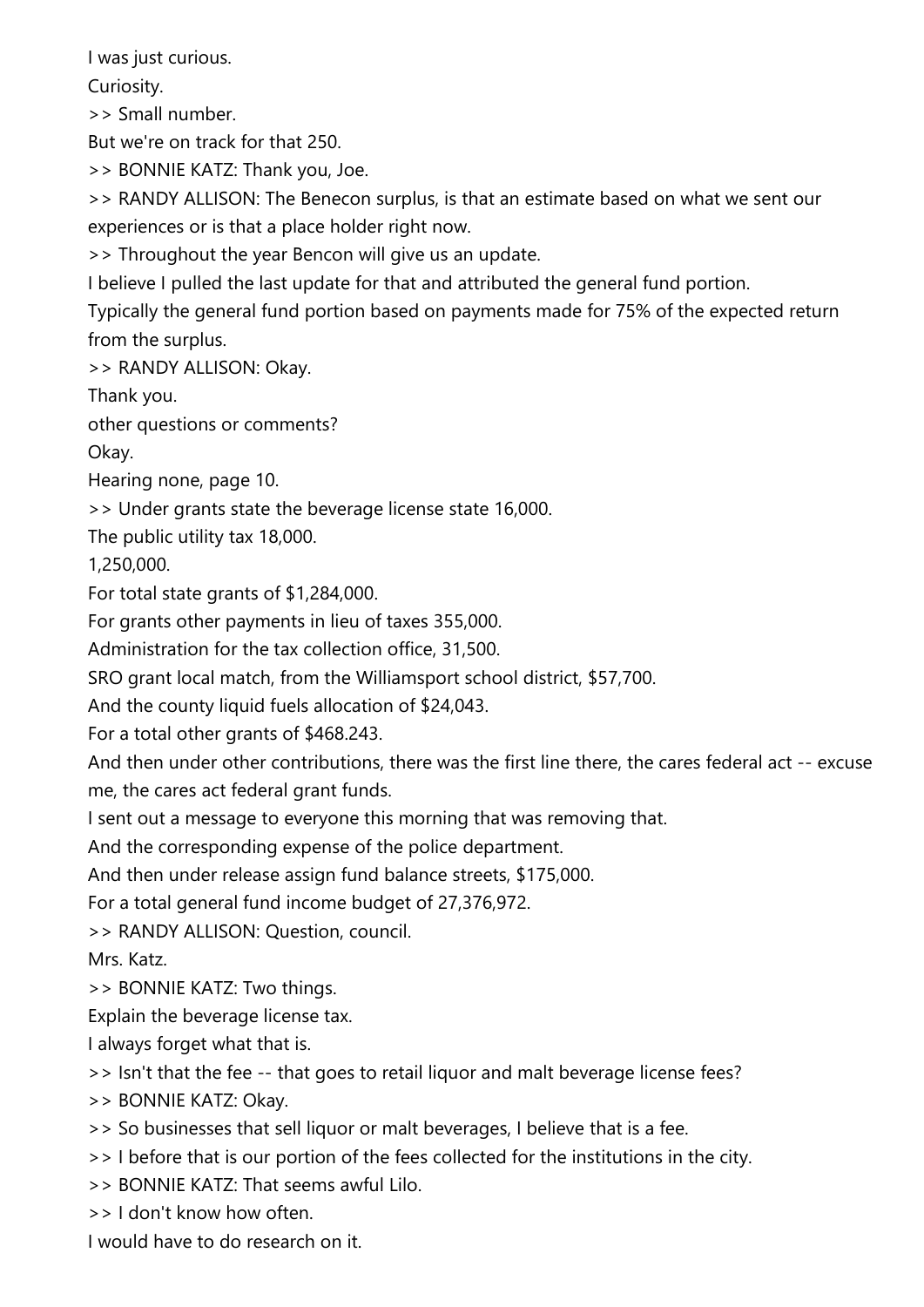I was just curious.

Curiosity.

>> Small number.

But we're on track for that 250.

>> BONNIE KATZ: Thank you, Joe.

>> RANDY ALLISON: The Benecon surplus, is that an estimate based on what we sent our experiences or is that a place holder right now.

>> Throughout the year Bencon will give us an update.

I believe I pulled the last update for that and attributed the general fund portion.

Typically the general fund portion based on payments made for 75% of the expected return from the surplus.

>> RANDY ALLISON: Okay.

Thank you.

other questions or comments?

Okay.

Hearing none, page 10.

>> Under grants state the beverage license state 16,000.

The public utility tax 18,000.

1,250,000.

For total state grants of $1,284,000.

For grants other payments in lieu of taxes 355,000.

Administration for the tax collection office, 31,500.

SRO grant local match, from the Williamsport school district, $57,700.

And the county liquid fuels allocation of $24,043.

For a total other grants of $468.243.

And then under other contributions, there was the first line there, the cares federal act -- excuse me, the cares act federal grant funds.

I sent out a message to everyone this morning that was removing that.

And the corresponding expense of the police department.

And then under release assign fund balance streets, $175,000.

For a total general fund income budget of 27,376,972.

>> RANDY ALLISON: Question, council.

Mrs. Katz.

>> BONNIE KATZ: Two things.

Explain the beverage license tax.

I always forget what that is.

>> Isn't that the fee -- that goes to retail liquor and malt beverage license fees?

>> BONNIE KATZ: Okay.

>> So businesses that sell liquor or malt beverages, I believe that is a fee.

>> I before that is our portion of the fees collected for the institutions in the city.

>> BONNIE KATZ: That seems awful Lilo.

>> I don't know how often.

I would have to do research on it.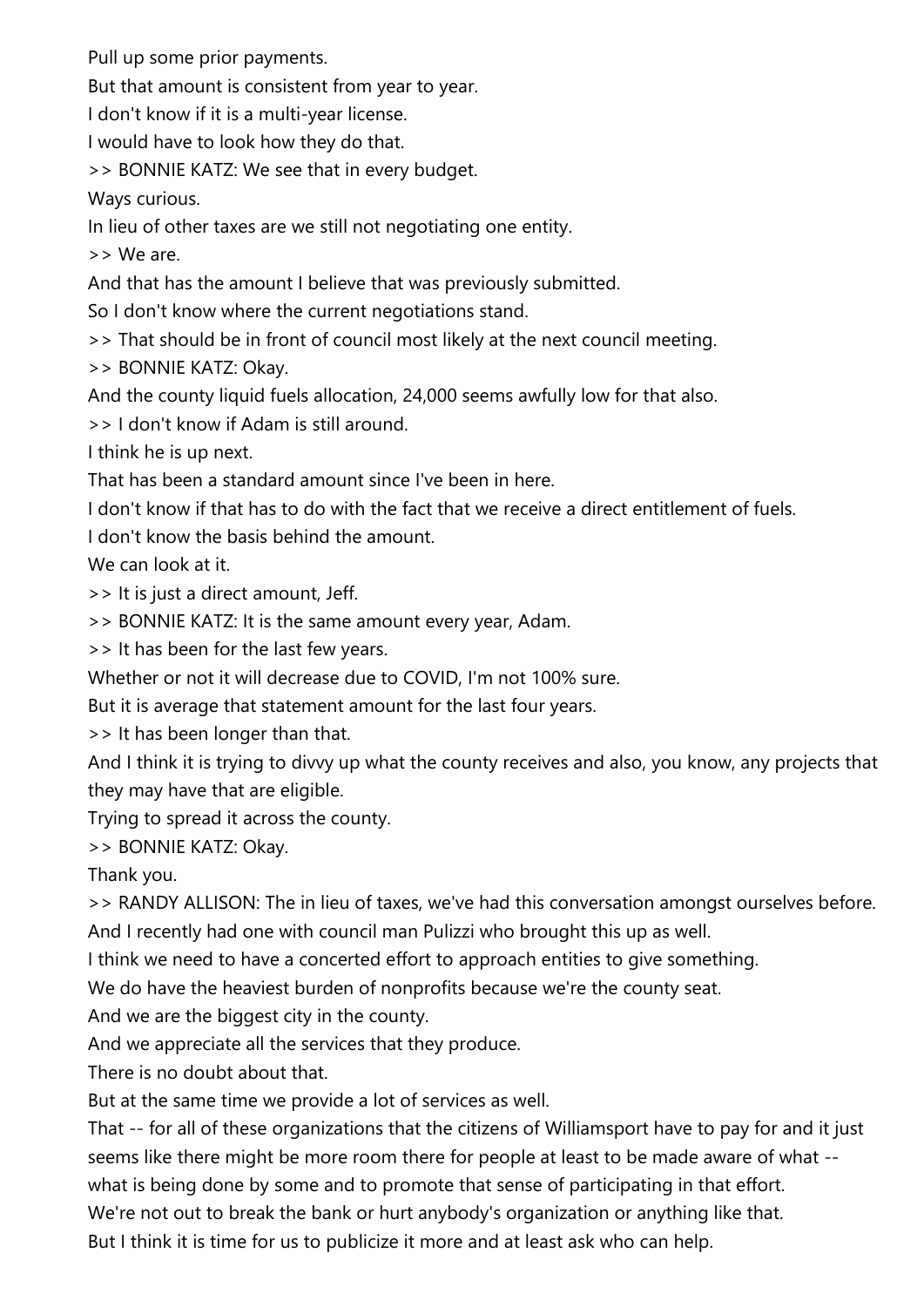Pull up some prior payments.

But that amount is consistent from year to year.

I don't know if it is a multi-year license.

I would have to look how they do that.

>> BONNIE KATZ: We see that in every budget.

Ways curious.

In lieu of other taxes are we still not negotiating one entity.

>> We are.

And that has the amount I believe that was previously submitted.

So I don't know where the current negotiations stand.

>> That should be in front of council most likely at the next council meeting.

>> BONNIE KATZ: Okay.

And the county liquid fuels allocation, 24,000 seems awfully low for that also.

>> I don't know if Adam is still around.

I think he is up next.

That has been a standard amount since I've been in here.

I don't know if that has to do with the fact that we receive a direct entitlement of fuels.

I don't know the basis behind the amount.

We can look at it.

>> It is just a direct amount, Jeff.

>> BONNIE KATZ: It is the same amount every year, Adam.

>> It has been for the last few years.

Whether or not it will decrease due to COVID, I'm not 100% sure.

But it is average that statement amount for the last four years.

>> It has been longer than that.

And I think it is trying to divvy up what the county receives and also, you know, any projects that they may have that are eligible.

Trying to spread it across the county.

>> BONNIE KATZ: Okay.

Thank you.

>> RANDY ALLISON: The in lieu of taxes, we've had this conversation amongst ourselves before.

And I recently had one with council man Pulizzi who brought this up as well.

I think we need to have a concerted effort to approach entities to give something.

We do have the heaviest burden of nonprofits because we're the county seat.

And we are the biggest city in the county.

And we appreciate all the services that they produce.

There is no doubt about that.

But at the same time we provide a lot of services as well.

That -- for all of these organizations that the citizens of Williamsport have to pay for and it just seems like there might be more room there for people at least to be made aware of what -- what is being done by some and to promote that sense of participating in that effort.

We're not out to break the bank or hurt anybody's organization or anything like that.

But I think it is time for us to publicize it more and at least ask who can help.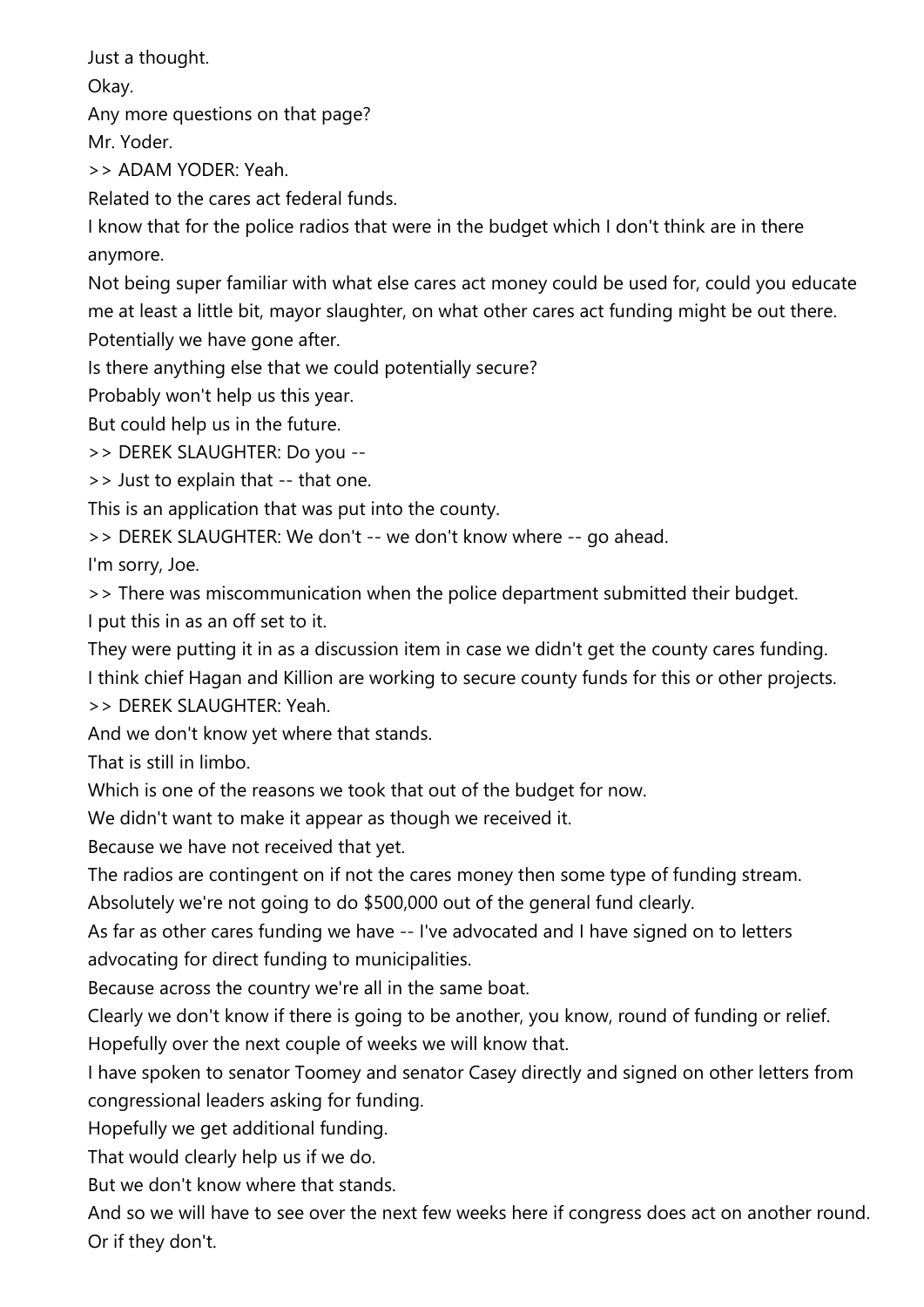Just a thought.

Okay.

Any more questions on that page?

Mr. Yoder.

>> ADAM YODER: Yeah.

Related to the cares act federal funds.

I know that for the police radios that were in the budget which I don't think are in there anymore.

Not being super familiar with what else cares act money could be used for, could you educate me at least a little bit, mayor slaughter, on what other cares act funding might be out there.

Potentially we have gone after.

Is there anything else that we could potentially secure?

Probably won't help us this year.

But could help us in the future.

>> DEREK SLAUGHTER: Do you --

>> Just to explain that -- that one.

This is an application that was put into the county.

>> DEREK SLAUGHTER: We don't -- we don't know where -- go ahead.

I'm sorry, Joe.

>> There was miscommunication when the police department submitted their budget.

I put this in as an off set to it.

They were putting it in as a discussion item in case we didn't get the county cares funding.

I think chief Hagan and Killion are working to secure county funds for this or other projects.

>> DEREK SLAUGHTER: Yeah.

And we don't know yet where that stands.

That is still in limbo.

Which is one of the reasons we took that out of the budget for now.

We didn't want to make it appear as though we received it.

Because we have not received that yet.

The radios are contingent on if not the cares money then some type of funding stream.

Absolutely we're not going to do $500,000 out of the general fund clearly.

As far as other cares funding we have -- I've advocated and I have signed on to letters advocating for direct funding to municipalities.

Because across the country we're all in the same boat.

Clearly we don't know if there is going to be another, you know, round of funding or relief.

Hopefully over the next couple of weeks we will know that.

I have spoken to senator Toomey and senator Casey directly and signed on other letters from congressional leaders asking for funding.

Hopefully we get additional funding.

That would clearly help us if we do.

But we don't know where that stands.

And so we will have to see over the next few weeks here if congress does act on another round.

Or if they don't.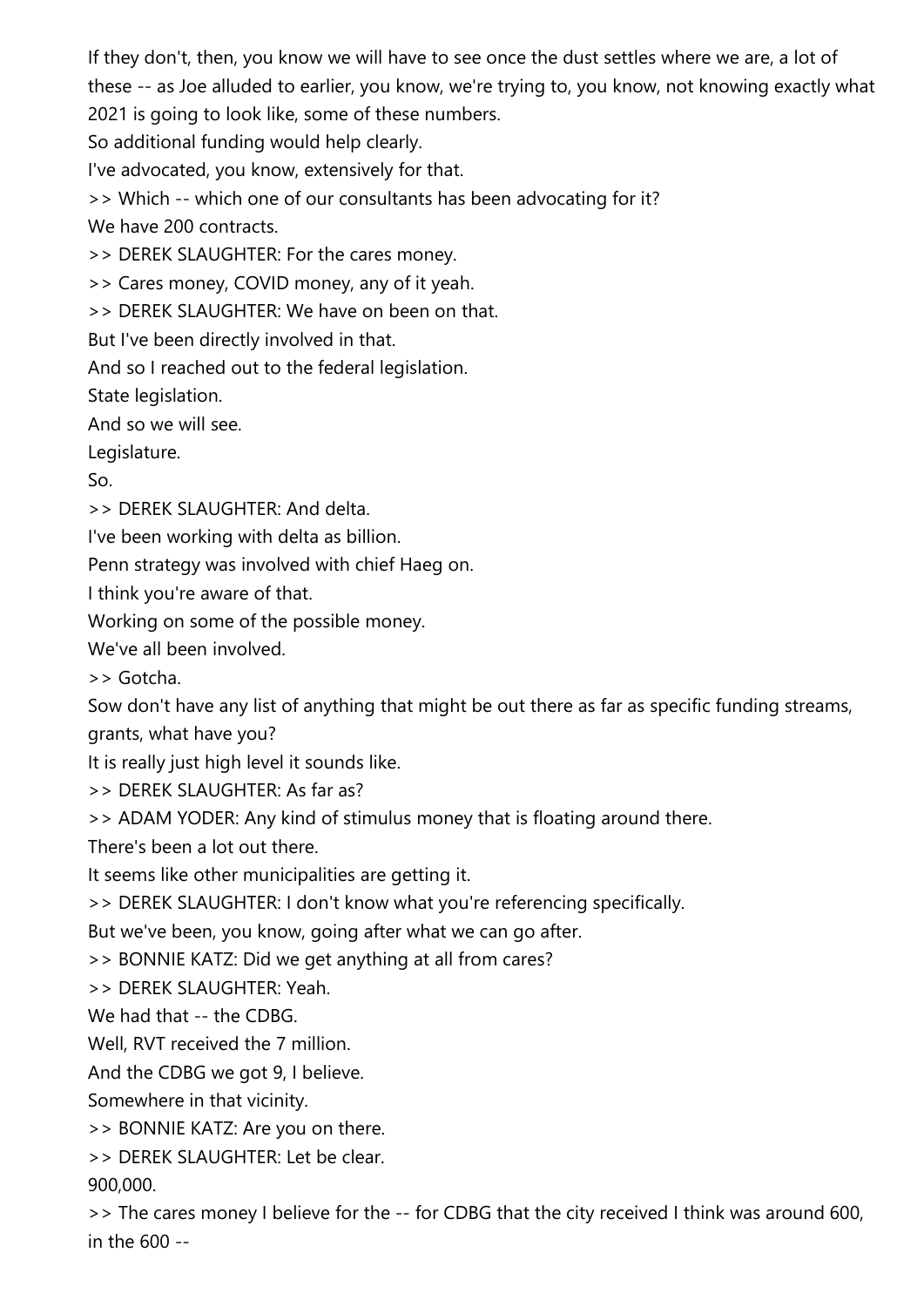If they don't, then, you know we will have to see once the dust settles where we are, a lot of these -- as Joe alluded to earlier, you know, we're trying to, you know, not knowing exactly what 2021 is going to look like, some of these numbers.

So additional funding would help clearly.

I've advocated, you know, extensively for that.

>> Which -- which one of our consultants has been advocating for it?

We have 200 contracts.

>> DEREK SLAUGHTER: For the cares money.

>> Cares money, COVID money, any of it yeah.

>> DEREK SLAUGHTER: We have on been on that.

But I've been directly involved in that.

And so I reached out to the federal legislation.

State legislation.

And so we will see.

Legislature.

So.

>> DEREK SLAUGHTER: And delta.

I've been working with delta as billion.

Penn strategy was involved with chief Haeg on.

I think you're aware of that.

Working on some of the possible money.

We've all been involved.

>> Gotcha.

Sow don't have any list of anything that might be out there as far as specific funding streams, grants, what have you?

It is really just high level it sounds like.

>> DEREK SLAUGHTER: As far as?

>> ADAM YODER: Any kind of stimulus money that is floating around there.

There's been a lot out there.

It seems like other municipalities are getting it.

>> DEREK SLAUGHTER: I don't know what you're referencing specifically.

But we've been, you know, going after what we can go after.

>> BONNIE KATZ: Did we get anything at all from cares?

>> DEREK SLAUGHTER: Yeah.

We had that -- the CDBG.

Well, RVT received the 7 million.

And the CDBG we got 9, I believe.

Somewhere in that vicinity.

>> BONNIE KATZ: Are you on there.

>> DEREK SLAUGHTER: Let be clear.

900,000.

>> The cares money I believe for the -- for CDBG that the city received I think was around 600, in the 600 --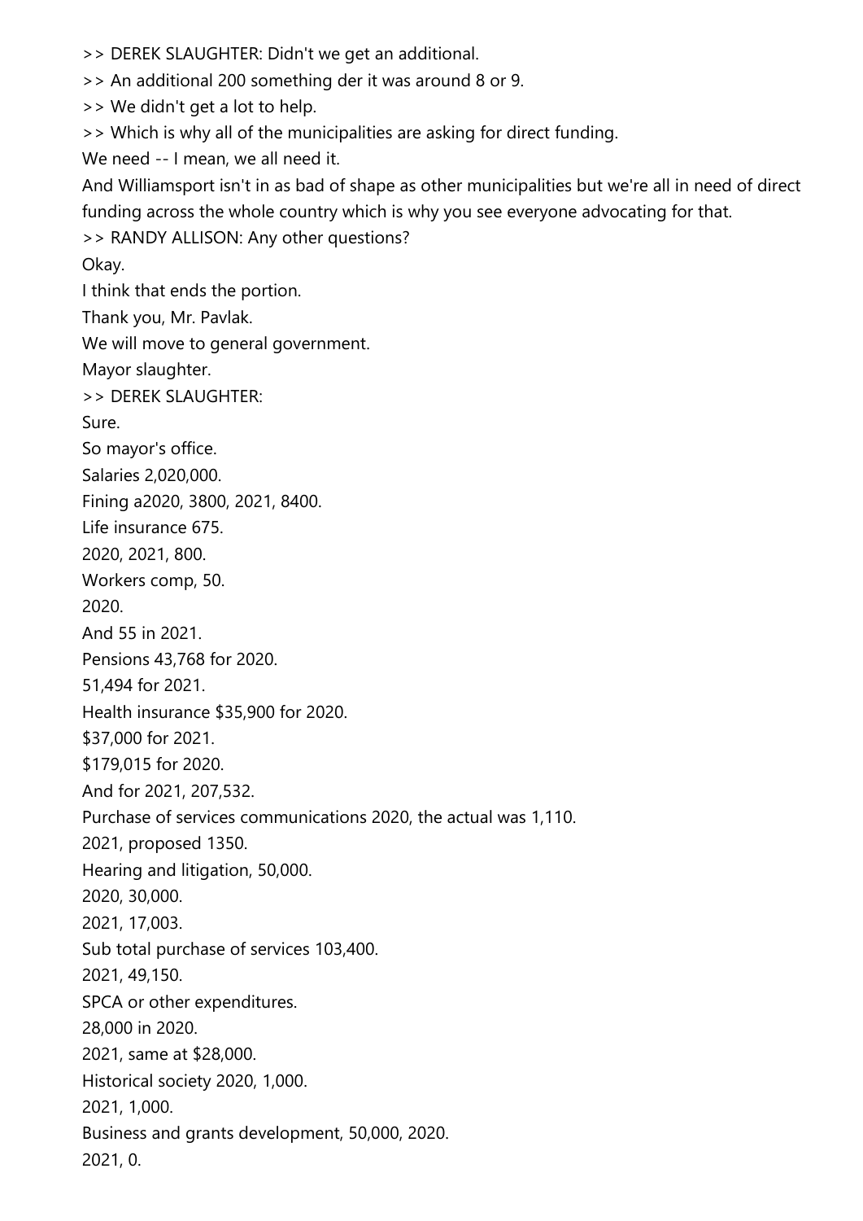>> DEREK SLAUGHTER: Didn't we get an additional.

>> An additional 200 something der it was around 8 or 9.

>> We didn't get a lot to help.

>> Which is why all of the municipalities are asking for direct funding.

We need -- I mean, we all need it.

And Williamsport isn't in as bad of shape as other municipalities but we're all in need of direct funding across the whole country which is why you see everyone advocating for that.

>> RANDY ALLISON: Any other questions?

Okay.

I think that ends the portion.

Thank you, Mr. Pavlak.

We will move to general government.

Mayor slaughter.

>> DEREK SLAUGHTER:

Sure.

So mayor's office.

Salaries 2,020,000.

Fining a2020, 3800, 2021, 8400.

Life insurance 675.

2020, 2021, 800.

Workers comp, 50.

2020.

And 55 in 2021.

Pensions 43,768 for 2020.

51,494 for 2021.

Health insurance $35,900 for 2020.

$37,000 for 2021.

$179,015 for 2020.

And for 2021, 207,532.

Purchase of services communications 2020, the actual was 1,110.

2021, proposed 1350.

Hearing and litigation, 50,000.

2020, 30,000.

2021, 17,003.

Sub total purchase of services 103,400.

2021, 49,150.

SPCA or other expenditures.

28,000 in 2020.

2021, same at $28,000.

Historical society 2020, 1,000.

2021, 1,000.

Business and grants development, 50,000, 2020.

2021, 0.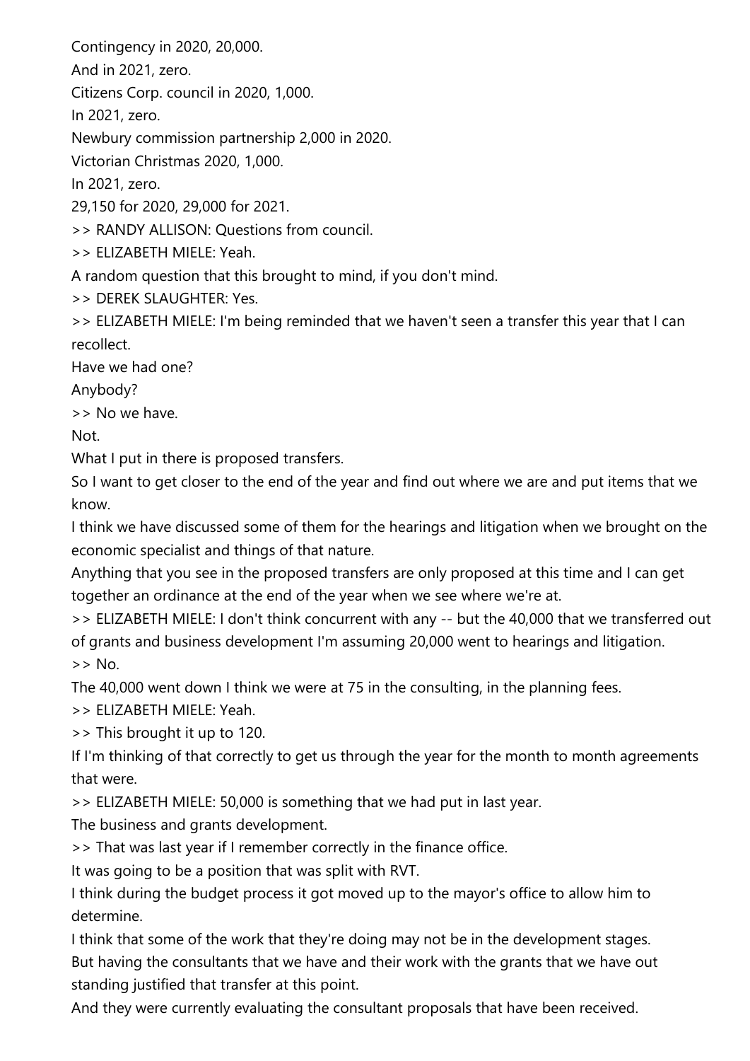Contingency in 2020, 20,000.

And in 2021, zero.

Citizens Corp. council in 2020, 1,000.

In 2021, zero.

Newbury commission partnership 2,000 in 2020.

Victorian Christmas 2020, 1,000.

In 2021, zero.

29,150 for 2020, 29,000 for 2021.

>> RANDY ALLISON: Questions from council.

>> ELIZABETH MIELE: Yeah.

A random question that this brought to mind, if you don't mind.

>> DEREK SLAUGHTER: Yes.

>> ELIZABETH MIELE: I'm being reminded that we haven't seen a transfer this year that I can recollect.

Have we had one?

Anybody?

>> No we have.

Not.

What I put in there is proposed transfers.

So I want to get closer to the end of the year and find out where we are and put items that we know.

I think we have discussed some of them for the hearings and litigation when we brought on the economic specialist and things of that nature.

Anything that you see in the proposed transfers are only proposed at this time and I can get together an ordinance at the end of the year when we see where we're at.

>> ELIZABETH MIELE: I don't think concurrent with any -- but the 40,000 that we transferred out of grants and business development I'm assuming 20,000 went to hearings and litigation.

>> No.

The 40,000 went down I think we were at 75 in the consulting, in the planning fees.

>> ELIZABETH MIELE: Yeah.

>> This brought it up to 120.

If I'm thinking of that correctly to get us through the year for the month to month agreements that were.

>> ELIZABETH MIELE: 50,000 is something that we had put in last year.

The business and grants development.

>> That was last year if I remember correctly in the finance office.

It was going to be a position that was split with RVT.

I think during the budget process it got moved up to the mayor's office to allow him to determine.

I think that some of the work that they're doing may not be in the development stages.

But having the consultants that we have and their work with the grants that we have out standing justified that transfer at this point.

And they were currently evaluating the consultant proposals that have been received.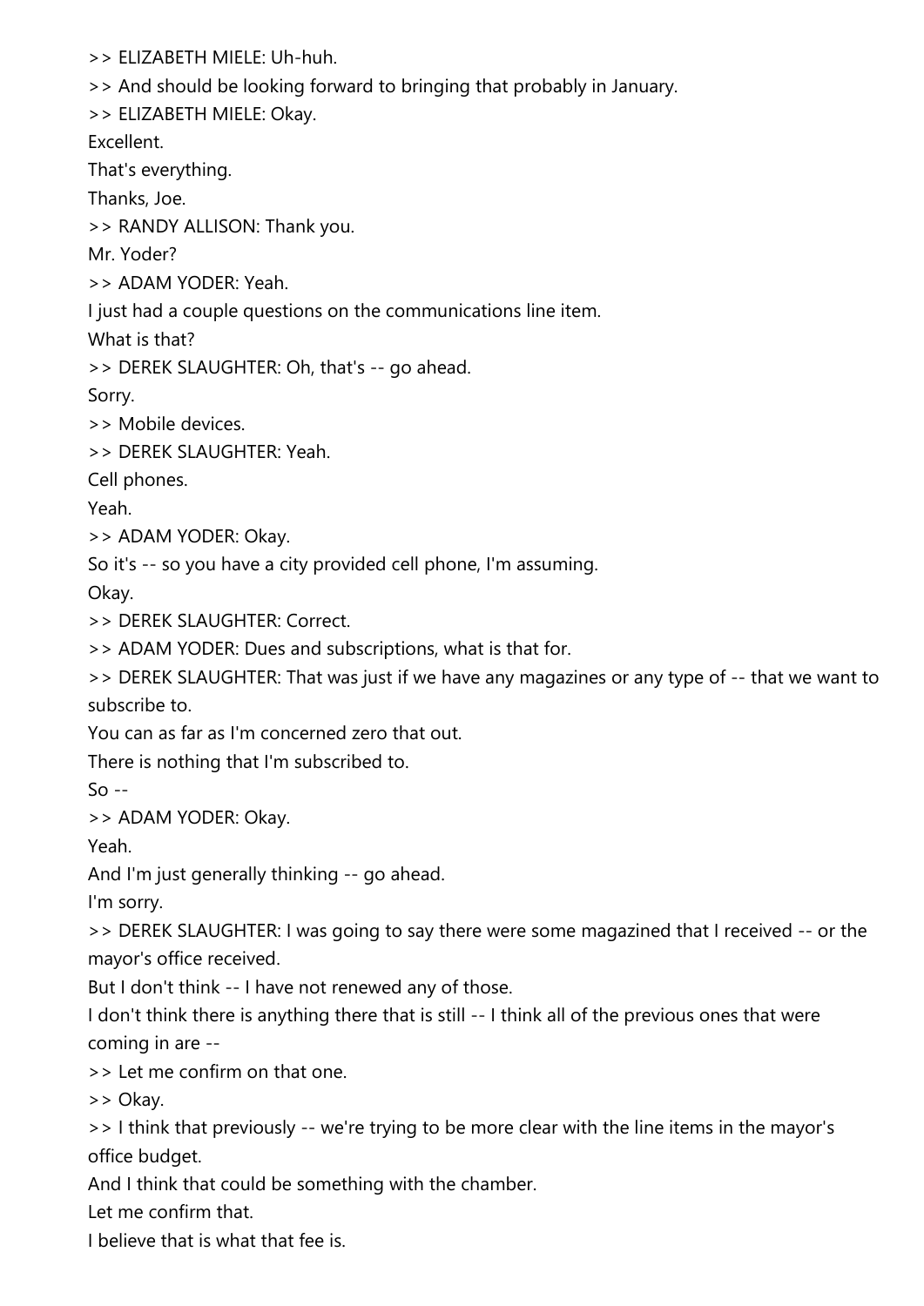>> ELIZABETH MIELE: Uh-huh.

>> And should be looking forward to bringing that probably in January.

>> ELIZABETH MIELE: Okay.

Excellent.

That's everything.

Thanks, Joe.

>> RANDY ALLISON: Thank you.

Mr. Yoder?

>> ADAM YODER: Yeah.

I just had a couple questions on the communications line item.

What is that?

>> DEREK SLAUGHTER: Oh, that's -- go ahead.

Sorry.

>> Mobile devices.

>> DEREK SLAUGHTER: Yeah.

Cell phones.

Yeah.

>> ADAM YODER: Okay.

So it's -- so you have a city provided cell phone, I'm assuming.

Okay.

>> DEREK SLAUGHTER: Correct.

>> ADAM YODER: Dues and subscriptions, what is that for.

>> DEREK SLAUGHTER: That was just if we have any magazines or any type of -- that we want to subscribe to.

You can as far as I'm concerned zero that out.

There is nothing that I'm subscribed to.

So --

>> ADAM YODER: Okay.

Yeah.

And I'm just generally thinking -- go ahead.

I'm sorry.

>> DEREK SLAUGHTER: I was going to say there were some magazined that I received -- or the mayor's office received.

But I don't think -- I have not renewed any of those.

I don't think there is anything there that is still -- I think all of the previous ones that were coming in are --

>> Let me confirm on that one.

>> Okay.

>> I think that previously -- we're trying to be more clear with the line items in the mayor's office budget.

And I think that could be something with the chamber.

Let me confirm that.

I believe that is what that fee is.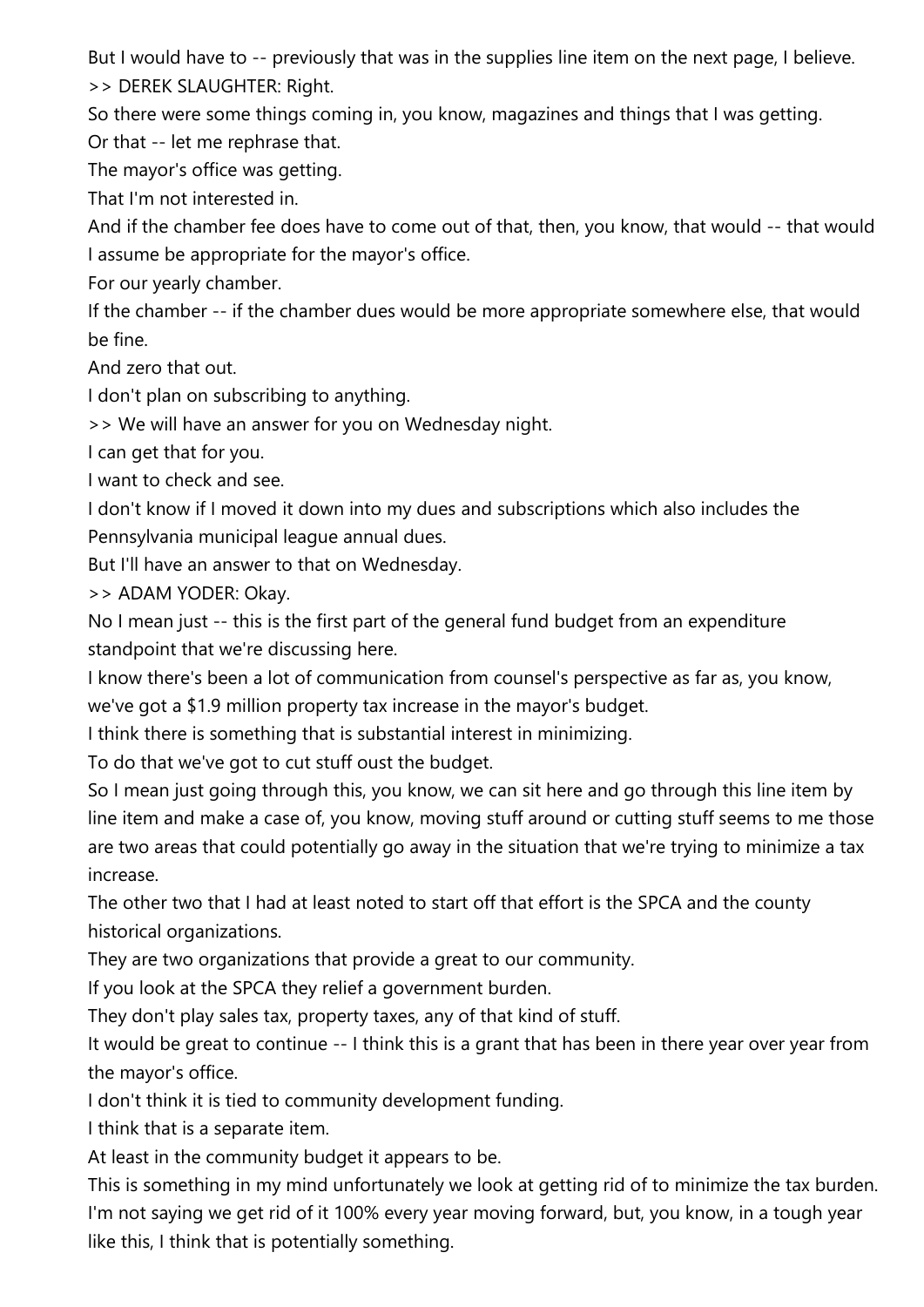But I would have to -- previously that was in the supplies line item on the next page, I believe.

>> DEREK SLAUGHTER: Right.

So there were some things coming in, you know, magazines and things that I was getting.

Or that -- let me rephrase that.

The mayor's office was getting.

That I'm not interested in.

And if the chamber fee does have to come out of that, then, you know, that would -- that would I assume be appropriate for the mayor's office.

For our yearly chamber.

If the chamber -- if the chamber dues would be more appropriate somewhere else, that would be fine.

And zero that out.

I don't plan on subscribing to anything.

>> We will have an answer for you on Wednesday night.

I can get that for you.

I want to check and see.

I don't know if I moved it down into my dues and subscriptions which also includes the Pennsylvania municipal league annual dues.

But I'll have an answer to that on Wednesday.

>> ADAM YODER: Okay.

No I mean just -- this is the first part of the general fund budget from an expenditure standpoint that we're discussing here.

I know there's been a lot of communication from counsel's perspective as far as, you know, we've got a $1.9 million property tax increase in the mayor's budget.

I think there is something that is substantial interest in minimizing.

To do that we've got to cut stuff oust the budget.

So I mean just going through this, you know, we can sit here and go through this line item by line item and make a case of, you know, moving stuff around or cutting stuff seems to me those are two areas that could potentially go away in the situation that we're trying to minimize a tax increase.

The other two that I had at least noted to start off that effort is the SPCA and the county historical organizations.

They are two organizations that provide a great to our community.

If you look at the SPCA they relief a government burden.

They don't play sales tax, property taxes, any of that kind of stuff.

It would be great to continue -- I think this is a grant that has been in there year over year from the mayor's office.

I don't think it is tied to community development funding.

I think that is a separate item.

At least in the community budget it appears to be.

This is something in my mind unfortunately we look at getting rid of to minimize the tax burden.

I'm not saying we get rid of it 100% every year moving forward, but, you know, in a tough year like this, I think that is potentially something.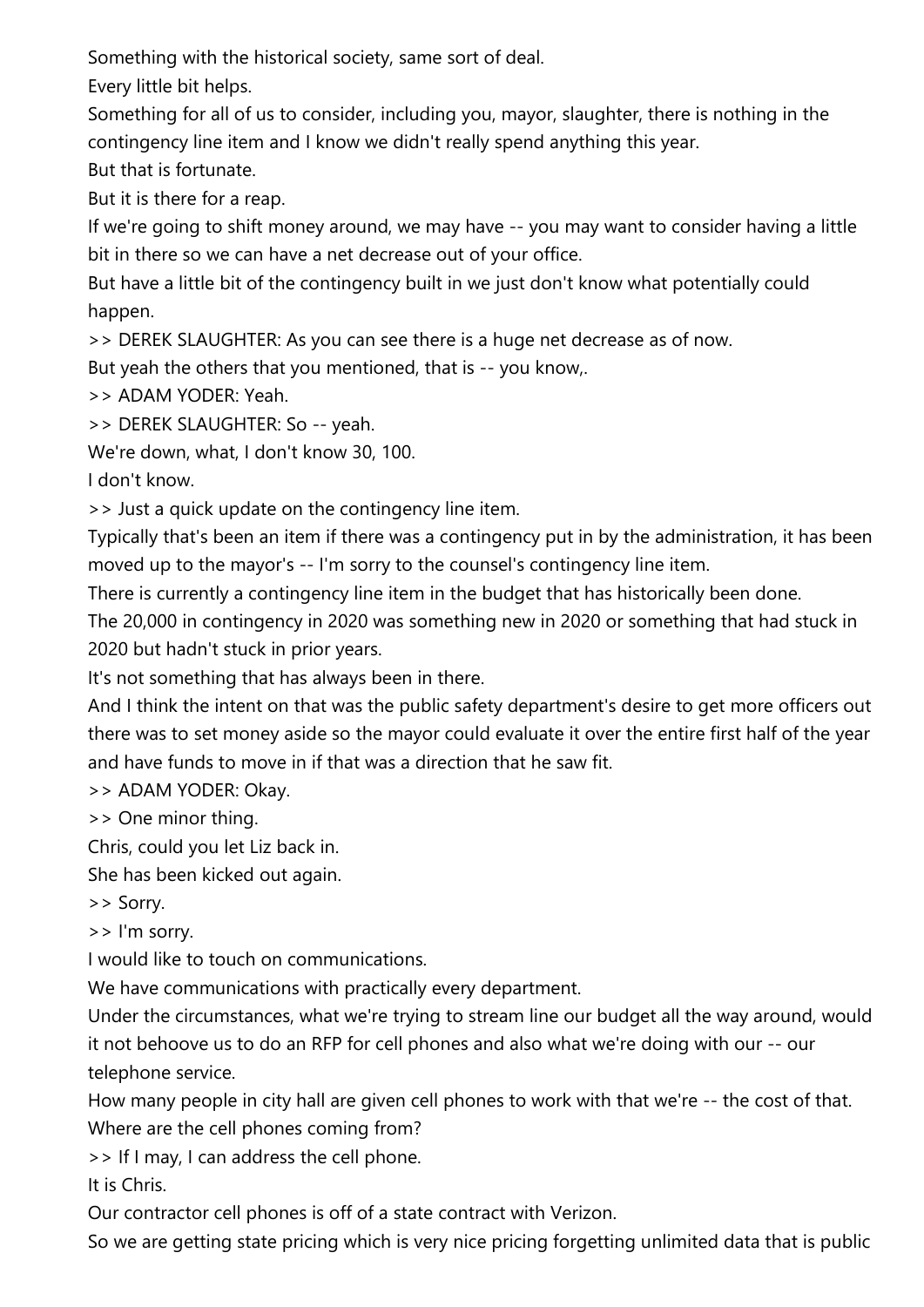Something with the historical society, same sort of deal.

Every little bit helps.

Something for all of us to consider, including you, mayor, slaughter, there is nothing in the contingency line item and I know we didn't really spend anything this year.

But that is fortunate.

But it is there for a reap.

If we're going to shift money around, we may have -- you may want to consider having a little bit in there so we can have a net decrease out of your office.

But have a little bit of the contingency built in we just don't know what potentially could happen.

>> DEREK SLAUGHTER: As you can see there is a huge net decrease as of now.

But yeah the others that you mentioned, that is -- you know,.

>> ADAM YODER: Yeah.

>> DEREK SLAUGHTER: So -- yeah.

We're down, what, I don't know 30, 100.

I don't know.

>> Just a quick update on the contingency line item.

Typically that's been an item if there was a contingency put in by the administration, it has been moved up to the mayor's -- I'm sorry to the counsel's contingency line item.

There is currently a contingency line item in the budget that has historically been done.

The 20,000 in contingency in 2020 was something new in 2020 or something that had stuck in 2020 but hadn't stuck in prior years.

It's not something that has always been in there.

And I think the intent on that was the public safety department's desire to get more officers out there was to set money aside so the mayor could evaluate it over the entire first half of the year and have funds to move in if that was a direction that he saw fit.

>> ADAM YODER: Okay.

>> One minor thing.

Chris, could you let Liz back in.

She has been kicked out again.

>> Sorry.

>> I'm sorry.

I would like to touch on communications.

We have communications with practically every department.

Under the circumstances, what we're trying to stream line our budget all the way around, would it not behoove us to do an RFP for cell phones and also what we're doing with our -- our telephone service.

How many people in city hall are given cell phones to work with that we're -- the cost of that.

Where are the cell phones coming from?

>> If I may, I can address the cell phone.

It is Chris.

Our contractor cell phones is off of a state contract with Verizon.

So we are getting state pricing which is very nice pricing forgetting unlimited data that is public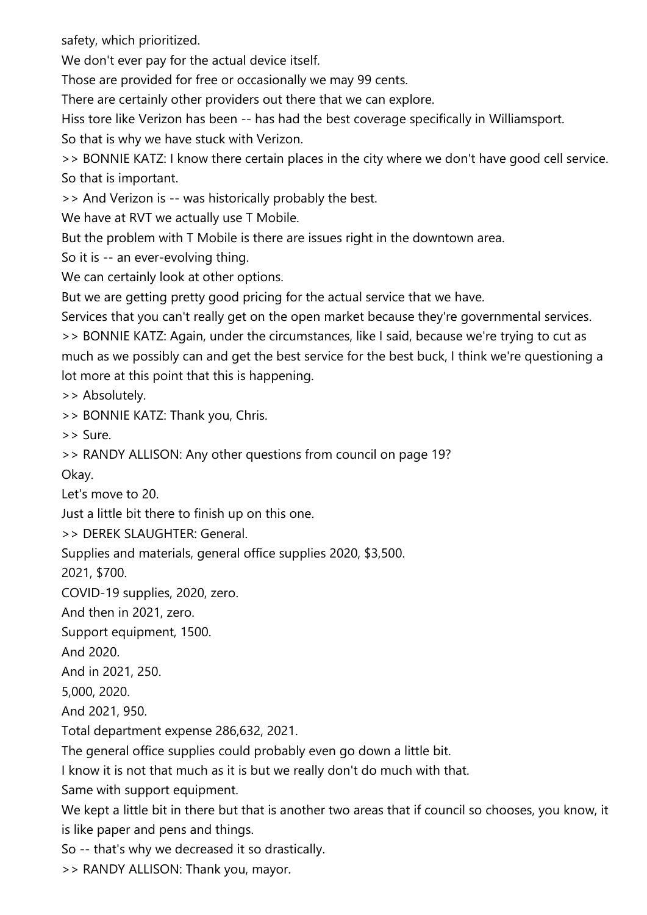safety, which prioritized.

We don't ever pay for the actual device itself.

Those are provided for free or occasionally we may 99 cents.

There are certainly other providers out there that we can explore.

Hiss tore like Verizon has been -- has had the best coverage specifically in Williamsport.

So that is why we have stuck with Verizon.

>> BONNIE KATZ: I know there certain places in the city where we don't have good cell service.

So that is important.

>> And Verizon is -- was historically probably the best.

We have at RVT we actually use T Mobile.

But the problem with T Mobile is there are issues right in the downtown area.

So it is -- an ever-evolving thing.

We can certainly look at other options.

But we are getting pretty good pricing for the actual service that we have.

Services that you can't really get on the open market because they're governmental services.

>> BONNIE KATZ: Again, under the circumstances, like I said, because we're trying to cut as much as we possibly can and get the best service for the best buck, I think we're questioning a lot more at this point that this is happening.

>> Absolutely.

>> BONNIE KATZ: Thank you, Chris.

>> Sure.

>> RANDY ALLISON: Any other questions from council on page 19?

Okay.

Let's move to 20.

Just a little bit there to finish up on this one.

>> DEREK SLAUGHTER: General.

Supplies and materials, general office supplies 2020, $3,500.

2021, $700.

COVID-19 supplies, 2020, zero.

And then in 2021, zero.

Support equipment, 1500.

And 2020.

And in 2021, 250.

5,000, 2020.

And 2021, 950.

Total department expense 286,632, 2021.

The general office supplies could probably even go down a little bit.

I know it is not that much as it is but we really don't do much with that.

Same with support equipment.

We kept a little bit in there but that is another two areas that if council so chooses, you know, it is like paper and pens and things.

So -- that's why we decreased it so drastically.

>> RANDY ALLISON: Thank you, mayor.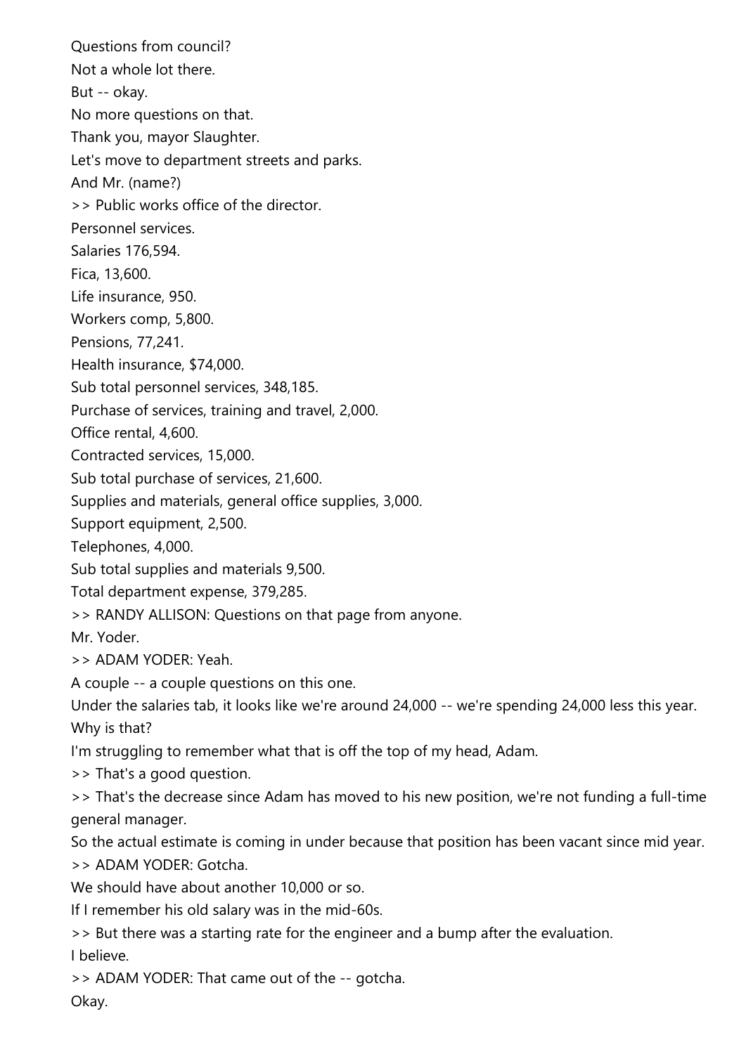Questions from council?

Not a whole lot there.

But -- okay.

No more questions on that.

Thank you, mayor Slaughter.

Let's move to department streets and parks.

And Mr. (name?)

>> Public works office of the director.

Personnel services.

Salaries 176,594.

Fica, 13,600.

Life insurance, 950.

Workers comp, 5,800.

Pensions, 77,241.

Health insurance, $74,000.

Sub total personnel services, 348,185.

Purchase of services, training and travel, 2,000.

Office rental, 4,600.

Contracted services, 15,000.

Sub total purchase of services, 21,600.

Supplies and materials, general office supplies, 3,000.

Support equipment, 2,500.

Telephones, 4,000.

Sub total supplies and materials 9,500.

Total department expense, 379,285.

>> RANDY ALLISON: Questions on that page from anyone.

Mr. Yoder.

>> ADAM YODER: Yeah.

A couple -- a couple questions on this one.

Under the salaries tab, it looks like we're around 24,000 -- we're spending 24,000 less this year.

Why is that?

I'm struggling to remember what that is off the top of my head, Adam.

>> That's a good question.

>> That's the decrease since Adam has moved to his new position, we're not funding a full-time general manager.

So the actual estimate is coming in under because that position has been vacant since mid year.

>> ADAM YODER: Gotcha.

We should have about another 10,000 or so.

If I remember his old salary was in the mid-60s.

>> But there was a starting rate for the engineer and a bump after the evaluation.

I believe.

>> ADAM YODER: That came out of the -- gotcha.

Okay.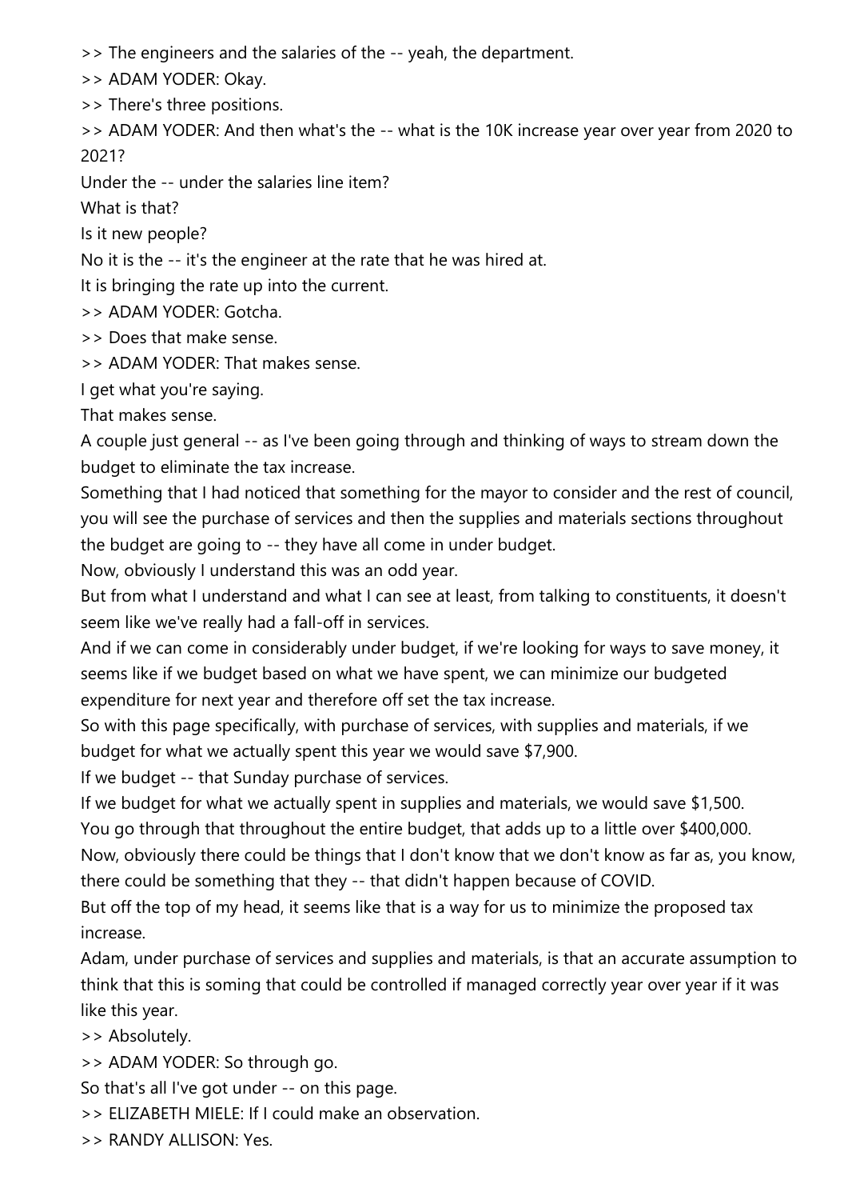>> The engineers and the salaries of the -- yeah, the department.

>> ADAM YODER: Okay.

>> There's three positions.

>> ADAM YODER: And then what's the -- what is the 10K increase year over year from 2020 to 2021?

Under the -- under the salaries line item?

What is that?

Is it new people?

No it is the -- it's the engineer at the rate that he was hired at.

It is bringing the rate up into the current.

>> ADAM YODER: Gotcha.

>> Does that make sense.

>> ADAM YODER: That makes sense.

I get what you're saying.

That makes sense.

A couple just general -- as I've been going through and thinking of ways to stream down the budget to eliminate the tax increase.

Something that I had noticed that something for the mayor to consider and the rest of council, you will see the purchase of services and then the supplies and materials sections throughout the budget are going to -- they have all come in under budget.

Now, obviously I understand this was an odd year.

But from what I understand and what I can see at least, from talking to constituents, it doesn't seem like we've really had a fall-off in services.

And if we can come in considerably under budget, if we're looking for ways to save money, it seems like if we budget based on what we have spent, we can minimize our budgeted expenditure for next year and therefore off set the tax increase.

So with this page specifically, with purchase of services, with supplies and materials, if we budget for what we actually spent this year we would save $7,900.

If we budget -- that Sunday purchase of services.

If we budget for what we actually spent in supplies and materials, we would save $1,500.

You go through that throughout the entire budget, that adds up to a little over $400,000.

Now, obviously there could be things that I don't know that we don't know as far as, you know, there could be something that they -- that didn't happen because of COVID.

But off the top of my head, it seems like that is a way for us to minimize the proposed tax increase.

Adam, under purchase of services and supplies and materials, is that an accurate assumption to think that this is soming that could be controlled if managed correctly year over year if it was like this year.

>> Absolutely.

>> ADAM YODER: So through go.

So that's all I've got under -- on this page.

>> ELIZABETH MIELE: If I could make an observation.

>> RANDY ALLISON: Yes.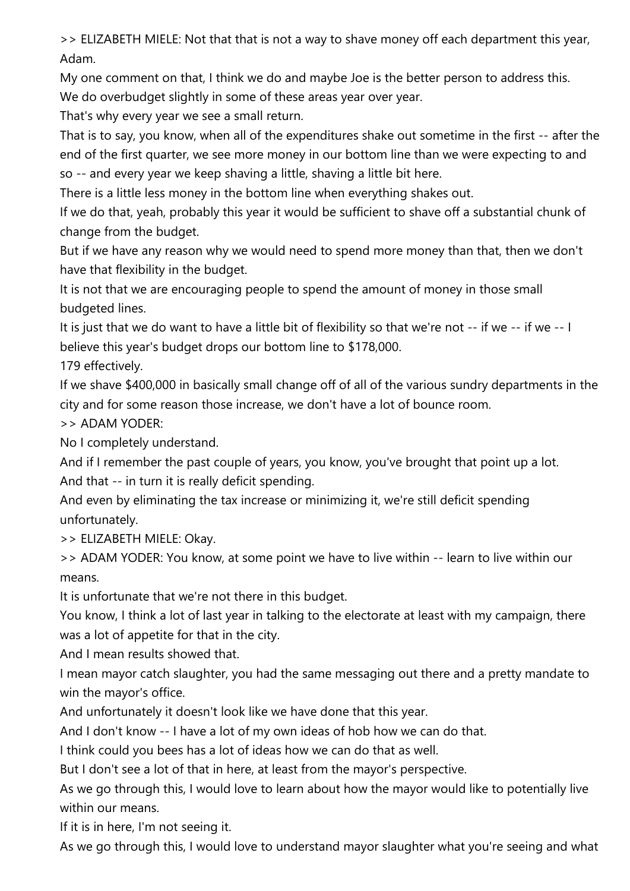>> ELIZABETH MIELE: Not that that is not a way to shave money off each department this year, Adam.

My one comment on that, I think we do and maybe Joe is the better person to address this.

We do overbudget slightly in some of these areas year over year.

That's why every year we see a small return.

That is to say, you know, when all of the expenditures shake out sometime in the first -- after the end of the first quarter, we see more money in our bottom line than we were expecting to and so -- and every year we keep shaving a little, shaving a little bit here.

There is a little less money in the bottom line when everything shakes out.

If we do that, yeah, probably this year it would be sufficient to shave off a substantial chunk of change from the budget.

But if we have any reason why we would need to spend more money than that, then we don't have that flexibility in the budget.

It is not that we are encouraging people to spend the amount of money in those small budgeted lines.

It is just that we do want to have a little bit of flexibility so that we're not -- if we -- if we -- I believe this year's budget drops our bottom line to $178,000.

179 effectively.

If we shave $400,000 in basically small change off of all of the various sundry departments in the city and for some reason those increase, we don't have a lot of bounce room.

>> ADAM YODER:

No I completely understand.

And if I remember the past couple of years, you know, you've brought that point up a lot.

And that -- in turn it is really deficit spending.

And even by eliminating the tax increase or minimizing it, we're still deficit spending unfortunately.

>> ELIZABETH MIELE: Okay.

>> ADAM YODER: You know, at some point we have to live within -- learn to live within our means.

It is unfortunate that we're not there in this budget.

You know, I think a lot of last year in talking to the electorate at least with my campaign, there was a lot of appetite for that in the city.

And I mean results showed that.

I mean mayor catch slaughter, you had the same messaging out there and a pretty mandate to win the mayor's office.

And unfortunately it doesn't look like we have done that this year.

And I don't know -- I have a lot of my own ideas of hob how we can do that.

I think could you bees has a lot of ideas how we can do that as well.

But I don't see a lot of that in here, at least from the mayor's perspective.

As we go through this, I would love to learn about how the mayor would like to potentially live within our means.

If it is in here, I'm not seeing it.

As we go through this, I would love to understand mayor slaughter what you're seeing and what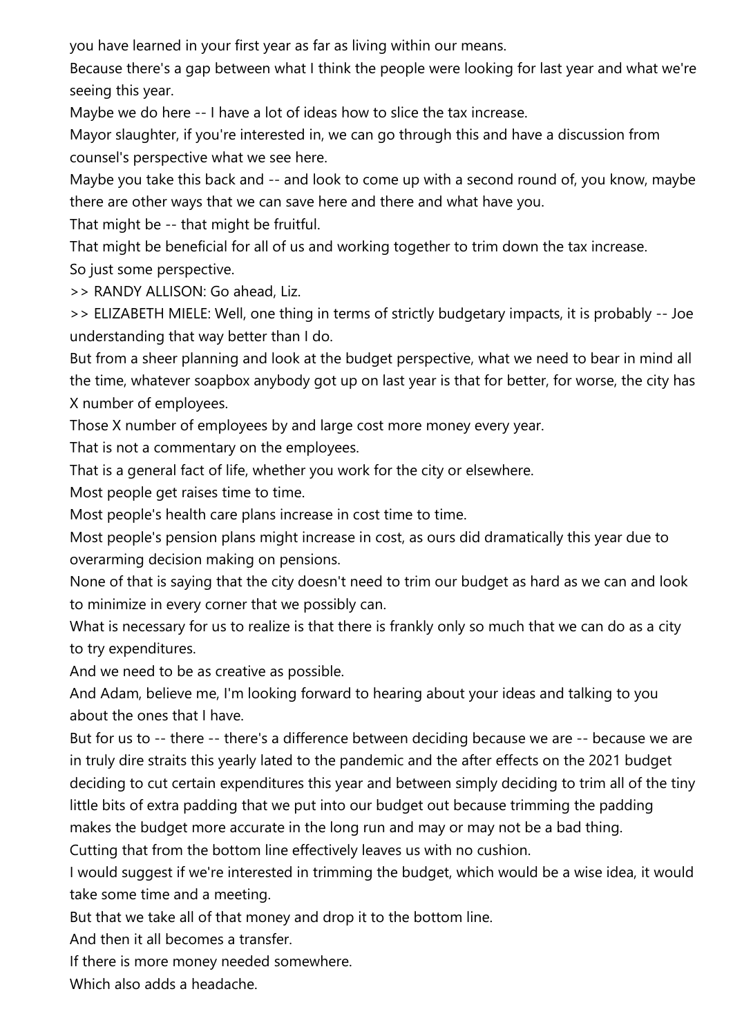you have learned in your first year as far as living within our means.

Because there's a gap between what I think the people were looking for last year and what we're seeing this year.

Maybe we do here -- I have a lot of ideas how to slice the tax increase.

Mayor slaughter, if you're interested in, we can go through this and have a discussion from counsel's perspective what we see here.

Maybe you take this back and -- and look to come up with a second round of, you know, maybe there are other ways that we can save here and there and what have you.

That might be -- that might be fruitful.

That might be beneficial for all of us and working together to trim down the tax increase.

So just some perspective.

>> RANDY ALLISON: Go ahead, Liz.

>> ELIZABETH MIELE: Well, one thing in terms of strictly budgetary impacts, it is probably -- Joe understanding that way better than I do.

But from a sheer planning and look at the budget perspective, what we need to bear in mind all the time, whatever soapbox anybody got up on last year is that for better, for worse, the city has X number of employees.

Those X number of employees by and large cost more money every year.

That is not a commentary on the employees.

That is a general fact of life, whether you work for the city or elsewhere.

Most people get raises time to time.

Most people's health care plans increase in cost time to time.

Most people's pension plans might increase in cost, as ours did dramatically this year due to overarming decision making on pensions.

None of that is saying that the city doesn't need to trim our budget as hard as we can and look to minimize in every corner that we possibly can.

What is necessary for us to realize is that there is frankly only so much that we can do as a city to try expenditures.

And we need to be as creative as possible.

And Adam, believe me, I'm looking forward to hearing about your ideas and talking to you about the ones that I have.

But for us to -- there -- there's a difference between deciding because we are -- because we are in truly dire straits this yearly lated to the pandemic and the after effects on the 2021 budget deciding to cut certain expenditures this year and between simply deciding to trim all of the tiny little bits of extra padding that we put into our budget out because trimming the padding makes the budget more accurate in the long run and may or may not be a bad thing.

Cutting that from the bottom line effectively leaves us with no cushion.

I would suggest if we're interested in trimming the budget, which would be a wise idea, it would take some time and a meeting.

But that we take all of that money and drop it to the bottom line.

And then it all becomes a transfer.

If there is more money needed somewhere.

Which also adds a headache.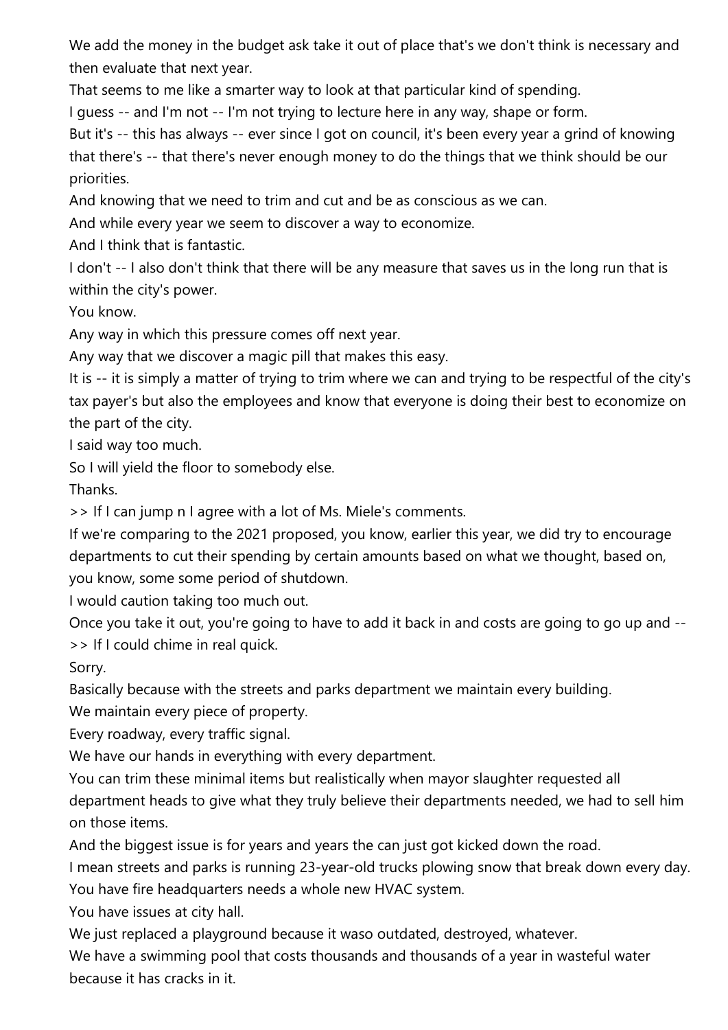We add the money in the budget ask take it out of place that's we don't think is necessary and then evaluate that next year.

That seems to me like a smarter way to look at that particular kind of spending.

I guess -- and I'm not -- I'm not trying to lecture here in any way, shape or form.

But it's -- this has always -- ever since I got on council, it's been every year a grind of knowing that there's -- that there's never enough money to do the things that we think should be our priorities.

And knowing that we need to trim and cut and be as conscious as we can.

And while every year we seem to discover a way to economize.

And I think that is fantastic.

I don't -- I also don't think that there will be any measure that saves us in the long run that is within the city's power.

You know.

Any way in which this pressure comes off next year.

Any way that we discover a magic pill that makes this easy.

It is -- it is simply a matter of trying to trim where we can and trying to be respectful of the city's tax payer's but also the employees and know that everyone is doing their best to economize on the part of the city.

I said way too much.

So I will yield the floor to somebody else.

Thanks.

>> If I can jump n I agree with a lot of Ms. Miele's comments.

If we're comparing to the 2021 proposed, you know, earlier this year, we did try to encourage departments to cut their spending by certain amounts based on what we thought, based on, you know, some some period of shutdown.

I would caution taking too much out.

Once you take it out, you're going to have to add it back in and costs are going to go up and --

>> If I could chime in real quick.

Sorry.

Basically because with the streets and parks department we maintain every building.

We maintain every piece of property.

Every roadway, every traffic signal.

We have our hands in everything with every department.

You can trim these minimal items but realistically when mayor slaughter requested all department heads to give what they truly believe their departments needed, we had to sell him on those items.

And the biggest issue is for years and years the can just got kicked down the road.

I mean streets and parks is running 23-year-old trucks plowing snow that break down every day.

You have fire headquarters needs a whole new HVAC system.

You have issues at city hall.

We just replaced a playground because it waso outdated, destroyed, whatever.

We have a swimming pool that costs thousands and thousands of a year in wasteful water because it has cracks in it.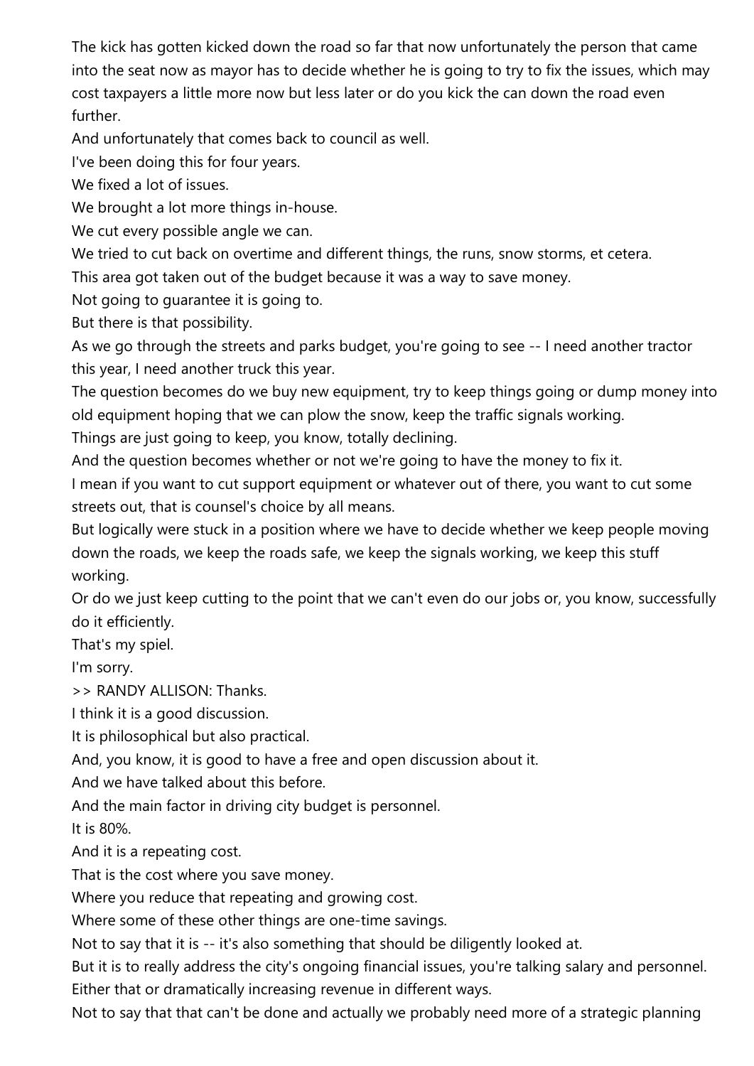The kick has gotten kicked down the road so far that now unfortunately the person that came into the seat now as mayor has to decide whether he is going to try to fix the issues, which may cost taxpayers a little more now but less later or do you kick the can down the road even further.

And unfortunately that comes back to council as well.

I've been doing this for four years.

We fixed a lot of issues.

We brought a lot more things in-house.

We cut every possible angle we can.

We tried to cut back on overtime and different things, the runs, snow storms, et cetera.

This area got taken out of the budget because it was a way to save money.

Not going to guarantee it is going to.

But there is that possibility.

As we go through the streets and parks budget, you're going to see -- I need another tractor this year, I need another truck this year.

The question becomes do we buy new equipment, try to keep things going or dump money into old equipment hoping that we can plow the snow, keep the traffic signals working.

Things are just going to keep, you know, totally declining.

And the question becomes whether or not we're going to have the money to fix it.

I mean if you want to cut support equipment or whatever out of there, you want to cut some streets out, that is counsel's choice by all means.

But logically were stuck in a position where we have to decide whether we keep people moving down the roads, we keep the roads safe, we keep the signals working, we keep this stuff working.

Or do we just keep cutting to the point that we can't even do our jobs or, you know, successfully do it efficiently.

That's my spiel.

I'm sorry.

>> RANDY ALLISON: Thanks.

I think it is a good discussion.

It is philosophical but also practical.

And, you know, it is good to have a free and open discussion about it.

And we have talked about this before.

And the main factor in driving city budget is personnel.

It is 80%.

And it is a repeating cost.

That is the cost where you save money.

Where you reduce that repeating and growing cost.

Where some of these other things are one-time savings.

Not to say that it is -- it's also something that should be diligently looked at.

But it is to really address the city's ongoing financial issues, you're talking salary and personnel.

Either that or dramatically increasing revenue in different ways.

Not to say that that can't be done and actually we probably need more of a strategic planning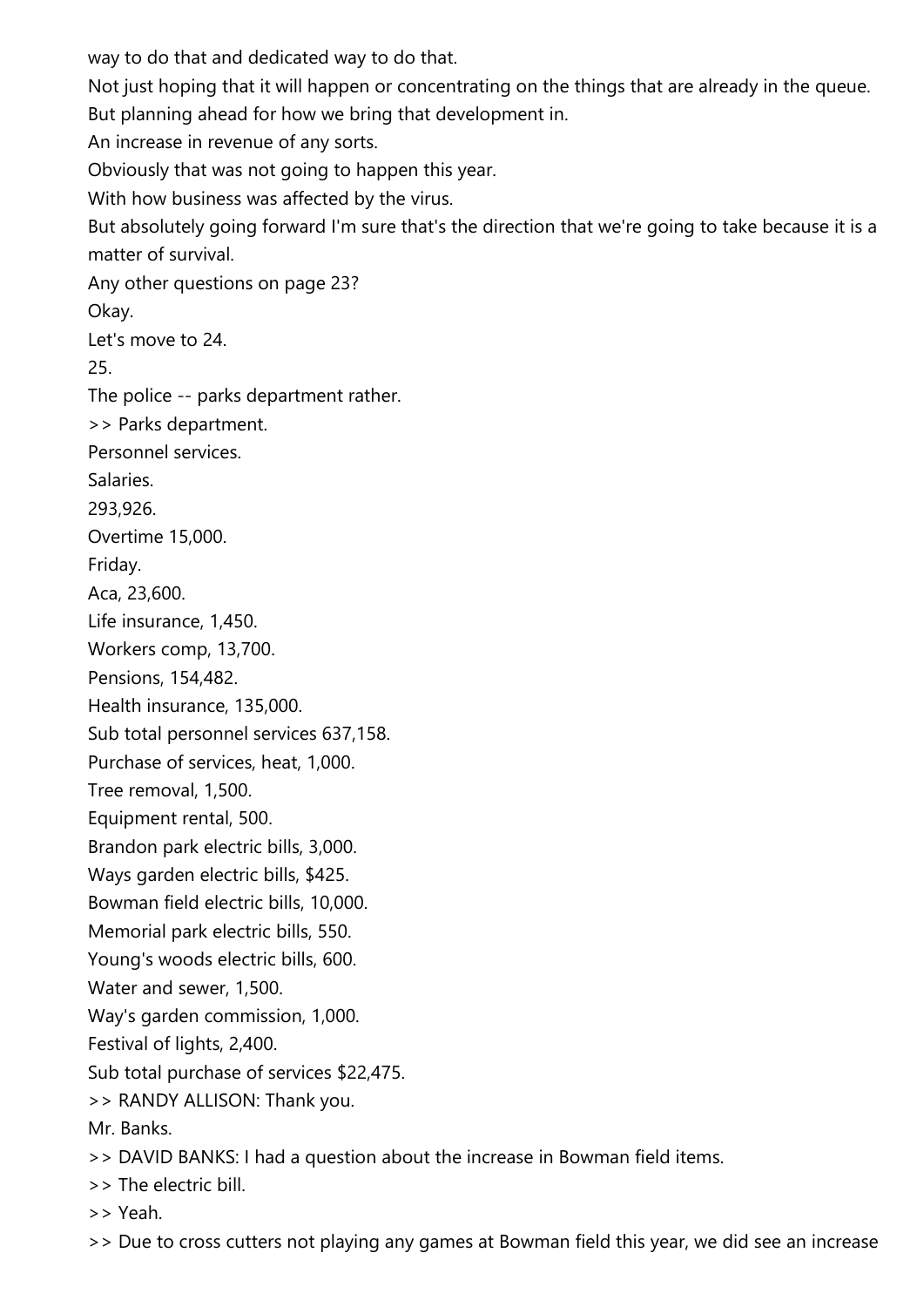way to do that and dedicated way to do that.

Not just hoping that it will happen or concentrating on the things that are already in the queue.

But planning ahead for how we bring that development in.

An increase in revenue of any sorts.

Obviously that was not going to happen this year.

With how business was affected by the virus.

But absolutely going forward I'm sure that's the direction that we're going to take because it is a matter of survival.

Any other questions on page 23?

Okay.

Let's move to 24.

25.

The police -- parks department rather.

>> Parks department.

Personnel services.

Salaries.

293,926.

Overtime 15,000.

Friday.

Aca, 23,600.

Life insurance, 1,450.

Workers comp, 13,700.

Pensions, 154,482.

Health insurance, 135,000.

Sub total personnel services 637,158.

Purchase of services, heat, 1,000.

Tree removal, 1,500.

Equipment rental, 500.

Brandon park electric bills, 3,000.

Ways garden electric bills, $425.

Bowman field electric bills, 10,000.

Memorial park electric bills, 550.

Young's woods electric bills, 600.

Water and sewer, 1,500.

Way's garden commission, 1,000.

Festival of lights, 2,400.

Sub total purchase of services $22,475.

>> RANDY ALLISON: Thank you.

Mr. Banks.

>> DAVID BANKS: I had a question about the increase in Bowman field items.

>> The electric bill.

>> Yeah.

>> Due to cross cutters not playing any games at Bowman field this year, we did see an increase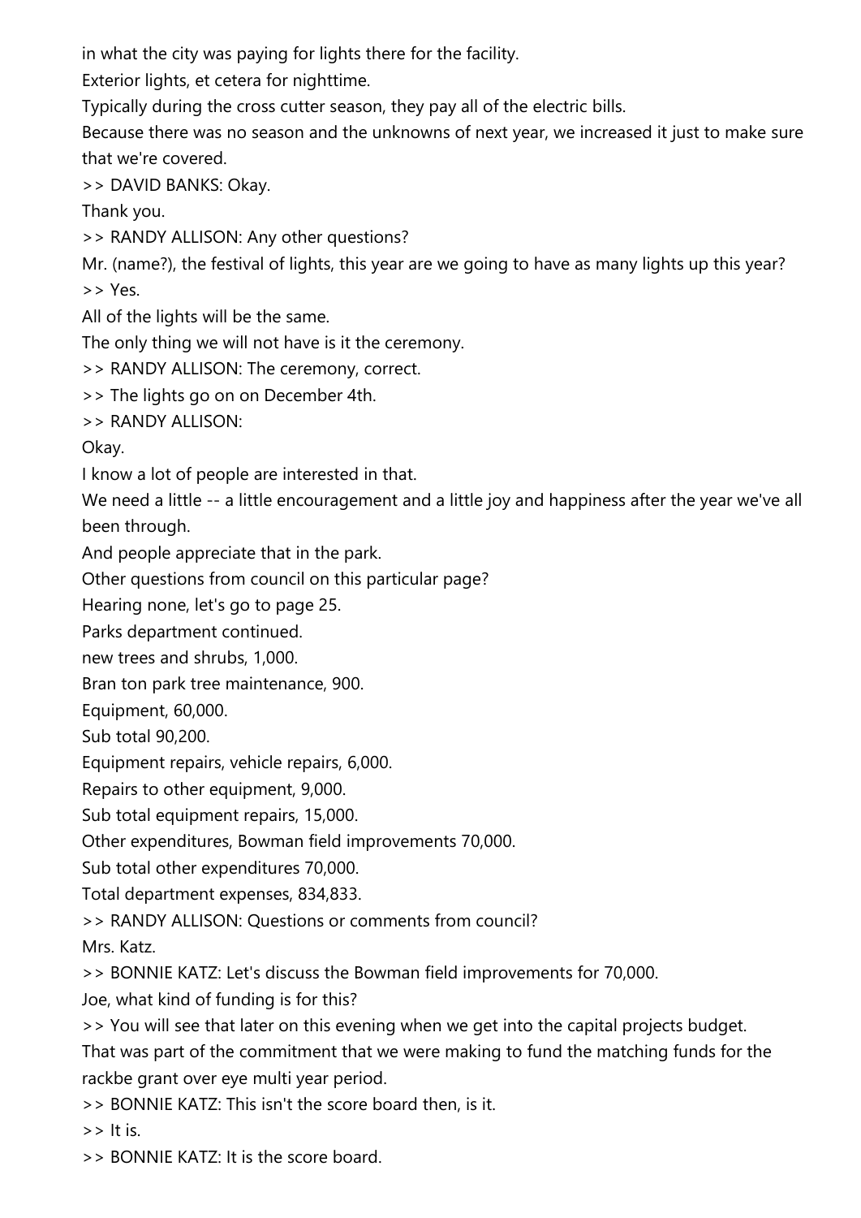in what the city was paying for lights there for the facility.

Exterior lights, et cetera for nighttime.

Typically during the cross cutter season, they pay all of the electric bills.

Because there was no season and the unknowns of next year, we increased it just to make sure that we're covered.

>> DAVID BANKS: Okay.

Thank you.

>> RANDY ALLISON: Any other questions?

Mr. (name?), the festival of lights, this year are we going to have as many lights up this year?

>> Yes.

All of the lights will be the same.

The only thing we will not have is it the ceremony.

>> RANDY ALLISON: The ceremony, correct.

>> The lights go on on December 4th.

>> RANDY ALLISON:

Okay.

I know a lot of people are interested in that.

We need a little -- a little encouragement and a little joy and happiness after the year we've all been through.

And people appreciate that in the park.

Other questions from council on this particular page?

Hearing none, let's go to page 25.

Parks department continued.

new trees and shrubs, 1,000.

Bran ton park tree maintenance, 900.

Equipment, 60,000.

Sub total 90,200.

Equipment repairs, vehicle repairs, 6,000.

Repairs to other equipment, 9,000.

Sub total equipment repairs, 15,000.

Other expenditures, Bowman field improvements 70,000.

Sub total other expenditures 70,000.

Total department expenses, 834,833.

>> RANDY ALLISON: Questions or comments from council?

Mrs. Katz.

>> BONNIE KATZ: Let's discuss the Bowman field improvements for 70,000.

Joe, what kind of funding is for this?

>> You will see that later on this evening when we get into the capital projects budget.

That was part of the commitment that we were making to fund the matching funds for the rackbe grant over eye multi year period.

>> BONNIE KATZ: This isn't the score board then, is it.

>> It is.

>> BONNIE KATZ: It is the score board.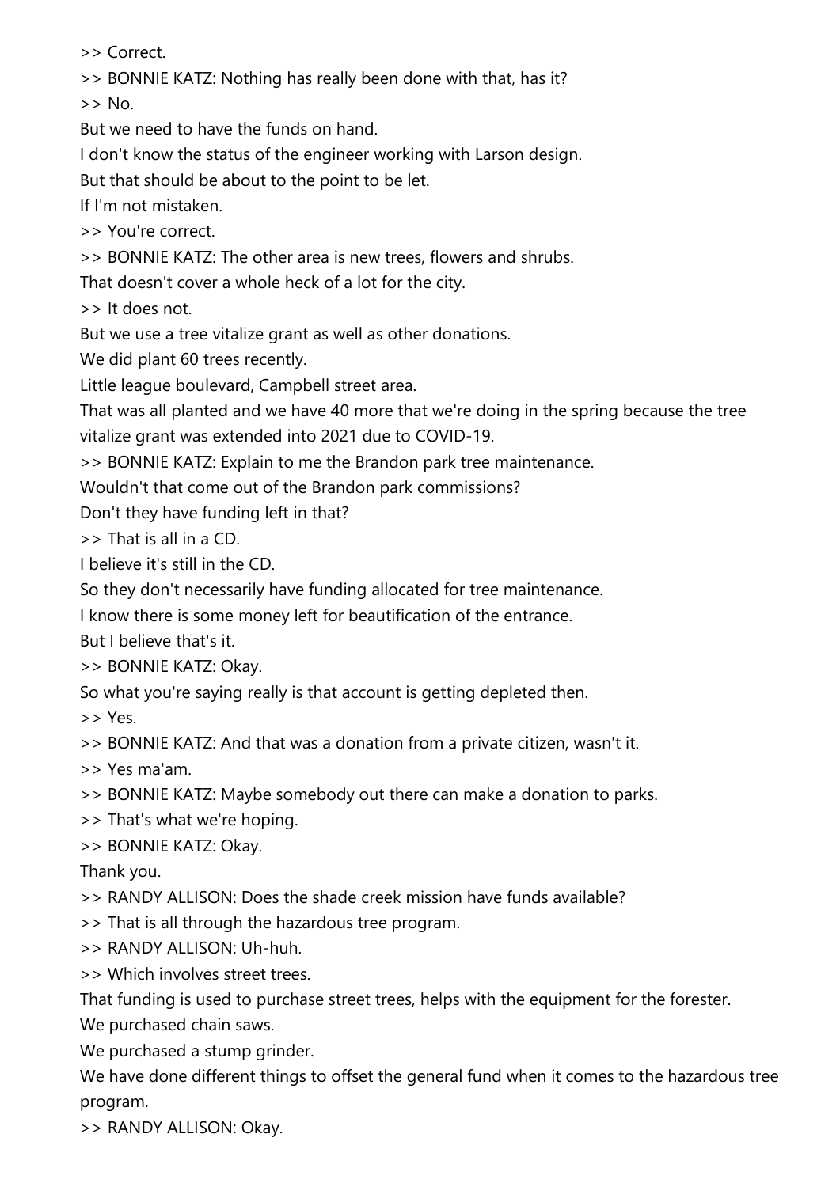>> Correct.

>> BONNIE KATZ: Nothing has really been done with that, has it?

>> No.

But we need to have the funds on hand.

I don't know the status of the engineer working with Larson design.

But that should be about to the point to be let.

If I'm not mistaken.

>> You're correct.

>> BONNIE KATZ: The other area is new trees, flowers and shrubs.

That doesn't cover a whole heck of a lot for the city.

>> It does not.

But we use a tree vitalize grant as well as other donations.

We did plant 60 trees recently.

Little league boulevard, Campbell street area.

That was all planted and we have 40 more that we're doing in the spring because the tree vitalize grant was extended into 2021 due to COVID-19.

>> BONNIE KATZ: Explain to me the Brandon park tree maintenance.

Wouldn't that come out of the Brandon park commissions?

Don't they have funding left in that?

>> That is all in a CD.

I believe it's still in the CD.

So they don't necessarily have funding allocated for tree maintenance.

I know there is some money left for beautification of the entrance.

But I believe that's it.

>> BONNIE KATZ: Okay.

So what you're saying really is that account is getting depleted then.

>> Yes.

>> BONNIE KATZ: And that was a donation from a private citizen, wasn't it.

>> Yes ma'am.

>> BONNIE KATZ: Maybe somebody out there can make a donation to parks.

>> That's what we're hoping.

>> BONNIE KATZ: Okay.

Thank you.

>> RANDY ALLISON: Does the shade creek mission have funds available?

>> That is all through the hazardous tree program.

>> RANDY ALLISON: Uh-huh.

>> Which involves street trees.

That funding is used to purchase street trees, helps with the equipment for the forester.

We purchased chain saws.

We purchased a stump grinder.

We have done different things to offset the general fund when it comes to the hazardous tree program.

>> RANDY ALLISON: Okay.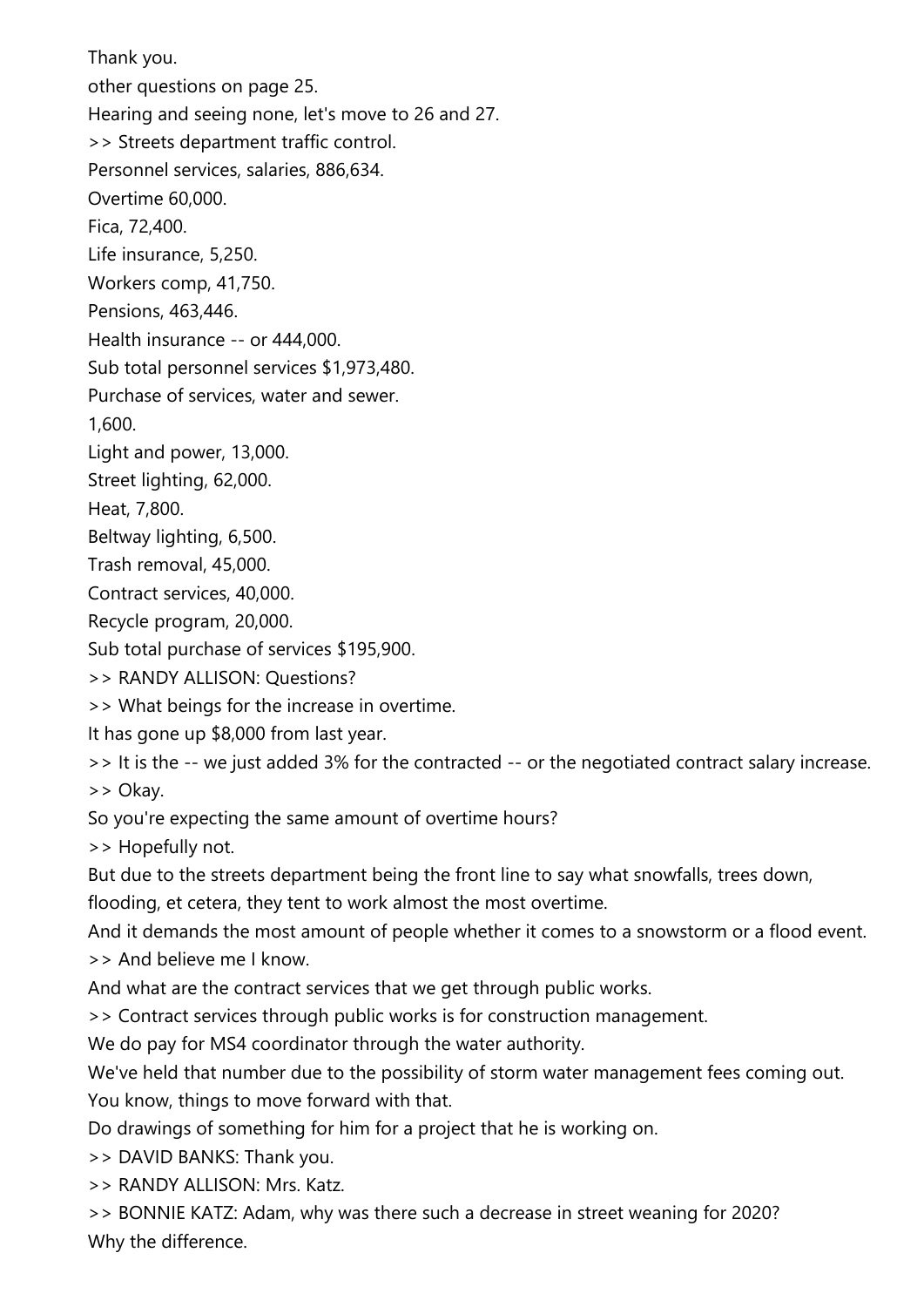Thank you.

other questions on page 25.

Hearing and seeing none, let's move to 26 and 27.

>> Streets department traffic control.

Personnel services, salaries, 886,634.

Overtime 60,000.

Fica, 72,400.

Life insurance, 5,250.

Workers comp, 41,750.

Pensions, 463,446.

Health insurance -- or 444,000.

Sub total personnel services $1,973,480.

Purchase of services, water and sewer.

1,600.

Light and power, 13,000.

Street lighting, 62,000.

Heat, 7,800.

Beltway lighting, 6,500.

Trash removal, 45,000.

Contract services, 40,000.

Recycle program, 20,000.

Sub total purchase of services $195,900.

>> RANDY ALLISON: Questions?

>> What beings for the increase in overtime.

It has gone up $8,000 from last year.

>> It is the -- we just added 3% for the contracted -- or the negotiated contract salary increase.

>> Okay.

So you're expecting the same amount of overtime hours?

>> Hopefully not.

But due to the streets department being the front line to say what snowfalls, trees down, flooding, et cetera, they tent to work almost the most overtime.

And it demands the most amount of people whether it comes to a snowstorm or a flood event.

>> And believe me I know.

And what are the contract services that we get through public works.

>> Contract services through public works is for construction management.

We do pay for MS4 coordinator through the water authority.

We've held that number due to the possibility of storm water management fees coming out.

You know, things to move forward with that.

Do drawings of something for him for a project that he is working on.

>> DAVID BANKS: Thank you.

>> RANDY ALLISON: Mrs. Katz.

>> BONNIE KATZ: Adam, why was there such a decrease in street weaning for 2020?

Why the difference.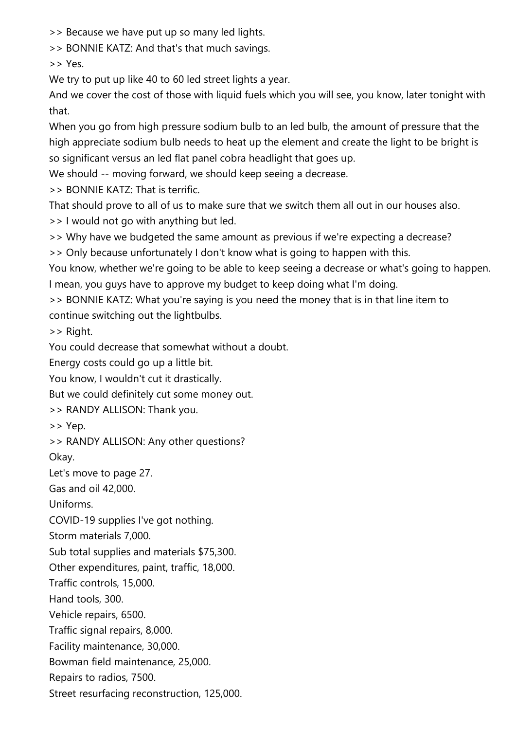>> Because we have put up so many led lights.

>> BONNIE KATZ: And that's that much savings.

>> Yes.

We try to put up like 40 to 60 led street lights a year.

And we cover the cost of those with liquid fuels which you will see, you know, later tonight with that.

When you go from high pressure sodium bulb to an led bulb, the amount of pressure that the high appreciate sodium bulb needs to heat up the element and create the light to be bright is so significant versus an led flat panel cobra headlight that goes up.

We should -- moving forward, we should keep seeing a decrease.

>> BONNIE KATZ: That is terrific.

That should prove to all of us to make sure that we switch them all out in our houses also.

>> I would not go with anything but led.

>> Why have we budgeted the same amount as previous if we're expecting a decrease?

>> Only because unfortunately I don't know what is going to happen with this.

You know, whether we're going to be able to keep seeing a decrease or what's going to happen.

I mean, you guys have to approve my budget to keep doing what I'm doing.

>> BONNIE KATZ: What you're saying is you need the money that is in that line item to continue switching out the lightbulbs.

>> Right.

You could decrease that somewhat without a doubt.

Energy costs could go up a little bit.

You know, I wouldn't cut it drastically.

But we could definitely cut some money out.

>> RANDY ALLISON: Thank you.

>> Yep.

>> RANDY ALLISON: Any other questions?

Okay.

Let's move to page 27.

Gas and oil 42,000.

Uniforms.

COVID-19 supplies I've got nothing.

Storm materials 7,000.

Sub total supplies and materials $75,300.

Other expenditures, paint, traffic, 18,000.

Traffic controls, 15,000.

Hand tools, 300.

Vehicle repairs, 6500.

Traffic signal repairs, 8,000.

Facility maintenance, 30,000.

Bowman field maintenance, 25,000.

Repairs to radios, 7500.

Street resurfacing reconstruction, 125,000.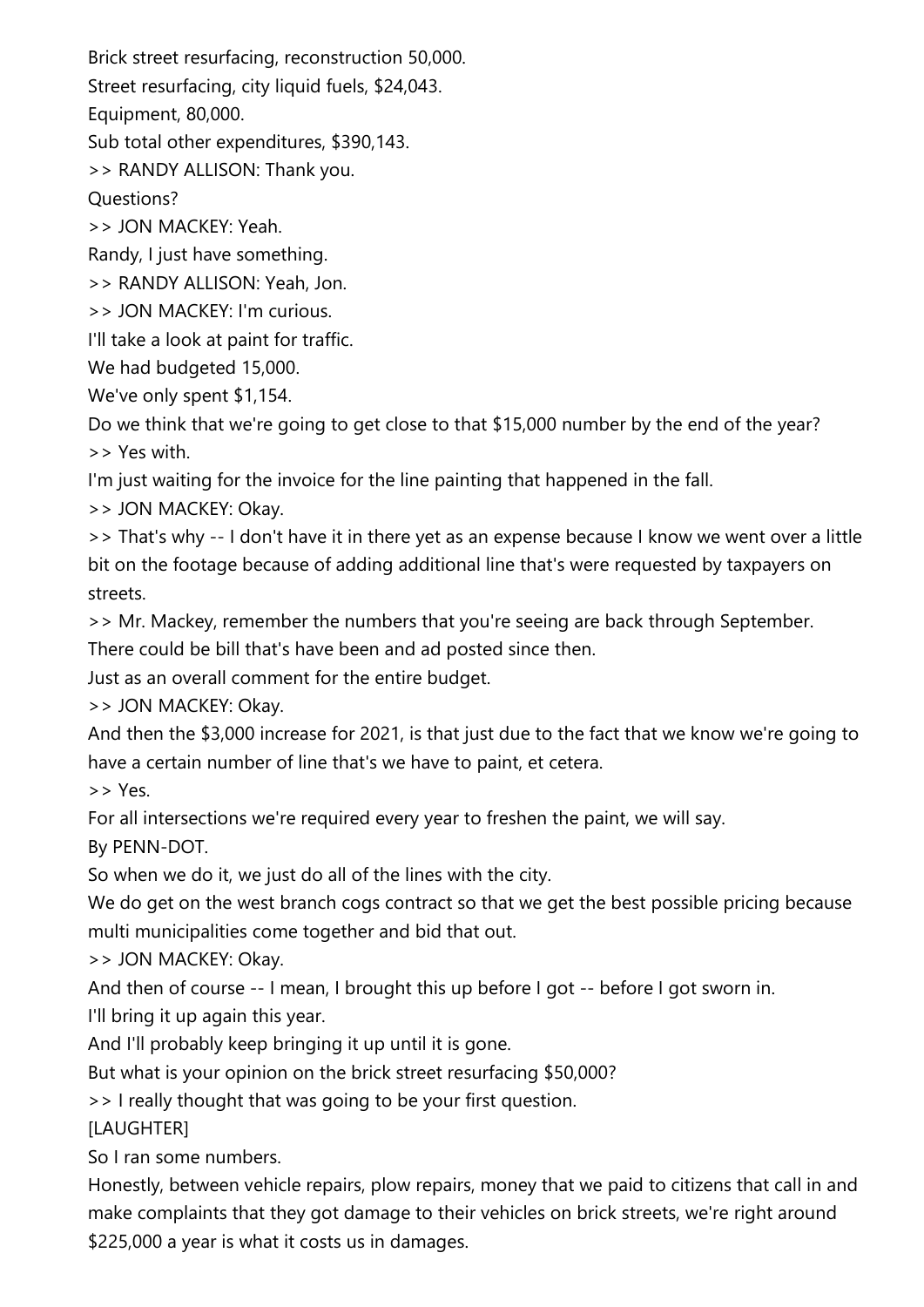Brick street resurfacing, reconstruction 50,000.

Street resurfacing, city liquid fuels, $24,043.

Equipment, 80,000.

Sub total other expenditures, $390,143.

>> RANDY ALLISON: Thank you.

Questions?

>> JON MACKEY: Yeah.

Randy, I just have something.

>> RANDY ALLISON: Yeah, Jon.

>> JON MACKEY: I'm curious.

I'll take a look at paint for traffic.

We had budgeted 15,000.

We've only spent $1,154.

Do we think that we're going to get close to that $15,000 number by the end of the year?

>> Yes with.

I'm just waiting for the invoice for the line painting that happened in the fall.

>> JON MACKEY: Okay.

>> That's why -- I don't have it in there yet as an expense because I know we went over a little bit on the footage because of adding additional line that's were requested by taxpayers on streets.

>> Mr. Mackey, remember the numbers that you're seeing are back through September.

There could be bill that's have been and ad posted since then.

Just as an overall comment for the entire budget.

>> JON MACKEY: Okay.

And then the $3,000 increase for 2021, is that just due to the fact that we know we're going to have a certain number of line that's we have to paint, et cetera.

>> Yes.

For all intersections we're required every year to freshen the paint, we will say.

By PENN-DOT.

So when we do it, we just do all of the lines with the city.

We do get on the west branch cogs contract so that we get the best possible pricing because multi municipalities come together and bid that out.

>> JON MACKEY: Okay.

And then of course -- I mean, I brought this up before I got -- before I got sworn in.

I'll bring it up again this year.

And I'll probably keep bringing it up until it is gone.

But what is your opinion on the brick street resurfacing $50,000?

>> I really thought that was going to be your first question.

[LAUGHTER]

So I ran some numbers.

Honestly, between vehicle repairs, plow repairs, money that we paid to citizens that call in and make complaints that they got damage to their vehicles on brick streets, we're right around $225,000 a year is what it costs us in damages.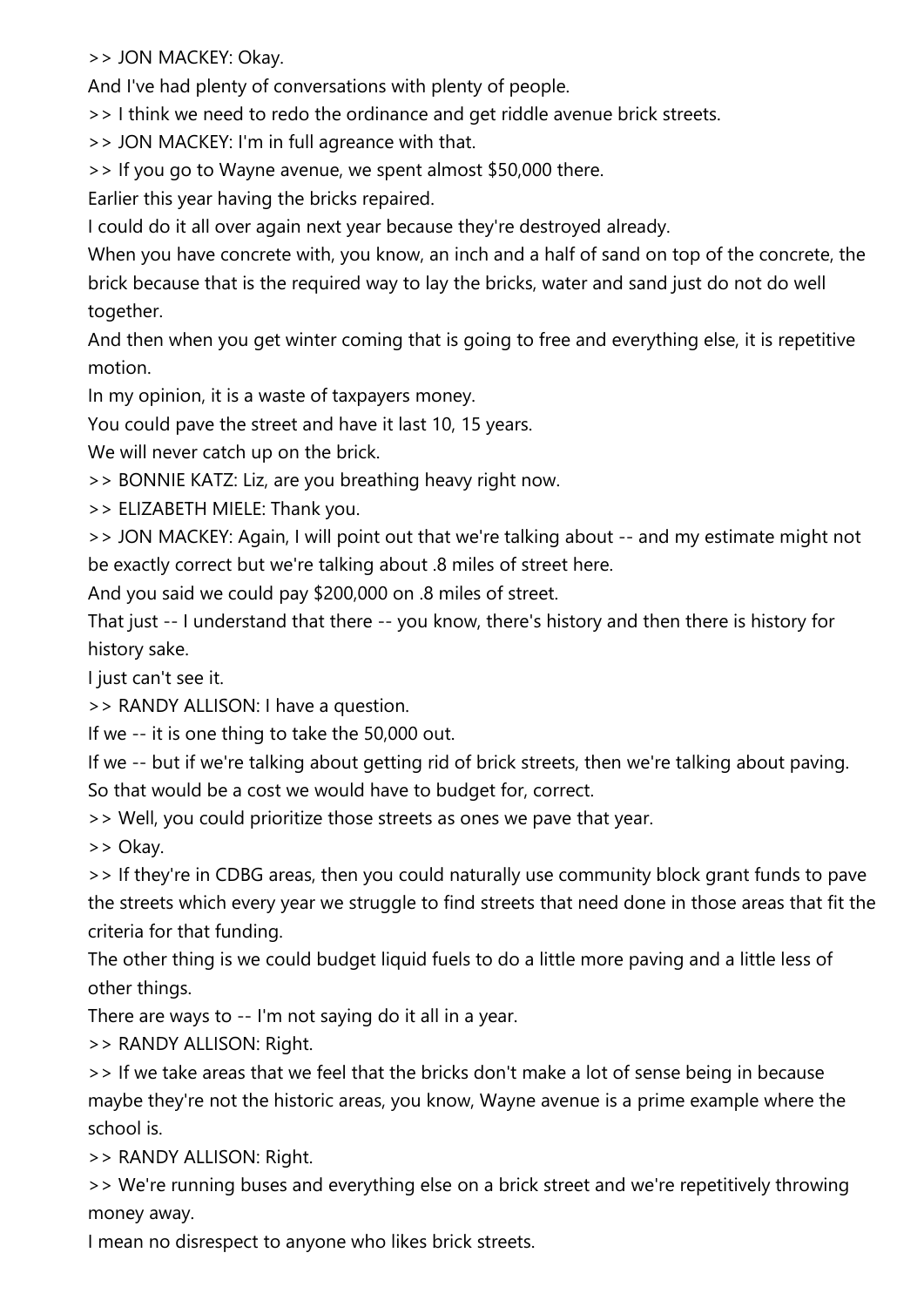>> JON MACKEY: Okay.

And I've had plenty of conversations with plenty of people.

>> I think we need to redo the ordinance and get riddle avenue brick streets.

>> JON MACKEY: I'm in full agreance with that.

>> If you go to Wayne avenue, we spent almost $50,000 there.

Earlier this year having the bricks repaired.

I could do it all over again next year because they're destroyed already.

When you have concrete with, you know, an inch and a half of sand on top of the concrete, the brick because that is the required way to lay the bricks, water and sand just do not do well together.

And then when you get winter coming that is going to free and everything else, it is repetitive motion.

In my opinion, it is a waste of taxpayers money.

You could pave the street and have it last 10, 15 years.

We will never catch up on the brick.

>> BONNIE KATZ: Liz, are you breathing heavy right now.

>> ELIZABETH MIELE: Thank you.

>> JON MACKEY: Again, I will point out that we're talking about -- and my estimate might not be exactly correct but we're talking about .8 miles of street here.

And you said we could pay $200,000 on .8 miles of street.

That just -- I understand that there -- you know, there's history and then there is history for history sake.

I just can't see it.

>> RANDY ALLISON: I have a question.

If we -- it is one thing to take the 50,000 out.

If we -- but if we're talking about getting rid of brick streets, then we're talking about paving.

So that would be a cost we would have to budget for, correct.

>> Well, you could prioritize those streets as ones we pave that year.

>> Okay.

>> If they're in CDBG areas, then you could naturally use community block grant funds to pave the streets which every year we struggle to find streets that need done in those areas that fit the criteria for that funding.

The other thing is we could budget liquid fuels to do a little more paving and a little less of other things.

There are ways to -- I'm not saying do it all in a year.

>> RANDY ALLISON: Right.

>> If we take areas that we feel that the bricks don't make a lot of sense being in because maybe they're not the historic areas, you know, Wayne avenue is a prime example where the school is.

>> RANDY ALLISON: Right.

>> We're running buses and everything else on a brick street and we're repetitively throwing money away.

I mean no disrespect to anyone who likes brick streets.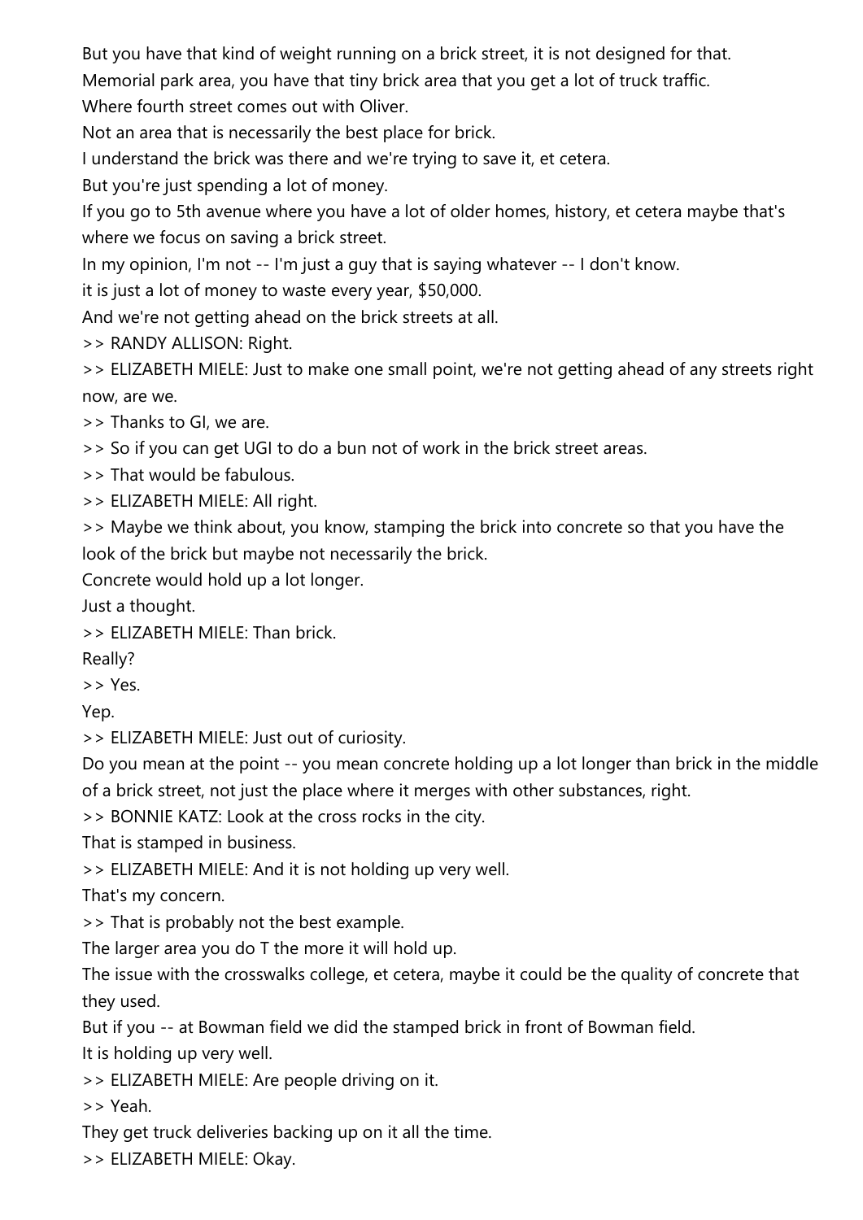But you have that kind of weight running on a brick street, it is not designed for that.

Memorial park area, you have that tiny brick area that you get a lot of truck traffic.

Where fourth street comes out with Oliver.

Not an area that is necessarily the best place for brick.

I understand the brick was there and we're trying to save it, et cetera.

But you're just spending a lot of money.

If you go to 5th avenue where you have a lot of older homes, history, et cetera maybe that's where we focus on saving a brick street.

In my opinion, I'm not -- I'm just a guy that is saying whatever -- I don't know.

it is just a lot of money to waste every year, $50,000.

And we're not getting ahead on the brick streets at all.

>> RANDY ALLISON: Right.

>> ELIZABETH MIELE: Just to make one small point, we're not getting ahead of any streets right now, are we.

>> Thanks to GI, we are.

>> So if you can get UGI to do a bun not of work in the brick street areas.

>> That would be fabulous.

>> ELIZABETH MIELE: All right.

>> Maybe we think about, you know, stamping the brick into concrete so that you have the look of the brick but maybe not necessarily the brick.

Concrete would hold up a lot longer.

Just a thought.

>> ELIZABETH MIELE: Than brick.

Really?

>> Yes.

Yep.

>> ELIZABETH MIELE: Just out of curiosity.

Do you mean at the point -- you mean concrete holding up a lot longer than brick in the middle of a brick street, not just the place where it merges with other substances, right.

>> BONNIE KATZ: Look at the cross rocks in the city.

That is stamped in business.

>> ELIZABETH MIELE: And it is not holding up very well.

That's my concern.

>> That is probably not the best example.

The larger area you do T the more it will hold up.

The issue with the crosswalks college, et cetera, maybe it could be the quality of concrete that they used.

But if you -- at Bowman field we did the stamped brick in front of Bowman field.

It is holding up very well.

>> ELIZABETH MIELE: Are people driving on it.

>> Yeah.

They get truck deliveries backing up on it all the time.

>> ELIZABETH MIELE: Okay.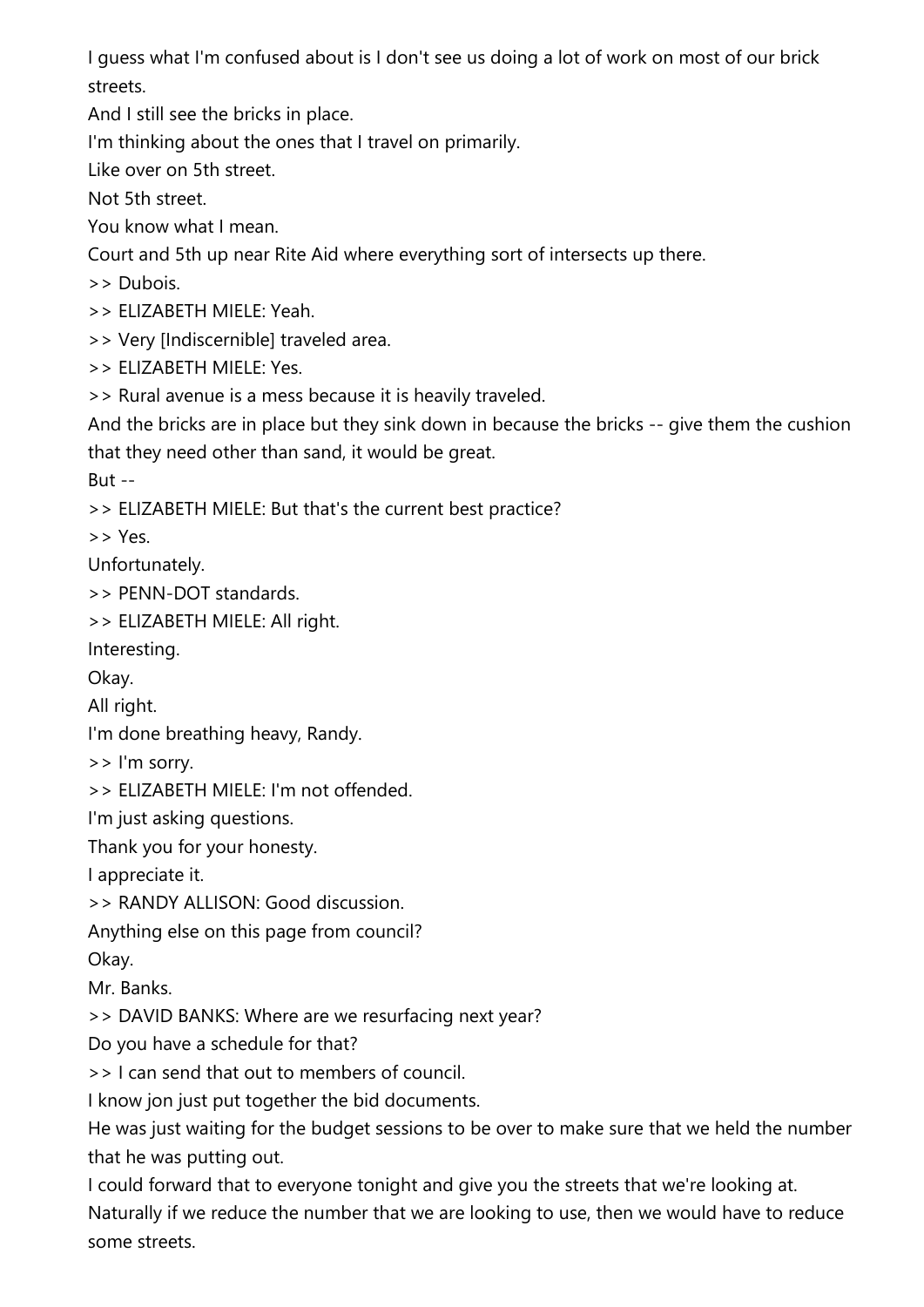I guess what I'm confused about is I don't see us doing a lot of work on most of our brick streets.

And I still see the bricks in place.

I'm thinking about the ones that I travel on primarily.

Like over on 5th street.

Not 5th street.

You know what I mean.

Court and 5th up near Rite Aid where everything sort of intersects up there.

>> Dubois.

>> ELIZABETH MIELE: Yeah.

>> Very [Indiscernible] traveled area.

>> ELIZABETH MIELE: Yes.

>> Rural avenue is a mess because it is heavily traveled.

And the bricks are in place but they sink down in because the bricks -- give them the cushion that they need other than sand, it would be great.

But --

>> ELIZABETH MIELE: But that's the current best practice?

>> Yes.

Unfortunately.

>> PENN-DOT standards.

>> ELIZABETH MIELE: All right.

Interesting.

Okay.

All right.

I'm done breathing heavy, Randy.

>> I'm sorry.

>> ELIZABETH MIELE: I'm not offended.

I'm just asking questions.

Thank you for your honesty.

I appreciate it.

>> RANDY ALLISON: Good discussion.

Anything else on this page from council?

Okay.

Mr. Banks.

>> DAVID BANKS: Where are we resurfacing next year?

Do you have a schedule for that?

>> I can send that out to members of council.

I know jon just put together the bid documents.

He was just waiting for the budget sessions to be over to make sure that we held the number that he was putting out.

I could forward that to everyone tonight and give you the streets that we're looking at.

Naturally if we reduce the number that we are looking to use, then we would have to reduce some streets.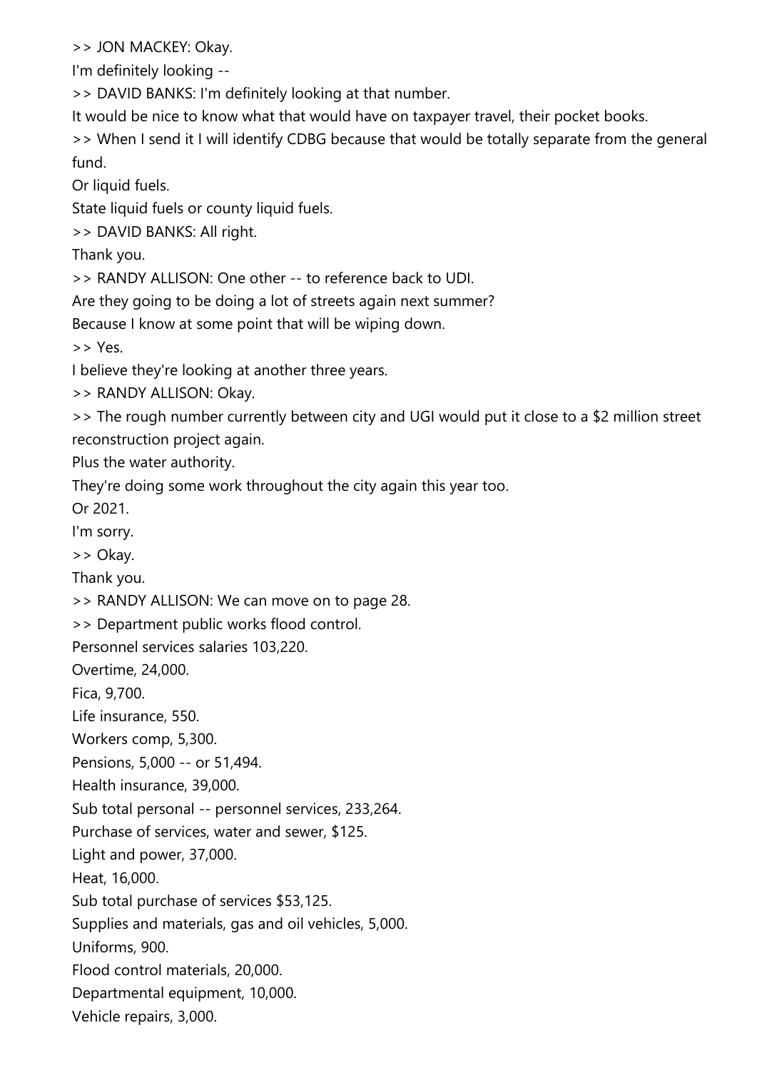>> JON MACKEY: Okay.

I'm definitely looking --

>> DAVID BANKS: I'm definitely looking at that number.

It would be nice to know what that would have on taxpayer travel, their pocket books.

>> When I send it I will identify CDBG because that would be totally separate from the general fund.

Or liquid fuels.

State liquid fuels or county liquid fuels.

>> DAVID BANKS: All right.

Thank you.

>> RANDY ALLISON: One other -- to reference back to UDI.

Are they going to be doing a lot of streets again next summer?

Because I know at some point that will be wiping down.

>> Yes.

I believe they're looking at another three years.

>> RANDY ALLISON: Okay.

>> The rough number currently between city and UGI would put it close to a $2 million street reconstruction project again.

Plus the water authority.

They're doing some work throughout the city again this year too.

Or 2021.

I'm sorry.

>> Okay.

Thank you.

>> RANDY ALLISON: We can move on to page 28.

>> Department public works flood control.

Personnel services salaries 103,220.

Overtime, 24,000.

Fica, 9,700.

Life insurance, 550.

Workers comp, 5,300.

Pensions, 5,000 -- or 51,494.

Health insurance, 39,000.

Sub total personal -- personnel services, 233,264.

Purchase of services, water and sewer, $125.

Light and power, 37,000.

Heat, 16,000.

Sub total purchase of services $53,125.

Supplies and materials, gas and oil vehicles, 5,000.

Uniforms, 900.

Flood control materials, 20,000.

Departmental equipment, 10,000.

Vehicle repairs, 3,000.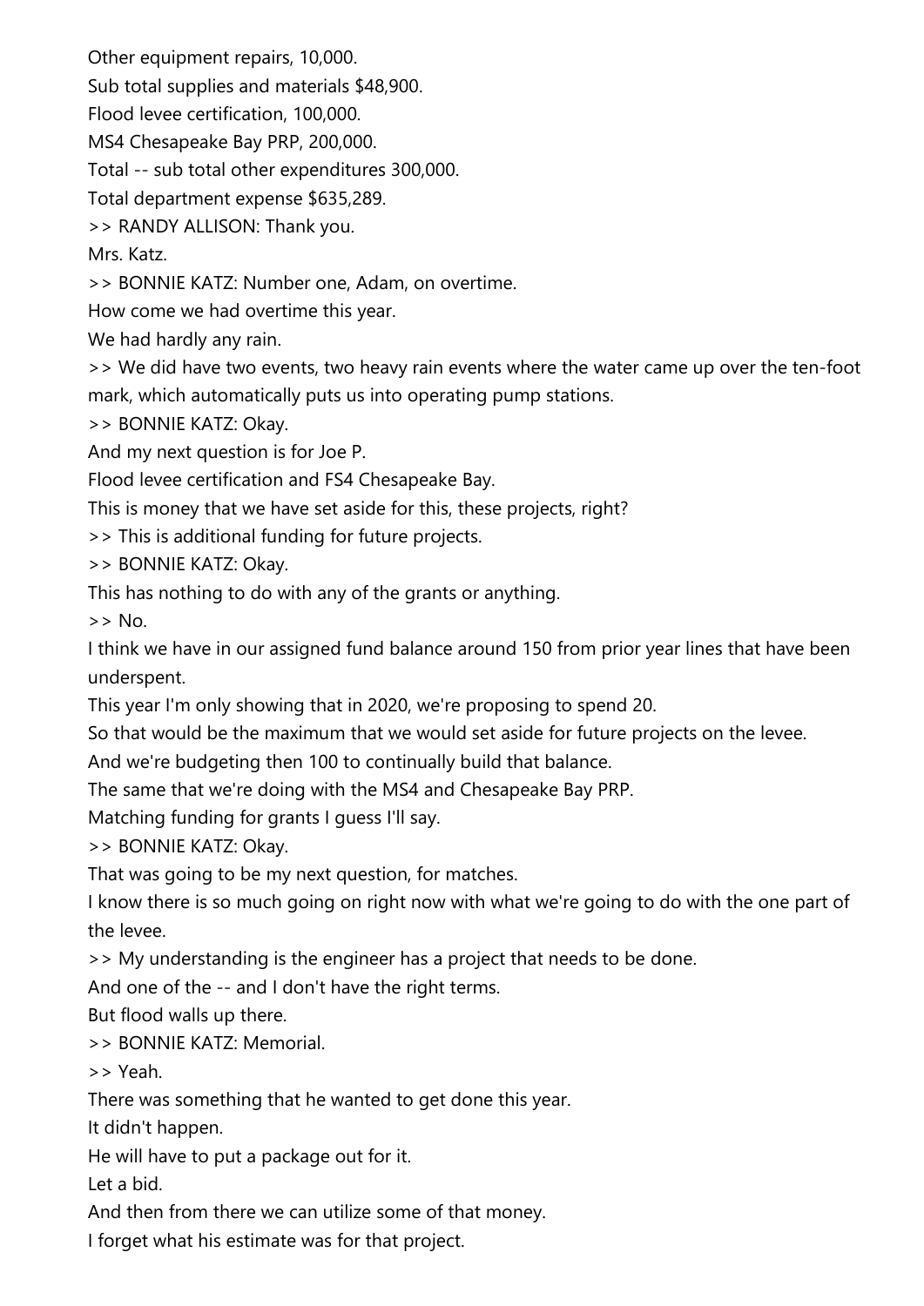Other equipment repairs, 10,000.

Sub total supplies and materials $48,900.

Flood levee certification, 100,000.

MS4 Chesapeake Bay PRP, 200,000.

Total -- sub total other expenditures 300,000.

Total department expense $635,289.

>> RANDY ALLISON: Thank you.

Mrs. Katz.

>> BONNIE KATZ: Number one, Adam, on overtime.

How come we had overtime this year.

We had hardly any rain.

>> We did have two events, two heavy rain events where the water came up over the ten-foot mark, which automatically puts us into operating pump stations.

>> BONNIE KATZ: Okay.

And my next question is for Joe P.

Flood levee certification and FS4 Chesapeake Bay.

This is money that we have set aside for this, these projects, right?

>> This is additional funding for future projects.

>> BONNIE KATZ: Okay.

This has nothing to do with any of the grants or anything.

>> No.

I think we have in our assigned fund balance around 150 from prior year lines that have been underspent.

This year I'm only showing that in 2020, we're proposing to spend 20.

So that would be the maximum that we would set aside for future projects on the levee.

And we're budgeting then 100 to continually build that balance.

The same that we're doing with the MS4 and Chesapeake Bay PRP.

Matching funding for grants I guess I'll say.

>> BONNIE KATZ: Okay.

That was going to be my next question, for matches.

I know there is so much going on right now with what we're going to do with the one part of the levee.

>> My understanding is the engineer has a project that needs to be done.

And one of the -- and I don't have the right terms.

But flood walls up there.

>> BONNIE KATZ: Memorial.

>> Yeah.

There was something that he wanted to get done this year.

It didn't happen.

He will have to put a package out for it.

Let a bid.

And then from there we can utilize some of that money.

I forget what his estimate was for that project.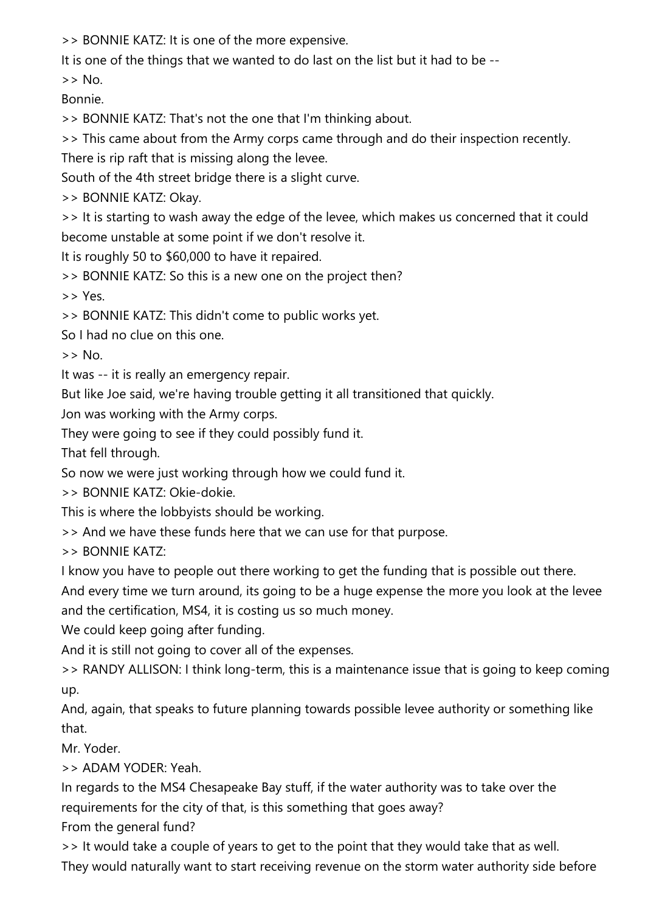>> BONNIE KATZ: It is one of the more expensive.

It is one of the things that we wanted to do last on the list but it had to be --

>> No.

Bonnie.

>> BONNIE KATZ: That's not the one that I'm thinking about.

>> This came about from the Army corps came through and do their inspection recently.

There is rip raft that is missing along the levee.

South of the 4th street bridge there is a slight curve.

>> BONNIE KATZ: Okay.

>> It is starting to wash away the edge of the levee, which makes us concerned that it could become unstable at some point if we don't resolve it.

It is roughly 50 to $60,000 to have it repaired.

>> BONNIE KATZ: So this is a new one on the project then?

>> Yes.

>> BONNIE KATZ: This didn't come to public works yet.

So I had no clue on this one.

>> No.

It was -- it is really an emergency repair.

But like Joe said, we're having trouble getting it all transitioned that quickly.

Jon was working with the Army corps.

They were going to see if they could possibly fund it.

That fell through.

So now we were just working through how we could fund it.

>> BONNIE KATZ: Okie-dokie.

This is where the lobbyists should be working.

>> And we have these funds here that we can use for that purpose.

>> BONNIE KATZ:

I know you have to people out there working to get the funding that is possible out there.

And every time we turn around, its going to be a huge expense the more you look at the levee and the certification, MS4, it is costing us so much money.

We could keep going after funding.

And it is still not going to cover all of the expenses.

>> RANDY ALLISON: I think long-term, this is a maintenance issue that is going to keep coming up.

And, again, that speaks to future planning towards possible levee authority or something like that.

Mr. Yoder.

>> ADAM YODER: Yeah.

In regards to the MS4 Chesapeake Bay stuff, if the water authority was to take over the requirements for the city of that, is this something that goes away?

From the general fund?

>> It would take a couple of years to get to the point that they would take that as well.

They would naturally want to start receiving revenue on the storm water authority side before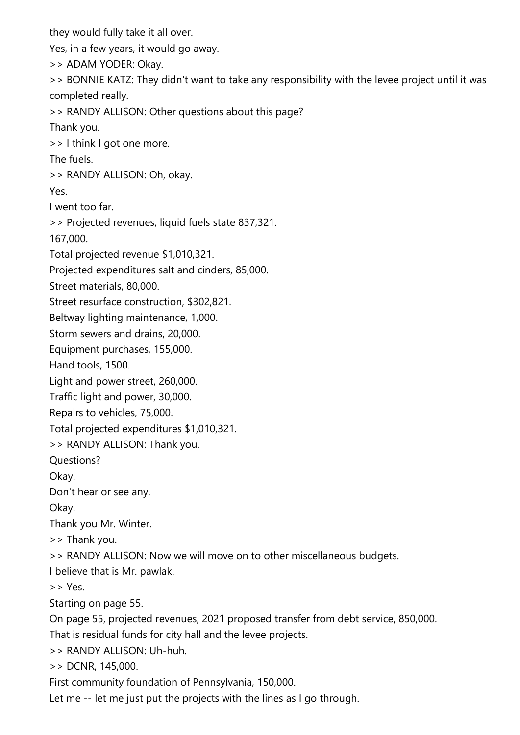they would fully take it all over.

Yes, in a few years, it would go away.

>> ADAM YODER: Okay.

>> BONNIE KATZ: They didn't want to take any responsibility with the levee project until it was completed really.

>> RANDY ALLISON: Other questions about this page?

Thank you.

>> I think I got one more.

The fuels.

>> RANDY ALLISON: Oh, okay.

Yes.

I went too far.

>> Projected revenues, liquid fuels state 837,321.

167,000.

Total projected revenue $1,010,321.

Projected expenditures salt and cinders, 85,000.

Street materials, 80,000.

Street resurface construction, $302,821.

Beltway lighting maintenance, 1,000.

Storm sewers and drains, 20,000.

Equipment purchases, 155,000.

Hand tools, 1500.

Light and power street, 260,000.

Traffic light and power, 30,000.

Repairs to vehicles, 75,000.

Total projected expenditures $1,010,321.

>> RANDY ALLISON: Thank you.

Questions?

Okay.

Don't hear or see any.

Okay.

Thank you Mr. Winter.

>> Thank you.

>> RANDY ALLISON: Now we will move on to other miscellaneous budgets.

I believe that is Mr. pawlak.

>> Yes.

Starting on page 55.

On page 55, projected revenues, 2021 proposed transfer from debt service, 850,000.

That is residual funds for city hall and the levee projects.

>> RANDY ALLISON: Uh-huh.

>> DCNR, 145,000.

First community foundation of Pennsylvania, 150,000.

Let me -- let me just put the projects with the lines as I go through.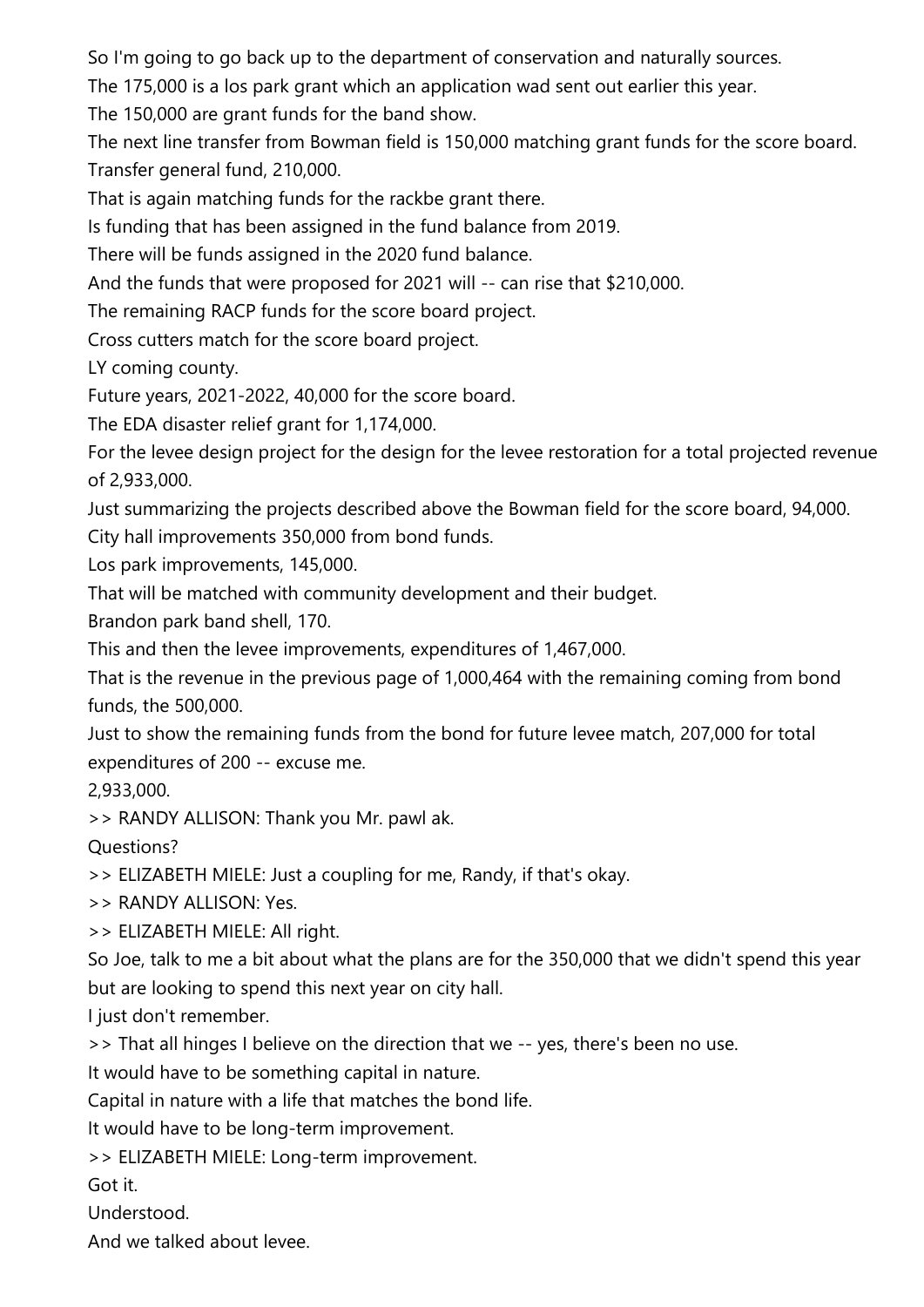So I'm going to go back up to the department of conservation and naturally sources.

The 175,000 is a los park grant which an application wad sent out earlier this year.

The 150,000 are grant funds for the band show.

The next line transfer from Bowman field is 150,000 matching grant funds for the score board.

Transfer general fund, 210,000.

That is again matching funds for the rackbe grant there.

Is funding that has been assigned in the fund balance from 2019.

There will be funds assigned in the 2020 fund balance.

And the funds that were proposed for 2021 will -- can rise that $210,000.

The remaining RACP funds for the score board project.

Cross cutters match for the score board project.

LY coming county.

Future years, 2021-2022, 40,000 for the score board.

The EDA disaster relief grant for 1,174,000.

For the levee design project for the design for the levee restoration for a total projected revenue of 2,933,000.

Just summarizing the projects described above the Bowman field for the score board, 94,000.

City hall improvements 350,000 from bond funds.

Los park improvements, 145,000.

That will be matched with community development and their budget.

Brandon park band shell, 170.

This and then the levee improvements, expenditures of 1,467,000.

That is the revenue in the previous page of 1,000,464 with the remaining coming from bond funds, the 500,000.

Just to show the remaining funds from the bond for future levee match, 207,000 for total expenditures of 200 -- excuse me.

2,933,000.

>> RANDY ALLISON: Thank you Mr. pawl ak.

Questions?

>> ELIZABETH MIELE: Just a coupling for me, Randy, if that's okay.

>> RANDY ALLISON: Yes.

>> ELIZABETH MIELE: All right.

So Joe, talk to me a bit about what the plans are for the 350,000 that we didn't spend this year but are looking to spend this next year on city hall.

I just don't remember.

>> That all hinges I believe on the direction that we -- yes, there's been no use.

It would have to be something capital in nature.

Capital in nature with a life that matches the bond life.

It would have to be long-term improvement.

>> ELIZABETH MIELE: Long-term improvement.

Got it.

Understood.

And we talked about levee.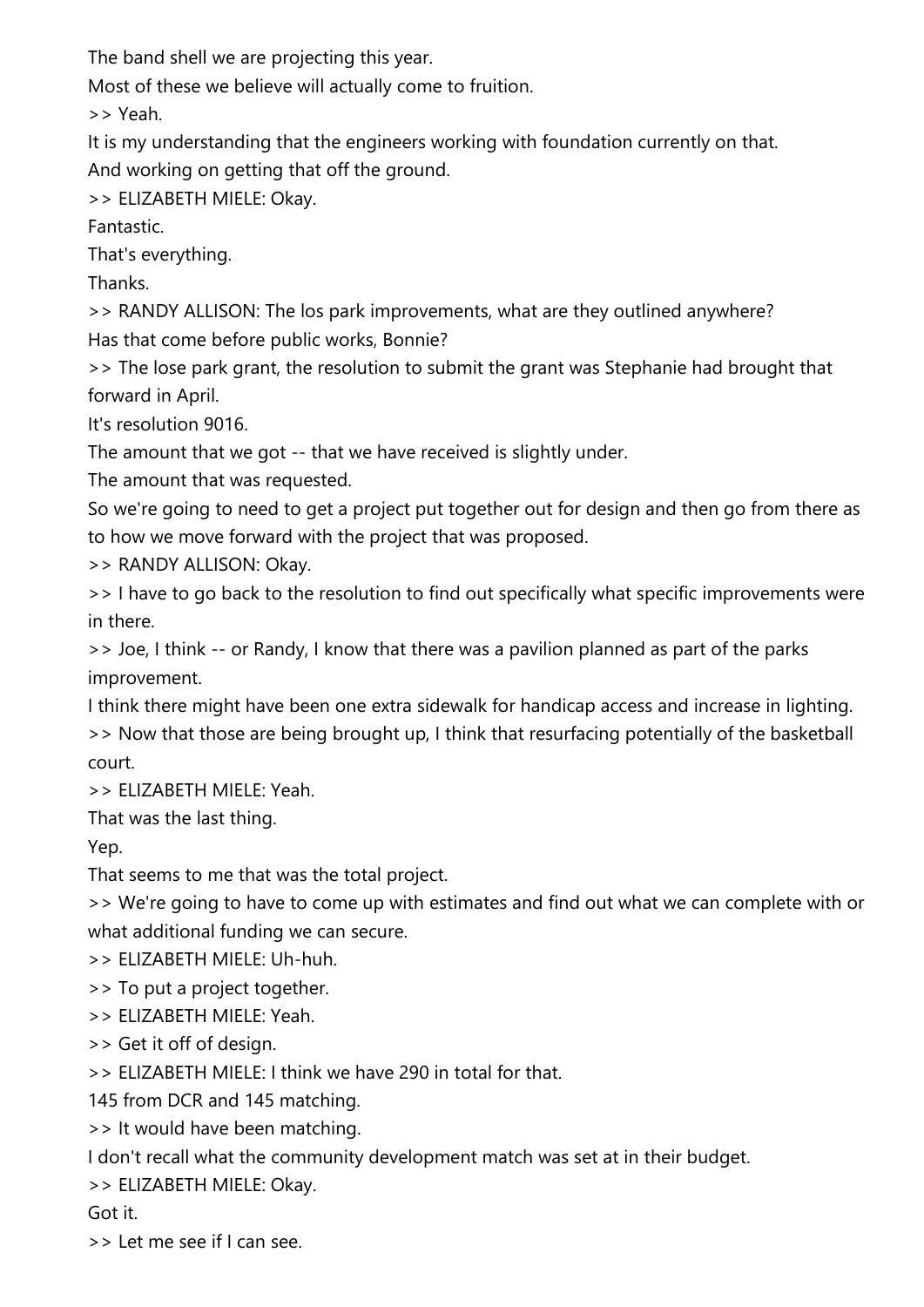The band shell we are projecting this year.

Most of these we believe will actually come to fruition.

>> Yeah.

It is my understanding that the engineers working with foundation currently on that.

And working on getting that off the ground.

>> ELIZABETH MIELE: Okay.

Fantastic.

That's everything.

Thanks.

>> RANDY ALLISON: The los park improvements, what are they outlined anywhere?

Has that come before public works, Bonnie?

>> The lose park grant, the resolution to submit the grant was Stephanie had brought that forward in April.

It's resolution 9016.

The amount that we got -- that we have received is slightly under.

The amount that was requested.

So we're going to need to get a project put together out for design and then go from there as to how we move forward with the project that was proposed.

>> RANDY ALLISON: Okay.

>> I have to go back to the resolution to find out specifically what specific improvements were in there.

>> Joe, I think -- or Randy, I know that there was a pavilion planned as part of the parks improvement.

I think there might have been one extra sidewalk for handicap access and increase in lighting.

>> Now that those are being brought up, I think that resurfacing potentially of the basketball court.

>> ELIZABETH MIELE: Yeah.

That was the last thing.

Yep.

That seems to me that was the total project.

>> We're going to have to come up with estimates and find out what we can complete with or what additional funding we can secure.

>> ELIZABETH MIELE: Uh-huh.

>> To put a project together.

>> ELIZABETH MIELE: Yeah.

>> Get it off of design.

>> ELIZABETH MIELE: I think we have 290 in total for that.

145 from DCR and 145 matching.

>> It would have been matching.

I don't recall what the community development match was set at in their budget.

>> ELIZABETH MIELE: Okay.

Got it.

>> Let me see if I can see.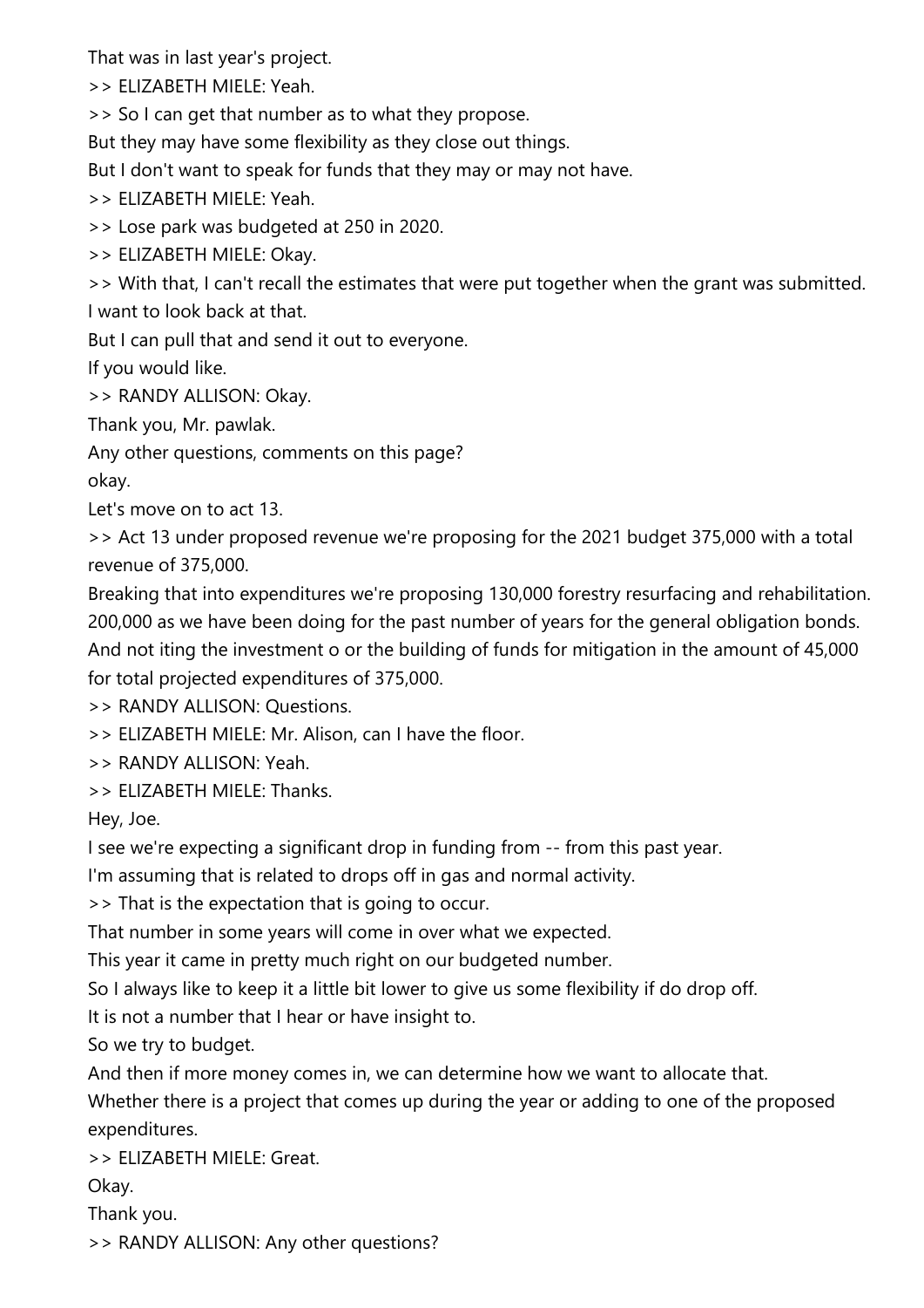That was in last year's project.

>> ELIZABETH MIELE: Yeah.

>> So I can get that number as to what they propose.

But they may have some flexibility as they close out things.

But I don't want to speak for funds that they may or may not have.

>> ELIZABETH MIELE: Yeah.

>> Lose park was budgeted at 250 in 2020.

>> ELIZABETH MIELE: Okay.

>> With that, I can't recall the estimates that were put together when the grant was submitted.

I want to look back at that.

But I can pull that and send it out to everyone.

If you would like.

>> RANDY ALLISON: Okay.

Thank you, Mr. pawlak.

Any other questions, comments on this page?

okay.

Let's move on to act 13.

>> Act 13 under proposed revenue we're proposing for the 2021 budget 375,000 with a total revenue of 375,000.

Breaking that into expenditures we're proposing 130,000 forestry resurfacing and rehabilitation.

200,000 as we have been doing for the past number of years for the general obligation bonds.

And not iting the investment o or the building of funds for mitigation in the amount of 45,000 for total projected expenditures of 375,000.

>> RANDY ALLISON: Questions.

>> ELIZABETH MIELE: Mr. Alison, can I have the floor.

>> RANDY ALLISON: Yeah.

>> ELIZABETH MIELE: Thanks.

Hey, Joe.

I see we're expecting a significant drop in funding from -- from this past year.

I'm assuming that is related to drops off in gas and normal activity.

>> That is the expectation that is going to occur.

That number in some years will come in over what we expected.

This year it came in pretty much right on our budgeted number.

So I always like to keep it a little bit lower to give us some flexibility if do drop off.

It is not a number that I hear or have insight to.

So we try to budget.

And then if more money comes in, we can determine how we want to allocate that.

Whether there is a project that comes up during the year or adding to one of the proposed expenditures.

>> ELIZABETH MIELE: Great.

Okay.

Thank you.

>> RANDY ALLISON: Any other questions?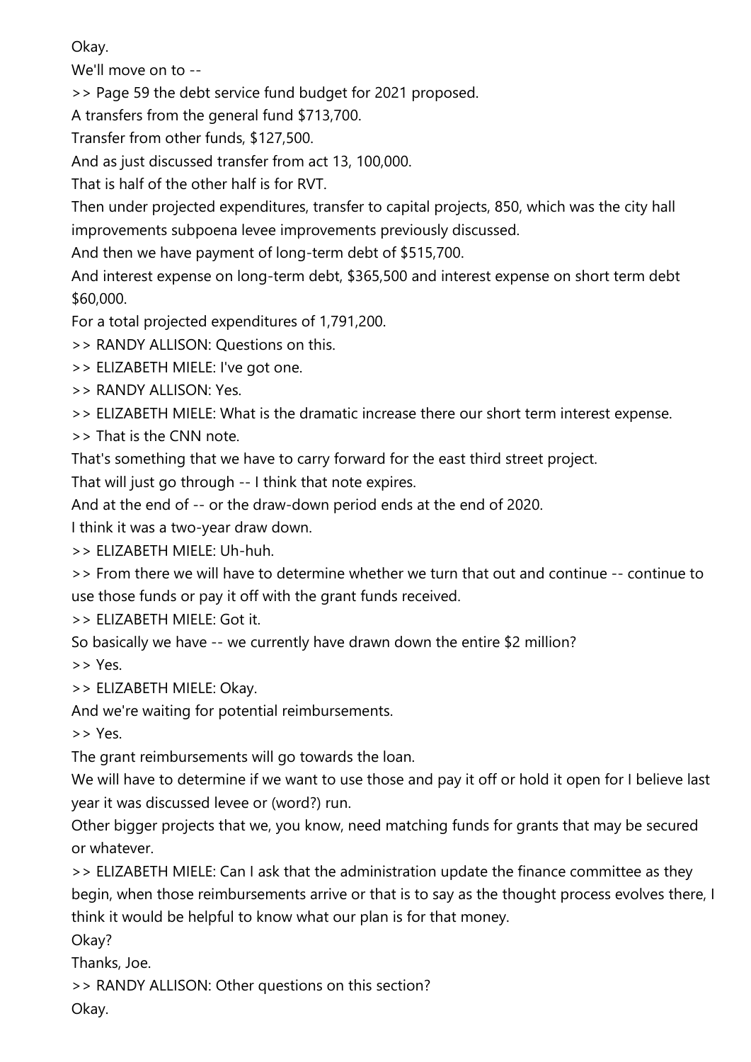Okay.

We'll move on to --

>> Page 59 the debt service fund budget for 2021 proposed.

A transfers from the general fund $713,700.

Transfer from other funds, $127,500.

And as just discussed transfer from act 13, 100,000.

That is half of the other half is for RVT.

Then under projected expenditures, transfer to capital projects, 850, which was the city hall improvements subpoena levee improvements previously discussed.

And then we have payment of long-term debt of $515,700.

And interest expense on long-term debt, $365,500 and interest expense on short term debt $60,000.

For a total projected expenditures of 1,791,200.

>> RANDY ALLISON: Questions on this.

>> ELIZABETH MIELE: I've got one.

>> RANDY ALLISON: Yes.

>> ELIZABETH MIELE: What is the dramatic increase there our short term interest expense.

>> That is the CNN note.

That's something that we have to carry forward for the east third street project.

That will just go through -- I think that note expires.

And at the end of -- or the draw-down period ends at the end of 2020.

I think it was a two-year draw down.

>> ELIZABETH MIELE: Uh-huh.

>> From there we will have to determine whether we turn that out and continue -- continue to use those funds or pay it off with the grant funds received.

>> ELIZABETH MIELE: Got it.

So basically we have -- we currently have drawn down the entire $2 million?

>> Yes.

>> ELIZABETH MIELE: Okay.

And we're waiting for potential reimbursements.

>> Yes.

The grant reimbursements will go towards the loan.

We will have to determine if we want to use those and pay it off or hold it open for I believe last year it was discussed levee or (word?) run.

Other bigger projects that we, you know, need matching funds for grants that may be secured or whatever.

>> ELIZABETH MIELE: Can I ask that the administration update the finance committee as they begin, when those reimbursements arrive or that is to say as the thought process evolves there, I think it would be helpful to know what our plan is for that money.

Okay?

Thanks, Joe.

>> RANDY ALLISON: Other questions on this section?

Okay.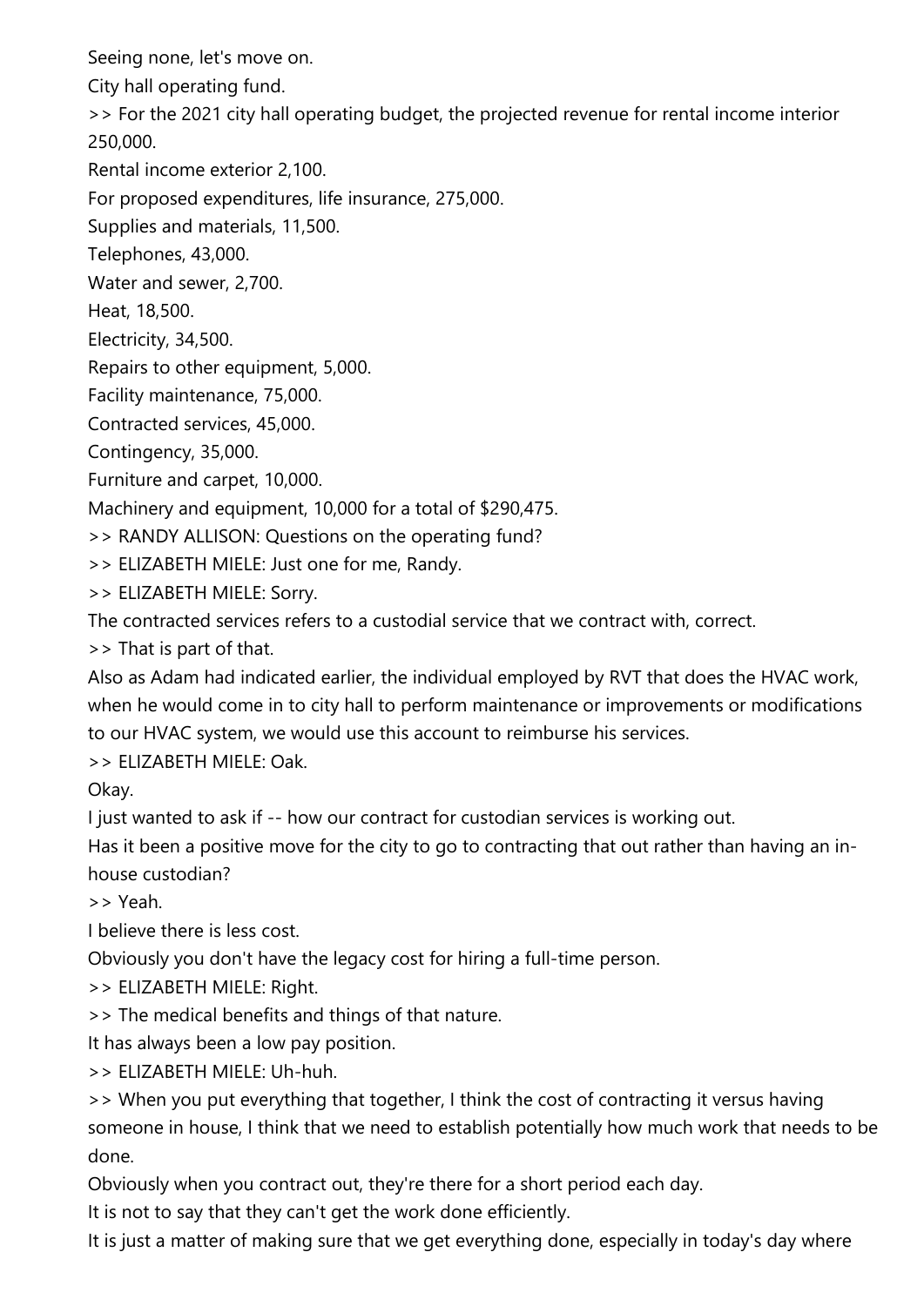Seeing none, let's move on.

City hall operating fund.

>> For the 2021 city hall operating budget, the projected revenue for rental income interior 250,000.

Rental income exterior 2,100.

For proposed expenditures, life insurance, 275,000.

Supplies and materials, 11,500.

Telephones, 43,000.

Water and sewer, 2,700.

Heat, 18,500.

Electricity, 34,500.

Repairs to other equipment, 5,000.

Facility maintenance, 75,000.

Contracted services, 45,000.

Contingency, 35,000.

Furniture and carpet, 10,000.

Machinery and equipment, 10,000 for a total of $290,475.

>> RANDY ALLISON: Questions on the operating fund?

>> ELIZABETH MIELE: Just one for me, Randy.

>> ELIZABETH MIELE: Sorry.

The contracted services refers to a custodial service that we contract with, correct.

>> That is part of that.

Also as Adam had indicated earlier, the individual employed by RVT that does the HVAC work, when he would come in to city hall to perform maintenance or improvements or modifications to our HVAC system, we would use this account to reimburse his services.

>> ELIZABETH MIELE: Oak.

Okay.

I just wanted to ask if -- how our contract for custodian services is working out.

Has it been a positive move for the city to go to contracting that out rather than having an in-house custodian?

>> Yeah.

I believe there is less cost.

Obviously you don't have the legacy cost for hiring a full-time person.

>> ELIZABETH MIELE: Right.

>> The medical benefits and things of that nature.

It has always been a low pay position.

>> ELIZABETH MIELE: Uh-huh.

>> When you put everything that together, I think the cost of contracting it versus having someone in house, I think that we need to establish potentially how much work that needs to be done.

Obviously when you contract out, they're there for a short period each day.

It is not to say that they can't get the work done efficiently.

It is just a matter of making sure that we get everything done, especially in today's day where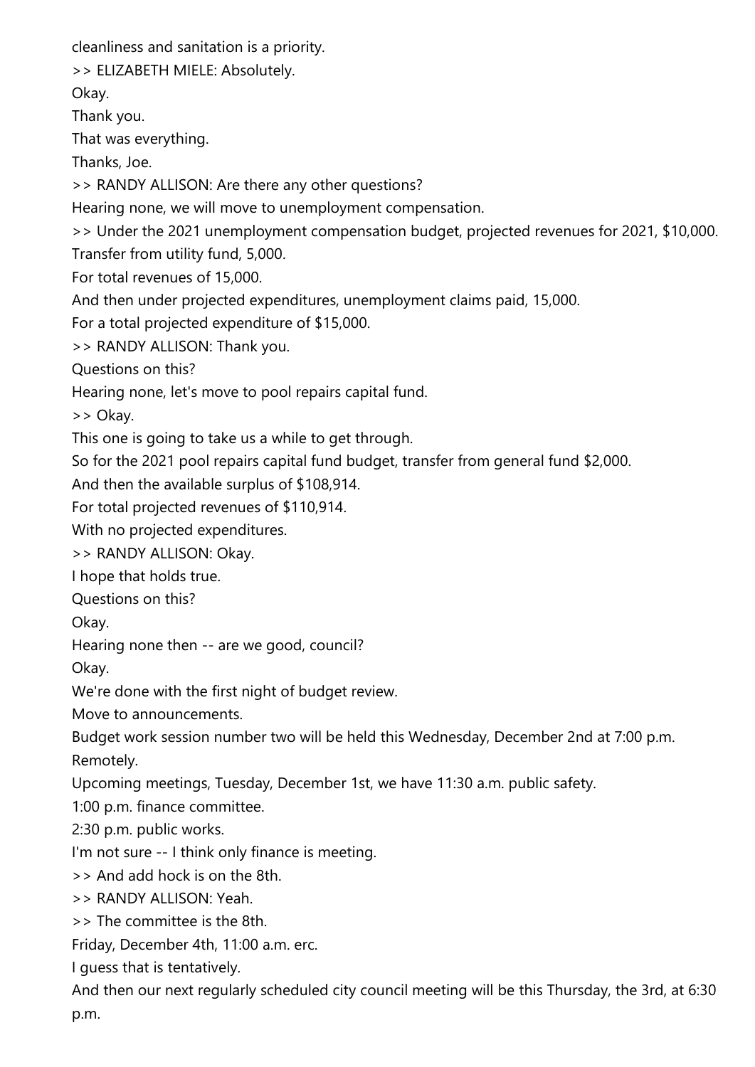cleanliness and sanitation is a priority.

>> ELIZABETH MIELE: Absolutely.

Okay.

Thank you.

That was everything.

Thanks, Joe.

>> RANDY ALLISON: Are there any other questions?

Hearing none, we will move to unemployment compensation.

>> Under the 2021 unemployment compensation budget, projected revenues for 2021, $10,000.

Transfer from utility fund, 5,000.

For total revenues of 15,000.

And then under projected expenditures, unemployment claims paid, 15,000.

For a total projected expenditure of $15,000.

>> RANDY ALLISON: Thank you.

Questions on this?

Hearing none, let's move to pool repairs capital fund.

>> Okay.

This one is going to take us a while to get through.

So for the 2021 pool repairs capital fund budget, transfer from general fund $2,000.

And then the available surplus of $108,914.

For total projected revenues of $110,914.

With no projected expenditures.

>> RANDY ALLISON: Okay.

I hope that holds true.

Questions on this?

Okay.

Hearing none then -- are we good, council?

Okay.

We're done with the first night of budget review.

Move to announcements.

Budget work session number two will be held this Wednesday, December 2nd at 7:00 p.m.

Remotely.

Upcoming meetings, Tuesday, December 1st, we have 11:30 a.m. public safety.

1:00 p.m. finance committee.

2:30 p.m. public works.

I'm not sure -- I think only finance is meeting.

>> And add hock is on the 8th.

>> RANDY ALLISON: Yeah.

>> The committee is the 8th.

Friday, December 4th, 11:00 a.m. erc.

I guess that is tentatively.

And then our next regularly scheduled city council meeting will be this Thursday, the 3rd, at 6:30 p.m.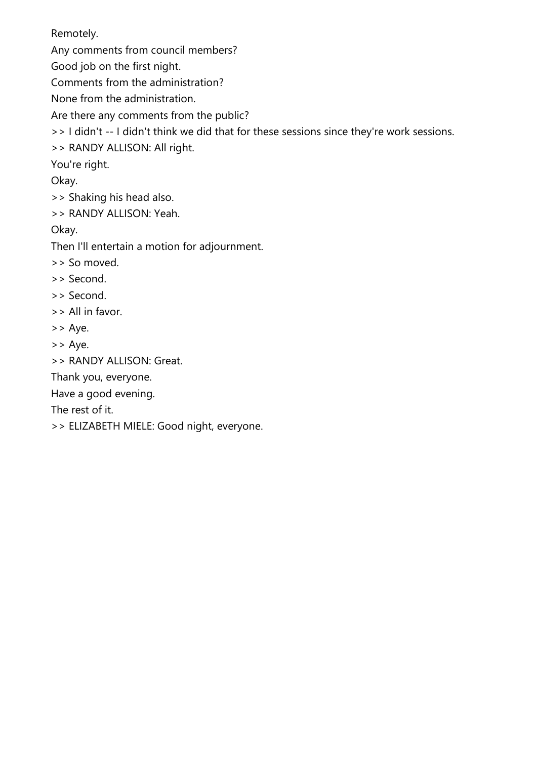Remotely.

Any comments from council members?

Good job on the first night.

Comments from the administration?

None from the administration.

Are there any comments from the public?

>> I didn't -- I didn't think we did that for these sessions since they're work sessions.

>> RANDY ALLISON: All right.

You're right.

Okay.

>> Shaking his head also.

>> RANDY ALLISON: Yeah.

Okay.

Then I'll entertain a motion for adjournment.

>> So moved.

>> Second.

>> Second.

>> All in favor.

>> Aye.

>> Aye.

>> RANDY ALLISON: Great.

Thank you, everyone.

Have a good evening.

The rest of it.

>> ELIZABETH MIELE: Good night, everyone.